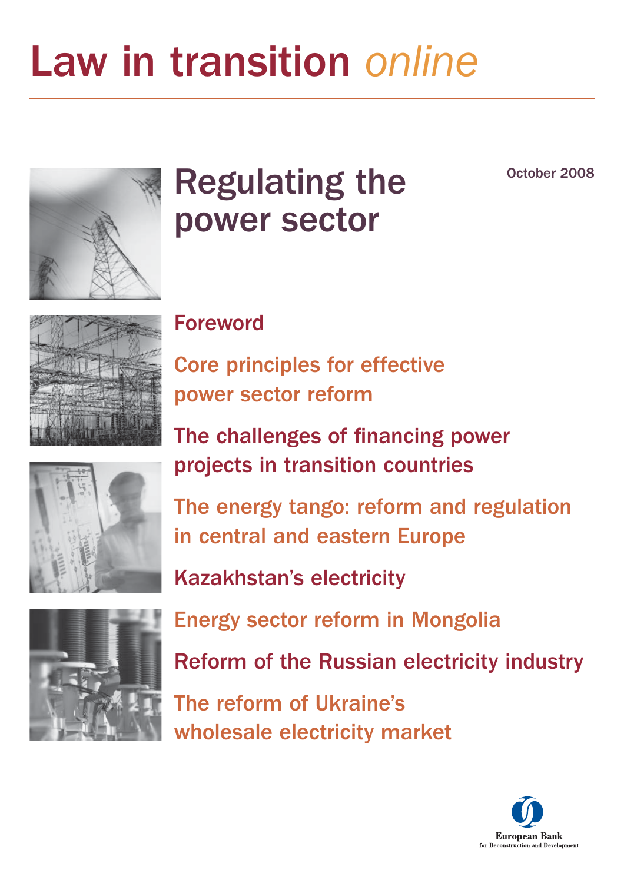# Law in transition *online*

## Regulating the power sector

October 2008

Foreword

Core principles for effective power sector reform

The challenges of financing power projects in transition countries

The energy tango: reform and regulation in central and eastern Europe

Kazakhstan's electricity

Energy sector reform in Mongolia

Reform of the Russian electricity industry

The reform of Ukraine's wholesale electricity market

European Bank
for Reconstruction and Development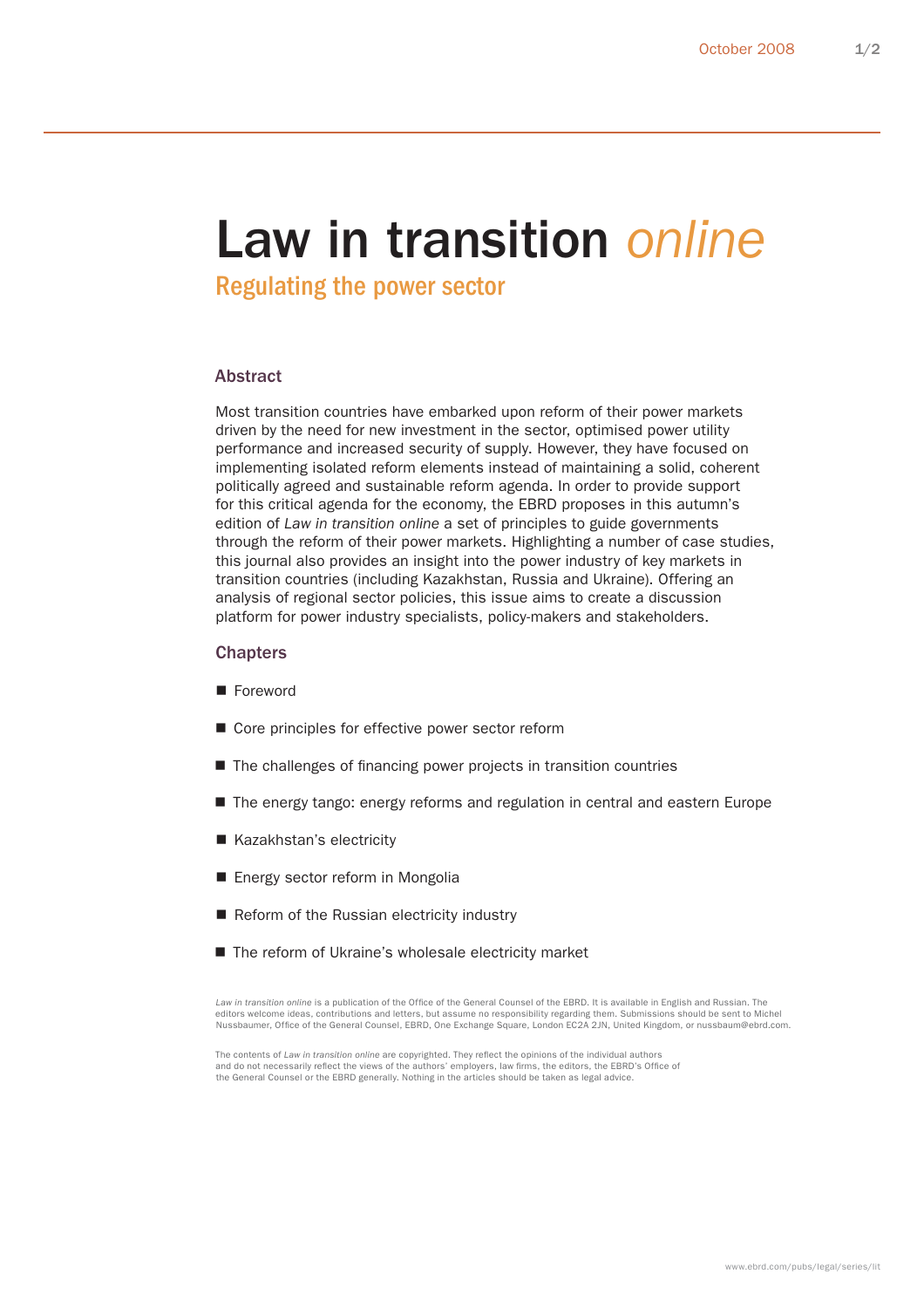# Law in transition *online*

## Regulating the power sector

### Abstract

Most transition countries have embarked upon reform of their power markets driven by the need for new investment in the sector, optimised power utility performance and increased security of supply. However, they have focused on implementing isolated reform elements instead of maintaining a solid, coherent politically agreed and sustainable reform agenda. In order to provide support for this critical agenda for the economy, the EBRD proposes in this autumn's edition of *Law in transition online* a set of principles to guide governments through the reform of their power markets. Highlighting a number of case studies, this journal also provides an insight into the power industry of key markets in transition countries (including Kazakhstan, Russia and Ukraine). Offering an analysis of regional sector policies, this issue aims to create a discussion platform for power industry specialists, policy-makers and stakeholders.

### Chapters

- Foreword
- Core principles for effective power sector reform
- The challenges of financing power projects in transition countries
- The energy tango: energy reforms and regulation in central and eastern Europe
- Kazakhstan's electricity
- Energy sector reform in Mongolia
- Reform of the Russian electricity industry
- The reform of Ukraine's wholesale electricity market

*Law in transition online* is a publication of the Office of the General Counsel of the EBRD. It is available in English and Russian. The editors welcome ideas, contributions and letters, but assume no responsibility regarding them. Submissions should be sent to Michel Nussbaumer, Office of the General Counsel, EBRD, One Exchange Square, London EC2A 2JN, United Kingdom, or nussbaum@ebrd.com.

The contents of *Law in transition online* are copyrighted. They reflect the opinions of the individual authors and do not necessarily reflect the views of the authors' employers, law firms, the editors, the EBRD's Office of the General Counsel or the EBRD generally. Nothing in the articles should be taken as legal advice.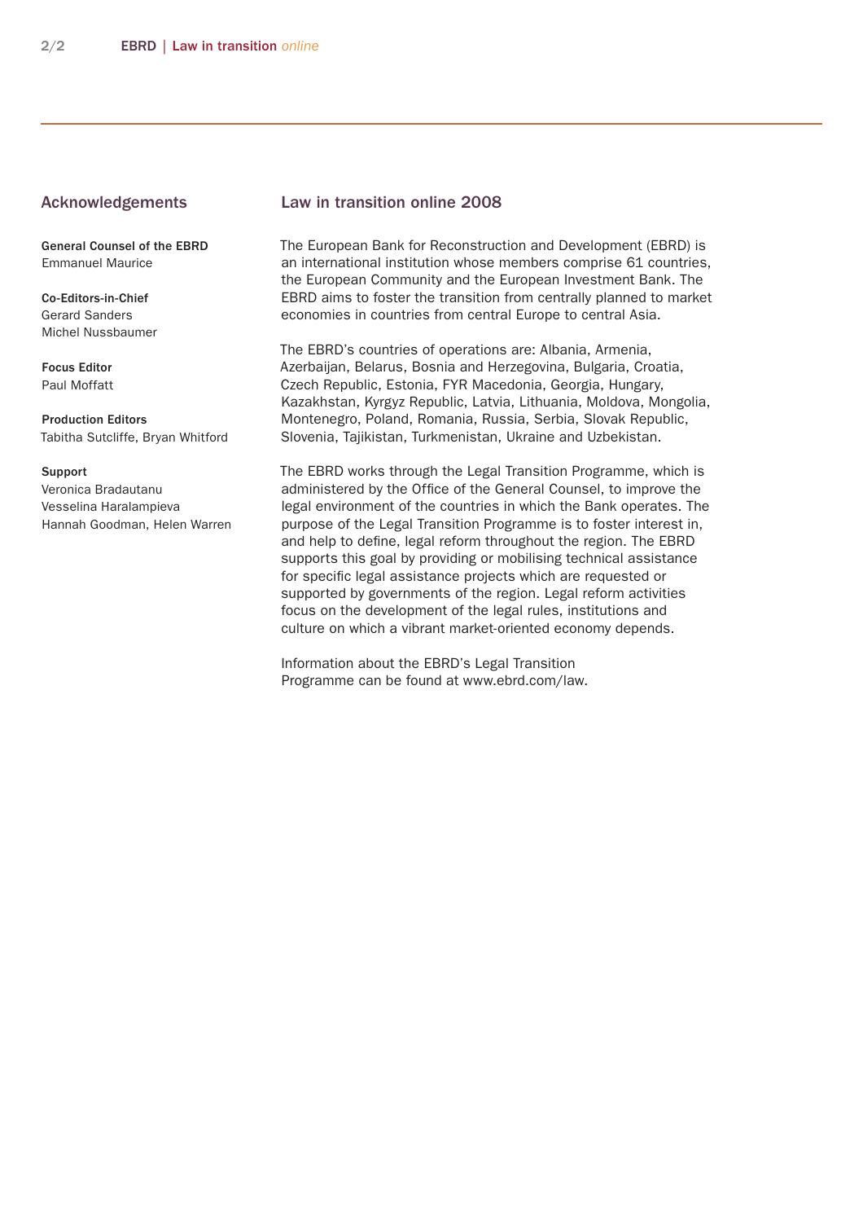## Acknowledgements

**General Counsel of the EBRD**
Emmanuel Maurice

**Co-Editors-in-Chief**
Gerard Sanders
Michel Nussbaumer

**Focus Editor**
Paul Moffatt

**Production Editors**
Tabitha Sutcliffe, Bryan Whitford

**Support**
Veronica Bradautanu
Vesselina Haralampieva
Hannah Goodman, Helen Warren

## Law in transition online 2008

The European Bank for Reconstruction and Development (EBRD) is an international institution whose members comprise 61 countries, the European Community and the European Investment Bank. The EBRD aims to foster the transition from centrally planned to market economies in countries from central Europe to central Asia.

The EBRD's countries of operations are: Albania, Armenia, Azerbaijan, Belarus, Bosnia and Herzegovina, Bulgaria, Croatia, Czech Republic, Estonia, FYR Macedonia, Georgia, Hungary, Kazakhstan, Kyrgyz Republic, Latvia, Lithuania, Moldova, Mongolia, Montenegro, Poland, Romania, Russia, Serbia, Slovak Republic, Slovenia, Tajikistan, Turkmenistan, Ukraine and Uzbekistan.

The EBRD works through the Legal Transition Programme, which is administered by the Office of the General Counsel, to improve the legal environment of the countries in which the Bank operates. The purpose of the Legal Transition Programme is to foster interest in, and help to define, legal reform throughout the region. The EBRD supports this goal by providing or mobilising technical assistance for specific legal assistance projects which are requested or supported by governments of the region. Legal reform activities focus on the development of the legal rules, institutions and culture on which a vibrant market-oriented economy depends.

Information about the EBRD's Legal Transition Programme can be found at www.ebrd.com/law.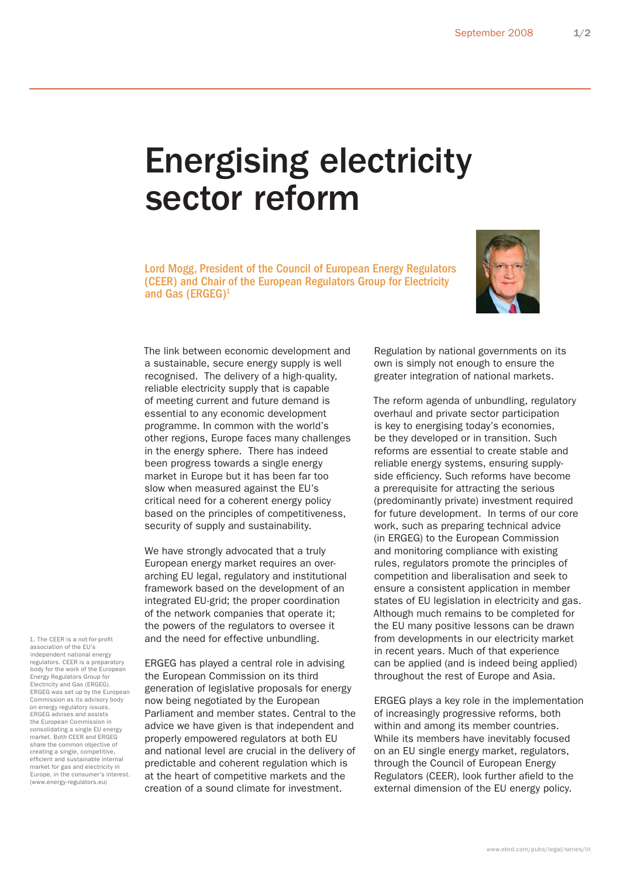# Energising electricity sector reform

**Lord Mogg, President of the Council of European Energy Regulators (CEER) and Chair of the European Regulators Group for Electricity and Gas (ERGEG)[1]**

The link between economic development and a sustainable, secure energy supply is well recognised. The delivery of a high-quality, reliable electricity supply that is capable of meeting current and future demand is essential to any economic development programme. In common with the world's other regions, Europe faces many challenges in the energy sphere. There has indeed been progress towards a single energy market in Europe but it has been far too slow when measured against the EU's critical need for a coherent energy policy based on the principles of competitiveness, security of supply and sustainability.

We have strongly advocated that a truly European energy market requires an over-arching EU legal, regulatory and institutional framework based on the development of an integrated EU-grid; the proper coordination of the network companies that operate it; the powers of the regulators to oversee it and the need for effective unbundling.

ERGEG has played a central role in advising the European Commission on its third generation of legislative proposals for energy now being negotiated by the European Parliament and member states. Central to the advice we have given is that independent and properly empowered regulators at both EU and national level are crucial in the delivery of predictable and coherent regulation which is at the heart of competitive markets and the creation of a sound climate for investment. Regulation by national governments on its own is simply not enough to ensure the greater integration of national markets.

The reform agenda of unbundling, regulatory overhaul and private sector participation is key to energising today's economies, be they developed or in transition. Such reforms are essential to create stable and reliable energy systems, ensuring supply-side efficiency. Such reforms have become a prerequisite for attracting the serious (predominantly private) investment required for future development. In terms of our core work, such as preparing technical advice (in ERGEG) to the European Commission and monitoring compliance with existing rules, regulators promote the principles of competition and liberalisation and seek to ensure a consistent application in member states of EU legislation in electricity and gas. Although much remains to be completed for the EU many positive lessons can be drawn from developments in our electricity market in recent years. Much of that experience can be applied (and is indeed being applied) throughout the rest of Europe and Asia.

ERGEG plays a key role in the implementation of increasingly progressive reforms, both within and among its member countries. While its members have inevitably focused on an EU single energy market, regulators, through the Council of European Energy Regulators (CEER), look further afield to the external dimension of the EU energy policy.

1. The CEER is a not-for-profit association of the EU's independent national energy regulators. CEER is a preparatory body for the work of the European Energy Regulators Group for Electricity and Gas (ERGEG). ERGEG was set up by the European Commission as its advisory body on energy regulatory issues. ERGEG advises and assists the European Commission in consolidating a single EU energy market. Both CEER and ERGEG share the common objective of creating a single, competitive, efficient and sustainable internal market for gas and electricity in Europe, in the consumer's interest. (www.energy-regulators.eu)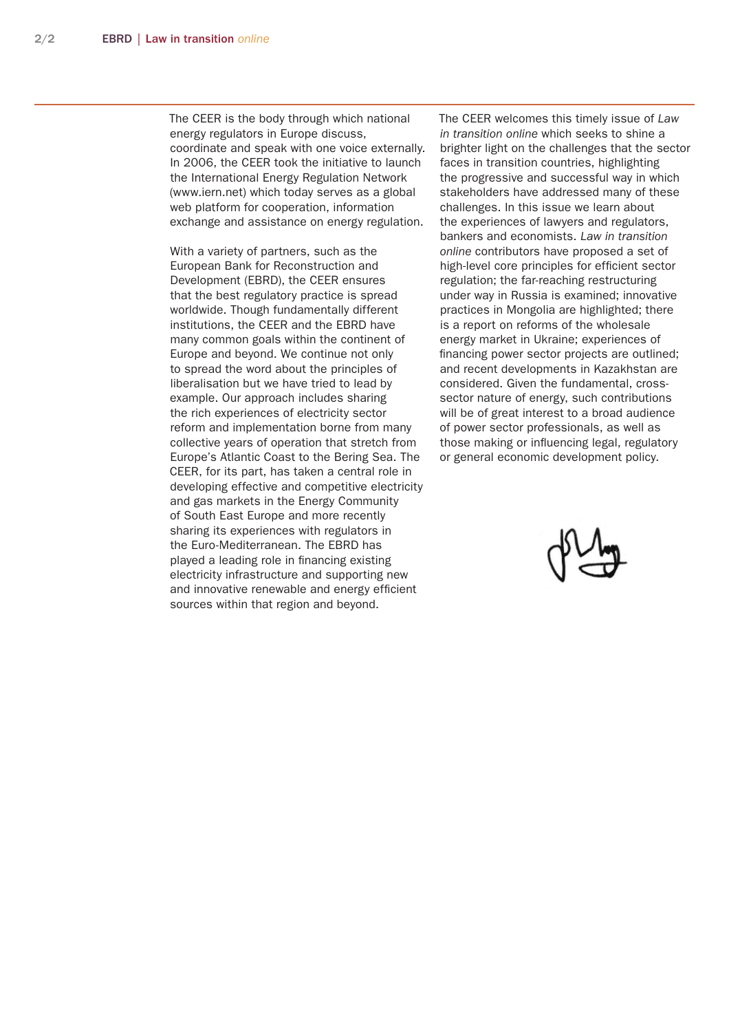The CEER is the body through which national energy regulators in Europe discuss, coordinate and speak with one voice externally. In 2006, the CEER took the initiative to launch the International Energy Regulation Network (www.iern.net) which today serves as a global web platform for cooperation, information exchange and assistance on energy regulation.

With a variety of partners, such as the European Bank for Reconstruction and Development (EBRD), the CEER ensures that the best regulatory practice is spread worldwide. Though fundamentally different institutions, the CEER and the EBRD have many common goals within the continent of Europe and beyond. We continue not only to spread the word about the principles of liberalisation but we have tried to lead by example. Our approach includes sharing the rich experiences of electricity sector reform and implementation borne from many collective years of operation that stretch from Europe's Atlantic Coast to the Bering Sea. The CEER, for its part, has taken a central role in developing effective and competitive electricity and gas markets in the Energy Community of South East Europe and more recently sharing its experiences with regulators in the Euro-Mediterranean. The EBRD has played a leading role in financing existing electricity infrastructure and supporting new and innovative renewable and energy efficient sources within that region and beyond.

The CEER welcomes this timely issue of *Law in transition online* which seeks to shine a brighter light on the challenges that the sector faces in transition countries, highlighting the progressive and successful way in which stakeholders have addressed many of these challenges. In this issue we learn about the experiences of lawyers and regulators, bankers and economists. *Law in transition online* contributors have proposed a set of high-level core principles for efficient sector regulation; the far-reaching restructuring under way in Russia is examined; innovative practices in Mongolia are highlighted; there is a report on reforms of the wholesale energy market in Ukraine; experiences of financing power sector projects are outlined; and recent developments in Kazakhstan are considered. Given the fundamental, cross-sector nature of energy, such contributions will be of great interest to a broad audience of power sector professionals, as well as those making or influencing legal, regulatory or general economic development policy.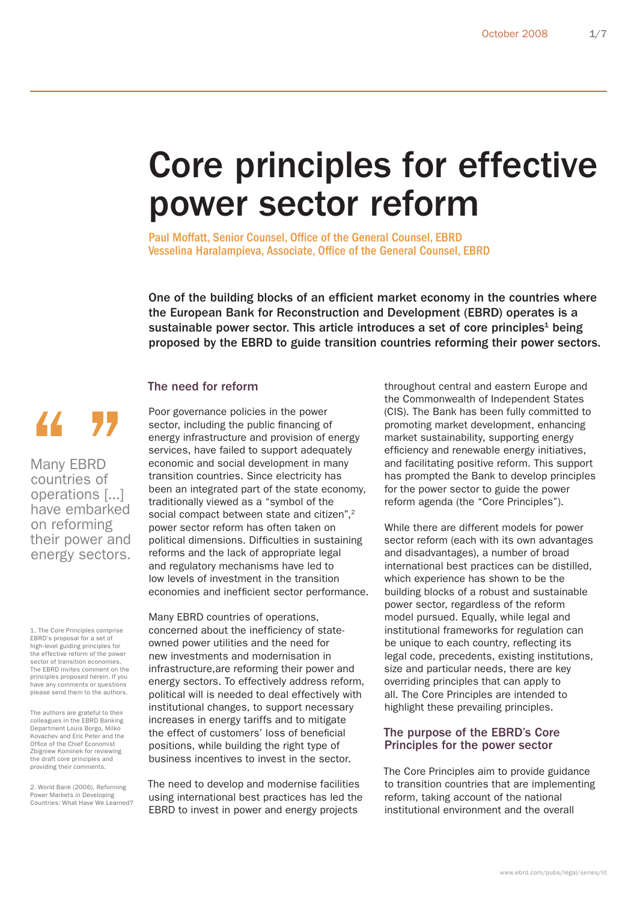# Core principles for effective power sector reform

Paul Moffatt, Senior Counsel, Office of the General Counsel, EBRD
Vesselina Haralampieva, Associate, Office of the General Counsel, EBRD

**One of the building blocks of an efficient market economy in the countries where the European Bank for Reconstruction and Development (EBRD) operates is a sustainable power sector. This article introduces a set of core principles[1] being proposed by the EBRD to guide transition countries reforming their power sectors.**

> Many EBRD countries of operations [...] have embarked on reforming their power and energy sectors.

## The need for reform

Poor governance policies in the power sector, including the public financing of energy infrastructure and provision of energy services, have failed to support adequately economic and social development in many transition countries. Since electricity has been an integrated part of the state economy, traditionally viewed as a "symbol of the social compact between state and citizen",[2] power sector reform has often taken on political dimensions. Difficulties in sustaining reforms and the lack of appropriate legal and regulatory mechanisms have led to low levels of investment in the transition economies and inefficient sector performance.

Many EBRD countries of operations, concerned about the inefficiency of state-owned power utilities and the need for new investments and modernisation in infrastructure,are reforming their power and energy sectors. To effectively address reform, political will is needed to deal effectively with institutional changes, to support necessary increases in energy tariffs and to mitigate the effect of customers' loss of beneficial positions, while building the right type of business incentives to invest in the sector.

The need to develop and modernise facilities using international best practices has led the EBRD to invest in power and energy projects throughout central and eastern Europe and the Commonwealth of Independent States (CIS). The Bank has been fully committed to promoting market development, enhancing market sustainability, supporting energy efficiency and renewable energy initiatives, and facilitating positive reform. This support has prompted the Bank to develop principles for the power sector to guide the power reform agenda (the "Core Principles").

While there are different models for power sector reform (each with its own advantages and disadvantages), a number of broad international best practices can be distilled, which experience has shown to be the building blocks of a robust and sustainable power sector, regardless of the reform model pursued. Equally, while legal and institutional frameworks for regulation can be unique to each country, reflecting its legal code, precedents, existing institutions, size and particular needs, there are key overriding principles that can apply to all. The Core Principles are intended to highlight these prevailing principles.

## The purpose of the EBRD's Core Principles for the power sector

The Core Principles aim to provide guidance to transition countries that are implementing reform, taking account of the national institutional environment and the overall

---

1. The Core Principles comprise EBRD's proposal for a set of high-level guiding principles for the effective reform of the power sector of transition economies. The EBRD invites comment on the principles proposed herein. If you have any comments or questions please send them to the authors.

The authors are grateful to their colleagues in the EBRD Banking Department Louis Borgo, Milko Kovachev and Eric Peter and the Office of the Chief Economist Zbigniew Kominek for reviewing the draft core principles and providing their comments.

2. World Bank (2006), Reforming Power Markets in Developing Countries: What Have We Learned?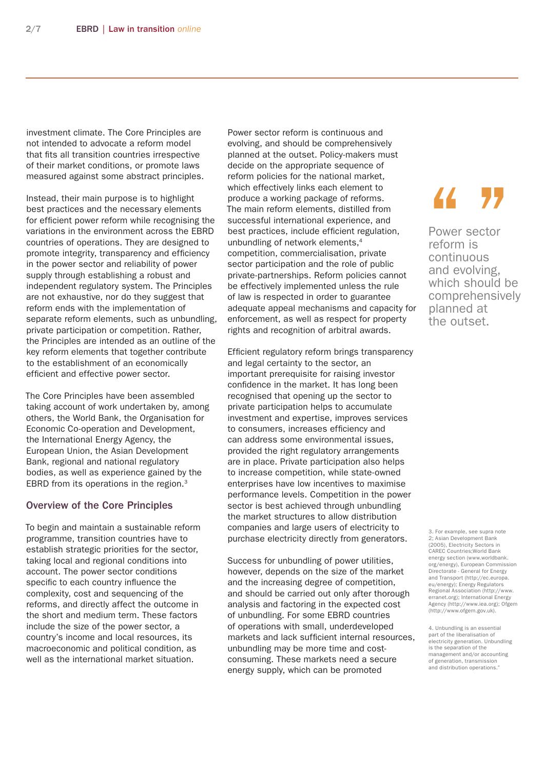investment climate. The Core Principles are not intended to advocate a reform model that fits all transition countries irrespective of their market conditions, or promote laws measured against some abstract principles.

Instead, their main purpose is to highlight best practices and the necessary elements for efficient power reform while recognising the variations in the environment across the EBRD countries of operations. They are designed to promote integrity, transparency and efficiency in the power sector and reliability of power supply through establishing a robust and independent regulatory system. The Principles are not exhaustive, nor do they suggest that reform ends with the implementation of separate reform elements, such as unbundling, private participation or competition. Rather, the Principles are intended as an outline of the key reform elements that together contribute to the establishment of an economically efficient and effective power sector.

The Core Principles have been assembled taking account of work undertaken by, among others, the World Bank, the Organisation for Economic Co-operation and Development, the International Energy Agency, the European Union, the Asian Development Bank, regional and national regulatory bodies, as well as experience gained by the EBRD from its operations in the region.[3]

## Overview of the Core Principles

To begin and maintain a sustainable reform programme, transition countries have to establish strategic priorities for the sector, taking local and regional conditions into account. The power sector conditions specific to each country influence the complexity, cost and sequencing of the reforms, and directly affect the outcome in the short and medium term. These factors include the size of the power sector, a country's income and local resources, its macroeconomic and political condition, as well as the international market situation.

Power sector reform is continuous and evolving, and should be comprehensively planned at the outset. Policy-makers must decide on the appropriate sequence of reform policies for the national market, which effectively links each element to produce a working package of reforms. The main reform elements, distilled from successful international experience, and best practices, include efficient regulation, unbundling of network elements,[4] competition, commercialisation, private sector participation and the role of public private-partnerships. Reform policies cannot be effectively implemented unless the rule of law is respected in order to guarantee adequate appeal mechanisms and capacity for enforcement, as well as respect for property rights and recognition of arbitral awards.

> "Power sector reform is continuous and evolving, which should be comprehensively planned at the outset."

Efficient regulatory reform brings transparency and legal certainty to the sector, an important prerequisite for raising investor confidence in the market. It has long been recognised that opening up the sector to private participation helps to accumulate investment and expertise, improves services to consumers, increases efficiency and can address some environmental issues, provided the right regulatory arrangements are in place. Private participation also helps to increase competition, while state-owned enterprises have low incentives to maximise performance levels. Competition in the power sector is best achieved through unbundling the market structures to allow distribution companies and large users of electricity to purchase electricity directly from generators.

Success for unbundling of power utilities, however, depends on the size of the market and the increasing degree of competition, and should be carried out only after thorough analysis and factoring in the expected cost of unbundling. For some EBRD countries of operations with small, underdeveloped markets and lack sufficient internal resources, unbundling may be more time and cost-consuming. These markets need a secure energy supply, which can be promoted

3. For example, see supra note 2; Asian Development Bank (2005), Electricity Sectors in CAREC Countries;World Bank energy section (www.worldbank.org/energy), European Commission Directorate - General for Energy and Transport (http://ec.europa.eu/energy); Energy Regulators Regional Association (http://www.erranet.org); International Energy Agency (http://www.iea.org); Ofgem (http://www.ofgem.gov.uk).

4. Unbundling is an essential part of the liberalisation of electricity generation. Unbundling is the separation of the management and/or accounting of generation, transmission and distribution operations."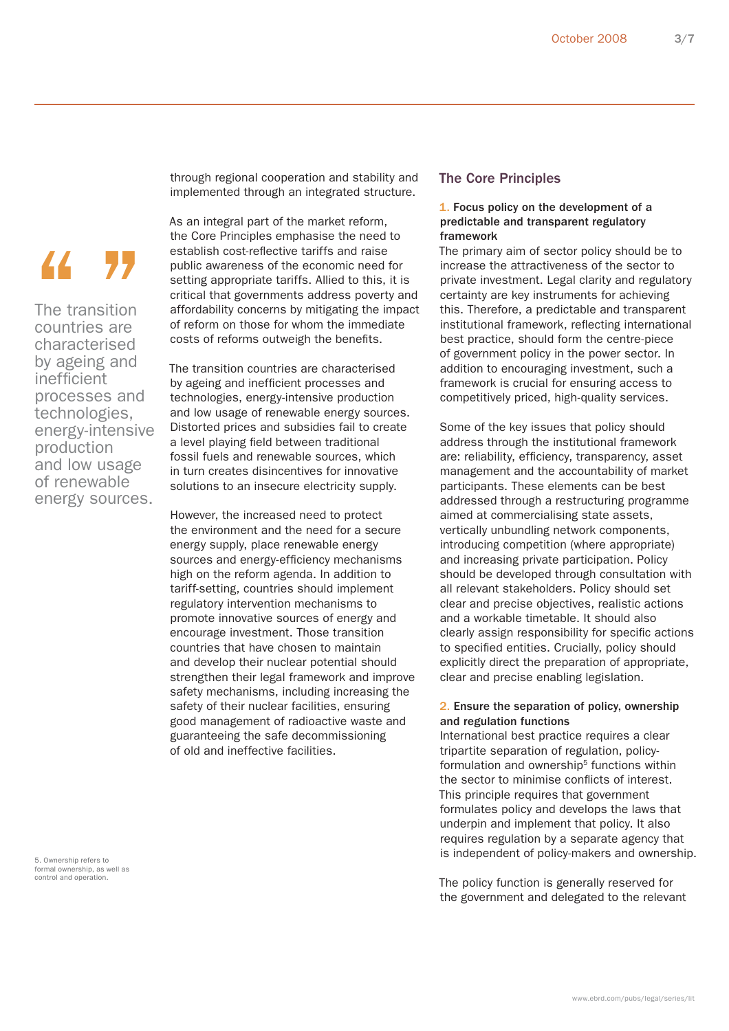> The transition countries are characterised by ageing and inefficient processes and technologies, energy-intensive production and low usage of renewable energy sources.

through regional cooperation and stability and implemented through an integrated structure.

As an integral part of the market reform, the Core Principles emphasise the need to establish cost-reflective tariffs and raise public awareness of the economic need for setting appropriate tariffs. Allied to this, it is critical that governments address poverty and affordability concerns by mitigating the impact of reform on those for whom the immediate costs of reforms outweigh the benefits.

The transition countries are characterised by ageing and inefficient processes and technologies, energy-intensive production and low usage of renewable energy sources. Distorted prices and subsidies fail to create a level playing field between traditional fossil fuels and renewable sources, which in turn creates disincentives for innovative solutions to an insecure electricity supply.

However, the increased need to protect the environment and the need for a secure energy supply, place renewable energy sources and energy-efficiency mechanisms high on the reform agenda. In addition to tariff-setting, countries should implement regulatory intervention mechanisms to promote innovative sources of energy and encourage investment. Those transition countries that have chosen to maintain and develop their nuclear potential should strengthen their legal framework and improve safety mechanisms, including increasing the safety of their nuclear facilities, ensuring good management of radioactive waste and guaranteeing the safe decommissioning of old and ineffective facilities.

## The Core Principles

**1. Focus policy on the development of a predictable and transparent regulatory framework**

The primary aim of sector policy should be to increase the attractiveness of the sector to private investment. Legal clarity and regulatory certainty are key instruments for achieving this. Therefore, a predictable and transparent institutional framework, reflecting international best practice, should form the centre-piece of government policy in the power sector. In addition to encouraging investment, such a framework is crucial for ensuring access to competitively priced, high-quality services.

Some of the key issues that policy should address through the institutional framework are: reliability, efficiency, transparency, asset management and the accountability of market participants. These elements can be best addressed through a restructuring programme aimed at commercialising state assets, vertically unbundling network components, introducing competition (where appropriate) and increasing private participation. Policy should be developed through consultation with all relevant stakeholders. Policy should set clear and precise objectives, realistic actions and a workable timetable. It should also clearly assign responsibility for specific actions to specified entities. Crucially, policy should explicitly direct the preparation of appropriate, clear and precise enabling legislation.

**2. Ensure the separation of policy, ownership and regulation functions**

International best practice requires a clear tripartite separation of regulation, policy-formulation and ownership[5] functions within the sector to minimise conflicts of interest. This principle requires that government formulates policy and develops the laws that underpin and implement that policy. It also requires regulation by a separate agency that is independent of policy-makers and ownership.

The policy function is generally reserved for the government and delegated to the relevant

5. Ownership refers to formal ownership, as well as control and operation.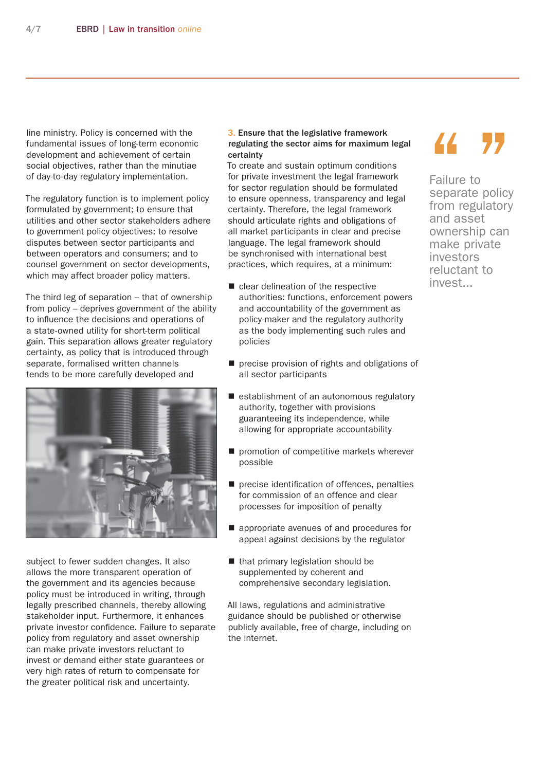line ministry. Policy is concerned with the fundamental issues of long-term economic development and achievement of certain social objectives, rather than the minutiae of day-to-day regulatory implementation.

The regulatory function is to implement policy formulated by government; to ensure that utilities and other sector stakeholders adhere to government policy objectives; to resolve disputes between sector participants and between operators and consumers; and to counsel government on sector developments, which may affect broader policy matters.

The third leg of separation – that of ownership from policy – deprives government of the ability to influence the decisions and operations of a state-owned utility for short-term political gain. This separation allows greater regulatory certainty, as policy that is introduced through separate, formalised written channels tends to be more carefully developed and subject to fewer sudden changes. It also allows the more transparent operation of the government and its agencies because policy must be introduced in writing, through legally prescribed channels, thereby allowing stakeholder input. Furthermore, it enhances private investor confidence. Failure to separate policy from regulatory and asset ownership can make private investors reluctant to invest or demand either state guarantees or very high rates of return to compensate for the greater political risk and uncertainty.

**3. Ensure that the legislative framework regulating the sector aims for maximum legal certainty**

To create and sustain optimum conditions for private investment the legal framework for sector regulation should be formulated to ensure openness, transparency and legal certainty. Therefore, the legal framework should articulate rights and obligations of all market participants in clear and precise language. The legal framework should be synchronised with international best practices, which requires, at a minimum:

- clear delineation of the respective authorities: functions, enforcement powers and accountability of the government as policy-maker and the regulatory authority as the body implementing such rules and policies
- precise provision of rights and obligations of all sector participants
- establishment of an autonomous regulatory authority, together with provisions guaranteeing its independence, while allowing for appropriate accountability
- promotion of competitive markets wherever possible
- precise identification of offences, penalties for commission of an offence and clear processes for imposition of penalty
- appropriate avenues of and procedures for appeal against decisions by the regulator
- that primary legislation should be supplemented by coherent and comprehensive secondary legislation.

All laws, regulations and administrative guidance should be published or otherwise publicly available, free of charge, including on the internet.

> “ ”
>
> Failure to separate policy from regulatory and asset ownership can make private investors reluctant to invest...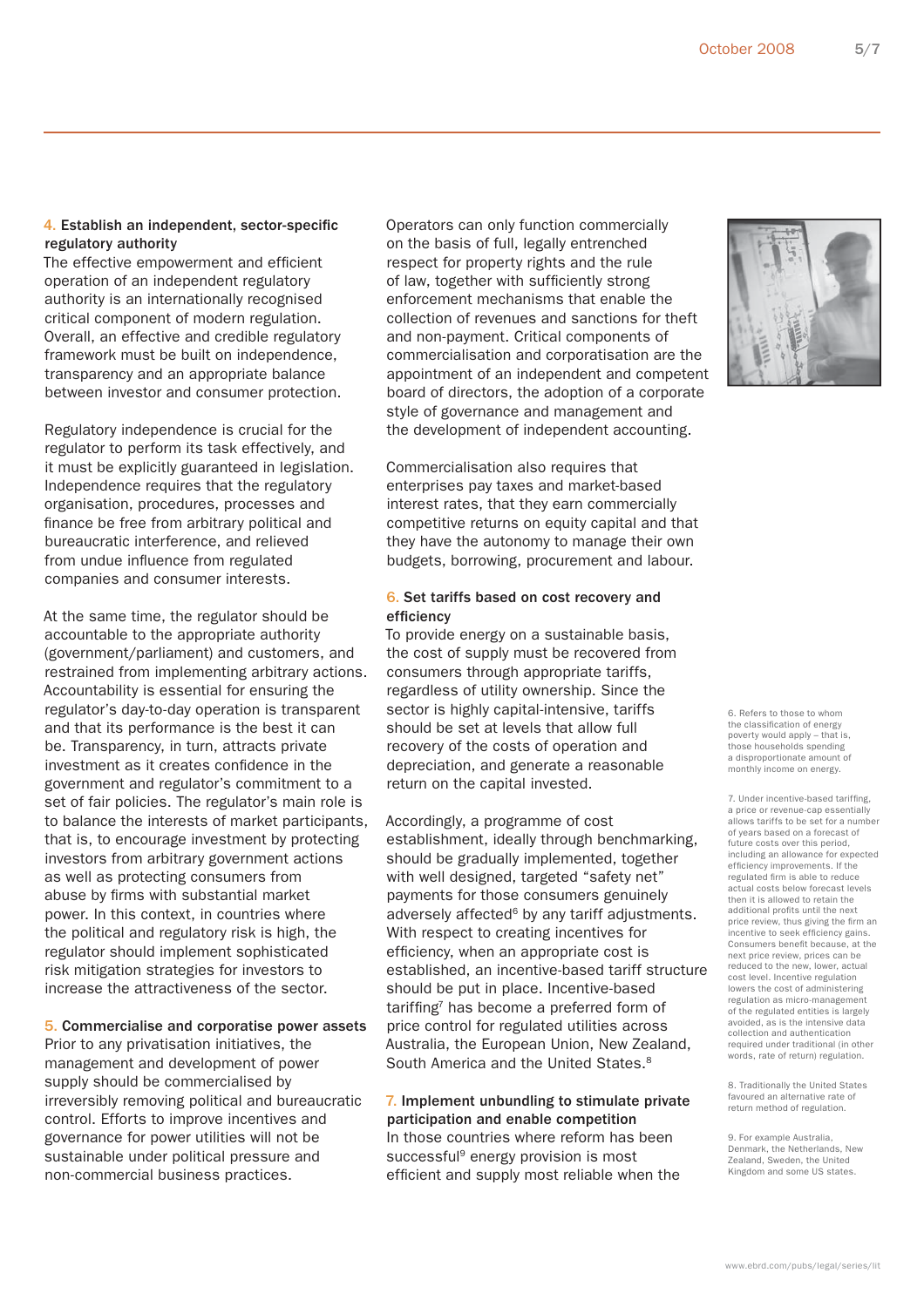### 4. Establish an independent, sector-specific regulatory authority

The effective empowerment and efficient operation of an independent regulatory authority is an internationally recognised critical component of modern regulation. Overall, an effective and credible regulatory framework must be built on independence, transparency and an appropriate balance between investor and consumer protection.

Regulatory independence is crucial for the regulator to perform its task effectively, and it must be explicitly guaranteed in legislation. Independence requires that the regulatory organisation, procedures, processes and finance be free from arbitrary political and bureaucratic interference, and relieved from undue influence from regulated companies and consumer interests.

At the same time, the regulator should be accountable to the appropriate authority (government/parliament) and customers, and restrained from implementing arbitrary actions. Accountability is essential for ensuring the regulator's day-to-day operation is transparent and that its performance is the best it can be. Transparency, in turn, attracts private investment as it creates confidence in the government and regulator's commitment to a set of fair policies. The regulator's main role is to balance the interests of market participants, that is, to encourage investment by protecting investors from arbitrary government actions as well as protecting consumers from abuse by firms with substantial market power. In this context, in countries where the political and regulatory risk is high, the regulator should implement sophisticated risk mitigation strategies for investors to increase the attractiveness of the sector.

### 5. Commercialise and corporatise power assets

Prior to any privatisation initiatives, the management and development of power supply should be commercialised by irreversibly removing political and bureaucratic control. Efforts to improve incentives and governance for power utilities will not be sustainable under political pressure and non-commercial business practices.

Operators can only function commercially on the basis of full, legally entrenched respect for property rights and the rule of law, together with sufficiently strong enforcement mechanisms that enable the collection of revenues and sanctions for theft and non-payment. Critical components of commercialisation and corporatisation are the appointment of an independent and competent board of directors, the adoption of a corporate style of governance and management and the development of independent accounting.

Commercialisation also requires that enterprises pay taxes and market-based interest rates, that they earn commercially competitive returns on equity capital and that they have the autonomy to manage their own budgets, borrowing, procurement and labour.

### 6. Set tariffs based on cost recovery and efficiency

To provide energy on a sustainable basis, the cost of supply must be recovered from consumers through appropriate tariffs, regardless of utility ownership. Since the sector is highly capital-intensive, tariffs should be set at levels that allow full recovery of the costs of operation and depreciation, and generate a reasonable return on the capital invested.

Accordingly, a programme of cost establishment, ideally through benchmarking, should be gradually implemented, together with well designed, targeted "safety net" payments for those consumers genuinely adversely affected[6] by any tariff adjustments. With respect to creating incentives for efficiency, when an appropriate cost is established, an incentive-based tariff structure should be put in place. Incentive-based tariffing[7] has become a preferred form of price control for regulated utilities across Australia, the European Union, New Zealand, South America and the United States.[8]

### 7. Implement unbundling to stimulate private participation and enable competition

In those countries where reform has been successful[9] energy provision is most efficient and supply most reliable when the

---

6. Refers to those to whom the classification of energy poverty would apply – that is, those households spending a disproportionate amount of monthly income on energy.

7. Under incentive-based tariffing, a price or revenue-cap essentially allows tariffs to be set for a number of years based on a forecast of future costs over this period, including an allowance for expected efficiency improvements. If the regulated firm is able to reduce actual costs below forecast levels then it is allowed to retain the additional profits until the next price review, thus giving the firm an incentive to seek efficiency gains. Consumers benefit because, at the next price review, prices can be reduced to the new, lower, actual cost level. Incentive regulation lowers the cost of administering regulation as micro-management of the regulated entities is largely avoided, as is the intensive data collection and authentication required under traditional (in other words, rate of return) regulation.

8. Traditionally the United States favoured an alternative rate of return method of regulation.

9. For example Australia, Denmark, the Netherlands, New Zealand, Sweden, the United Kingdom and some US states.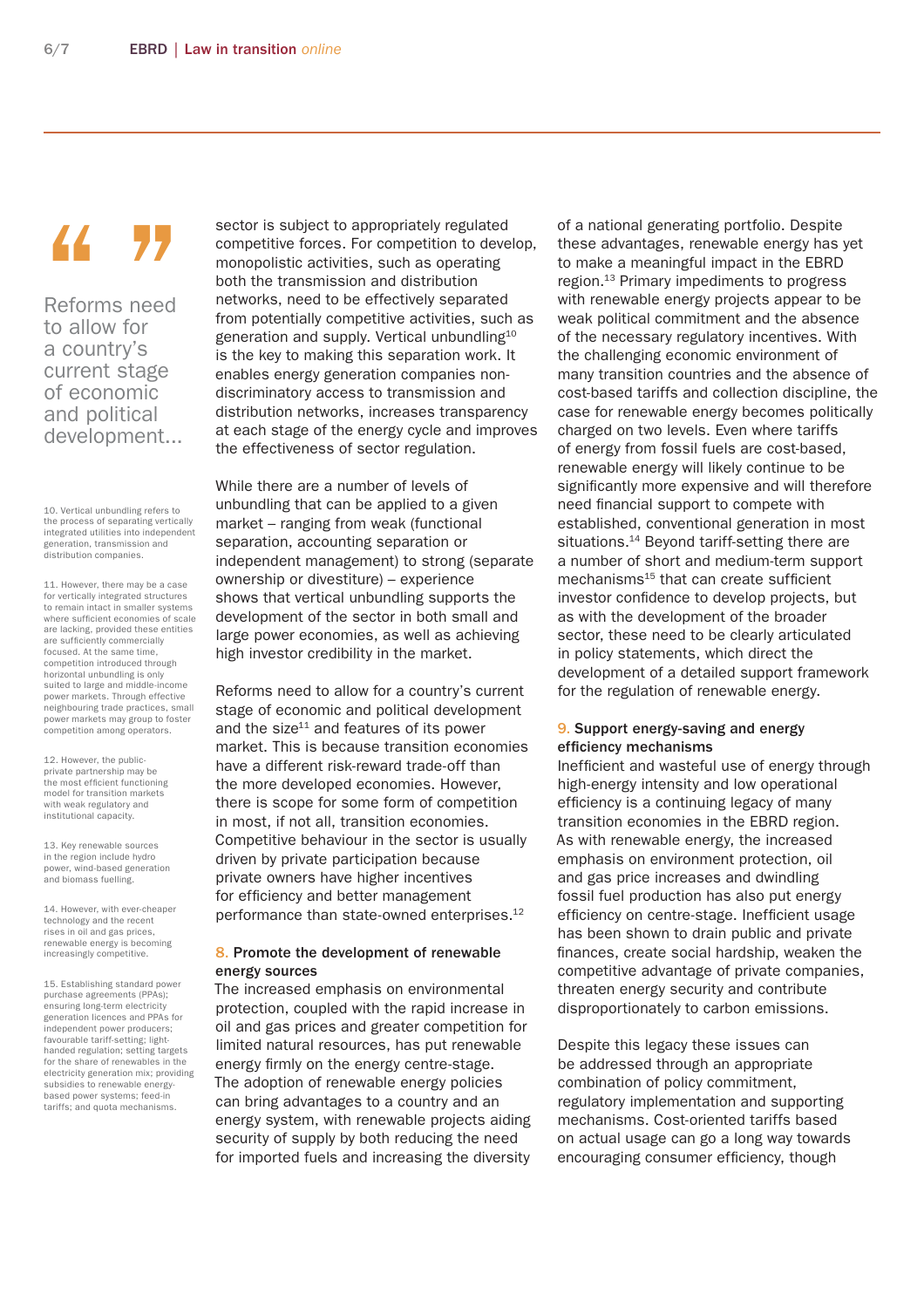> Reforms need to allow for a country's current stage of economic and political development...

sector is subject to appropriately regulated competitive forces. For competition to develop, monopolistic activities, such as operating both the transmission and distribution networks, need to be effectively separated from potentially competitive activities, such as generation and supply. Vertical unbundling[10] is the key to making this separation work. It enables energy generation companies non-discriminatory access to transmission and distribution networks, increases transparency at each stage of the energy cycle and improves the effectiveness of sector regulation.

While there are a number of levels of unbundling that can be applied to a given market – ranging from weak (functional separation, accounting separation or independent management) to strong (separate ownership or divestiture) – experience shows that vertical unbundling supports the development of the sector in both small and large power economies, as well as achieving high investor credibility in the market.

Reforms need to allow for a country's current stage of economic and political development and the size[11] and features of its power market. This is because transition economies have a different risk-reward trade-off than the more developed economies. However, there is scope for some form of competition in most, if not all, transition economies. Competitive behaviour in the sector is usually driven by private participation because private owners have higher incentives for efficiency and better management performance than state-owned enterprises.[12]

### 8. Promote the development of renewable energy sources

The increased emphasis on environmental protection, coupled with the rapid increase in oil and gas prices and greater competition for limited natural resources, has put renewable energy firmly on the energy centre-stage. The adoption of renewable energy policies can bring advantages to a country and an energy system, with renewable projects aiding security of supply by both reducing the need for imported fuels and increasing the diversity of a national generating portfolio. Despite these advantages, renewable energy has yet to make a meaningful impact in the EBRD region.[13] Primary impediments to progress with renewable energy projects appear to be weak political commitment and the absence of the necessary regulatory incentives. With the challenging economic environment of many transition countries and the absence of cost-based tariffs and collection discipline, the case for renewable energy becomes politically charged on two levels. Even where tariffs of energy from fossil fuels are cost-based, renewable energy will likely continue to be significantly more expensive and will therefore need financial support to compete with established, conventional generation in most situations.[14] Beyond tariff-setting there are a number of short and medium-term support mechanisms[15] that can create sufficient investor confidence to develop projects, but as with the development of the broader sector, these need to be clearly articulated in policy statements, which direct the development of a detailed support framework for the regulation of renewable energy.

### 9. Support energy-saving and energy efficiency mechanisms

Inefficient and wasteful use of energy through high-energy intensity and low operational efficiency is a continuing legacy of many transition economies in the EBRD region. As with renewable energy, the increased emphasis on environment protection, oil and gas price increases and dwindling fossil fuel production has also put energy efficiency on centre-stage. Inefficient usage has been shown to drain public and private finances, create social hardship, weaken the competitive advantage of private companies, threaten energy security and contribute disproportionately to carbon emissions.

Despite this legacy these issues can be addressed through an appropriate combination of policy commitment, regulatory implementation and supporting mechanisms. Cost-oriented tariffs based on actual usage can go a long way towards encouraging consumer efficiency, though

---

10. Vertical unbundling refers to the process of separating vertically integrated utilities into independent generation, transmission and distribution companies.

11. However, there may be a case for vertically integrated structures to remain intact in smaller systems where sufficient economies of scale are lacking, provided these entities are sufficiently commercially focused. At the same time, competition introduced through horizontal unbundling is only suited to large and middle-income power markets. Through effective neighbouring trade practices, small power markets may group to foster competition among operators.

12. However, the public-private partnership may be the most efficient functioning model for transition markets with weak regulatory and institutional capacity.

13. Key renewable sources in the region include hydro power, wind-based generation and biomass fuelling.

14. However, with ever-cheaper technology and the recent rises in oil and gas prices, renewable energy is becoming increasingly competitive.

15. Establishing standard power purchase agreements (PPAs); ensuring long-term electricity generation licences and PPAs for independent power producers; favourable tariff-setting; light-handed regulation; setting targets for the share of renewables in the electricity generation mix; providing subsidies to renewable energy-based power systems; feed-in tariffs; and quota mechanisms.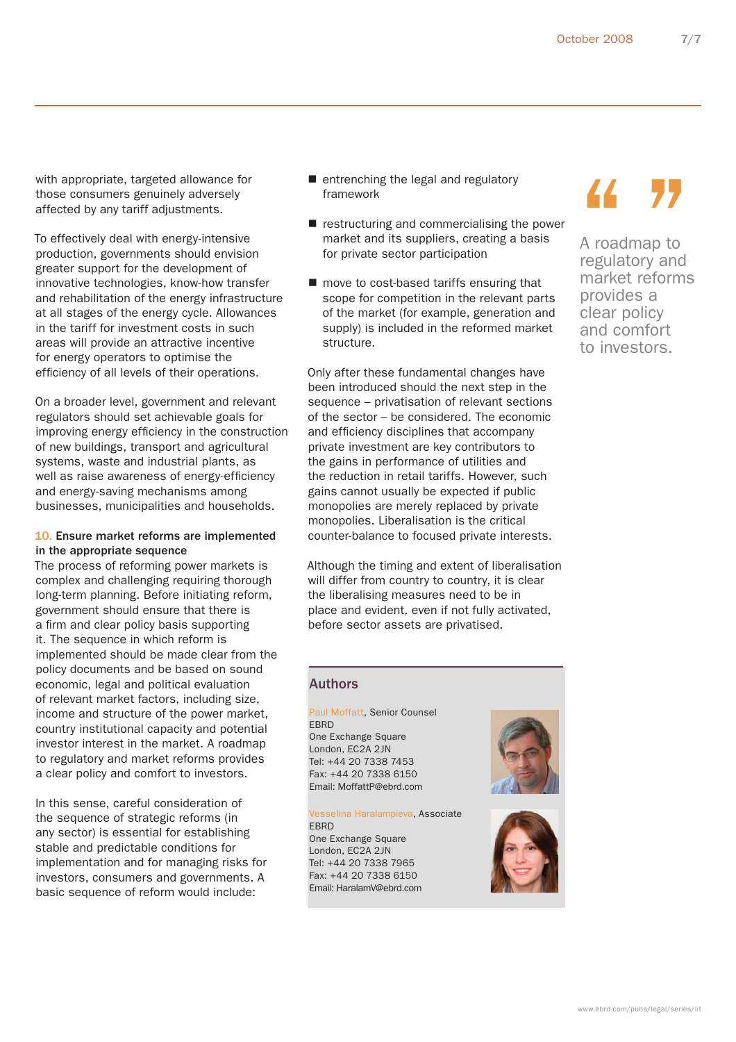with appropriate, targeted allowance for those consumers genuinely adversely affected by any tariff adjustments.

To effectively deal with energy-intensive production, governments should envision greater support for the development of innovative technologies, know-how transfer and rehabilitation of the energy infrastructure at all stages of the energy cycle. Allowances in the tariff for investment costs in such areas will provide an attractive incentive for energy operators to optimise the efficiency of all levels of their operations.

On a broader level, government and relevant regulators should set achievable goals for improving energy efficiency in the construction of new buildings, transport and agricultural systems, waste and industrial plants, as well as raise awareness of energy-efficiency and energy-saving mechanisms among businesses, municipalities and households.

### 10. Ensure market reforms are implemented in the appropriate sequence

The process of reforming power markets is complex and challenging requiring thorough long-term planning. Before initiating reform, government should ensure that there is a firm and clear policy basis supporting it. The sequence in which reform is implemented should be made clear from the policy documents and be based on sound economic, legal and political evaluation of relevant market factors, including size, income and structure of the power market, country institutional capacity and potential investor interest in the market. A roadmap to regulatory and market reforms provides a clear policy and comfort to investors.

In this sense, careful consideration of the sequence of strategic reforms (in any sector) is essential for establishing stable and predictable conditions for implementation and for managing risks for investors, consumers and governments. A basic sequence of reform would include:

- entrenching the legal and regulatory framework
- restructuring and commercialising the power market and its suppliers, creating a basis for private sector participation
- move to cost-based tariffs ensuring that scope for competition in the relevant parts of the market (for example, generation and supply) is included in the reformed market structure.

Only after these fundamental changes have been introduced should the next step in the sequence – privatisation of relevant sections of the sector – be considered. The economic and efficiency disciplines that accompany private investment are key contributors to the gains in performance of utilities and the reduction in retail tariffs. However, such gains cannot usually be expected if public monopolies are merely replaced by private monopolies. Liberalisation is the critical counter-balance to focused private interests.

Although the timing and extent of liberalisation will differ from country to country, it is clear the liberalising measures need to be in place and evident, even if not fully activated, before sector assets are privatised.

> A roadmap to regulatory and market reforms provides a clear policy and comfort to investors.

## Authors

Paul Moffatt, Senior Counsel
EBRD
One Exchange Square
London, EC2A 2JN
Tel: +44 20 7338 7453
Fax: +44 20 7338 6150
Email: MoffattP@ebrd.com

Vesselina Haralampieva, Associate
EBRD
One Exchange Square
London, EC2A 2JN
Tel: +44 20 7338 7965
Fax: +44 20 7338 6150
Email: HaralamV@ebrd.com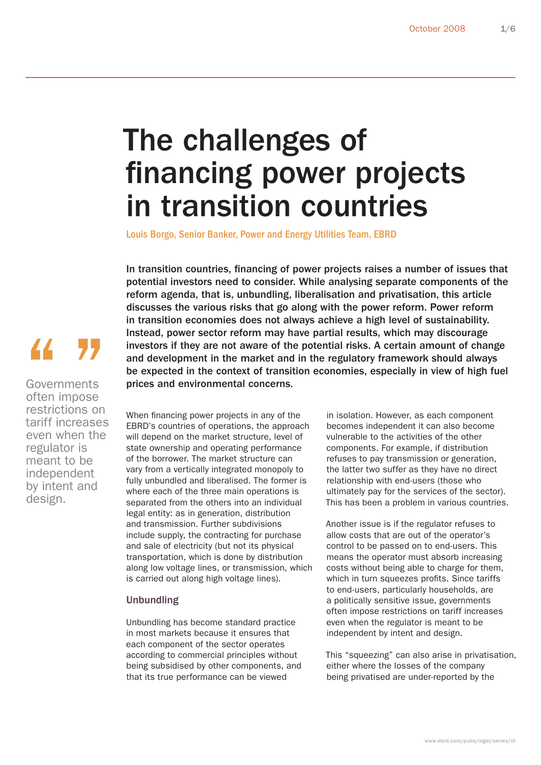# The challenges of financing power projects in transition countries

Louis Borgo, Senior Banker, Power and Energy Utilities Team, EBRD

**In transition countries, financing of power projects raises a number of issues that potential investors need to consider. While analysing separate components of the reform agenda, that is, unbundling, liberalisation and privatisation, this article discusses the various risks that go along with the power reform. Power reform in transition economies does not always achieve a high level of sustainability. Instead, power sector reform may have partial results, which may discourage investors if they are not aware of the potential risks. A certain amount of change and development in the market and in the regulatory framework should always be expected in the context of transition economies, especially in view of high fuel prices and environmental concerns.**

> Governments often impose restrictions on tariff increases even when the regulator is meant to be independent by intent and design.

When financing power projects in any of the EBRD's countries of operations, the approach will depend on the market structure, level of state ownership and operating performance of the borrower. The market structure can vary from a vertically integrated monopoly to fully unbundled and liberalised. The former is where each of the three main operations is separated from the others into an individual legal entity: as in generation, distribution and transmission. Further subdivisions include supply, the contracting for purchase and sale of electricity (but not its physical transportation, which is done by distribution along low voltage lines, or transmission, which is carried out along high voltage lines).

## Unbundling

Unbundling has become standard practice in most markets because it ensures that each component of the sector operates according to commercial principles without being subsidised by other components, and that its true performance can be viewed in isolation. However, as each component becomes independent it can also become vulnerable to the activities of the other components. For example, if distribution refuses to pay transmission or generation, the latter two suffer as they have no direct relationship with end-users (those who ultimately pay for the services of the sector). This has been a problem in various countries.

Another issue is if the regulator refuses to allow costs that are out of the operator's control to be passed on to end-users. This means the operator must absorb increasing costs without being able to charge for them, which in turn squeezes profits. Since tariffs to end-users, particularly households, are a politically sensitive issue, governments often impose restrictions on tariff increases even when the regulator is meant to be independent by intent and design.

This "squeezing" can also arise in privatisation, either where the losses of the company being privatised are under-reported by the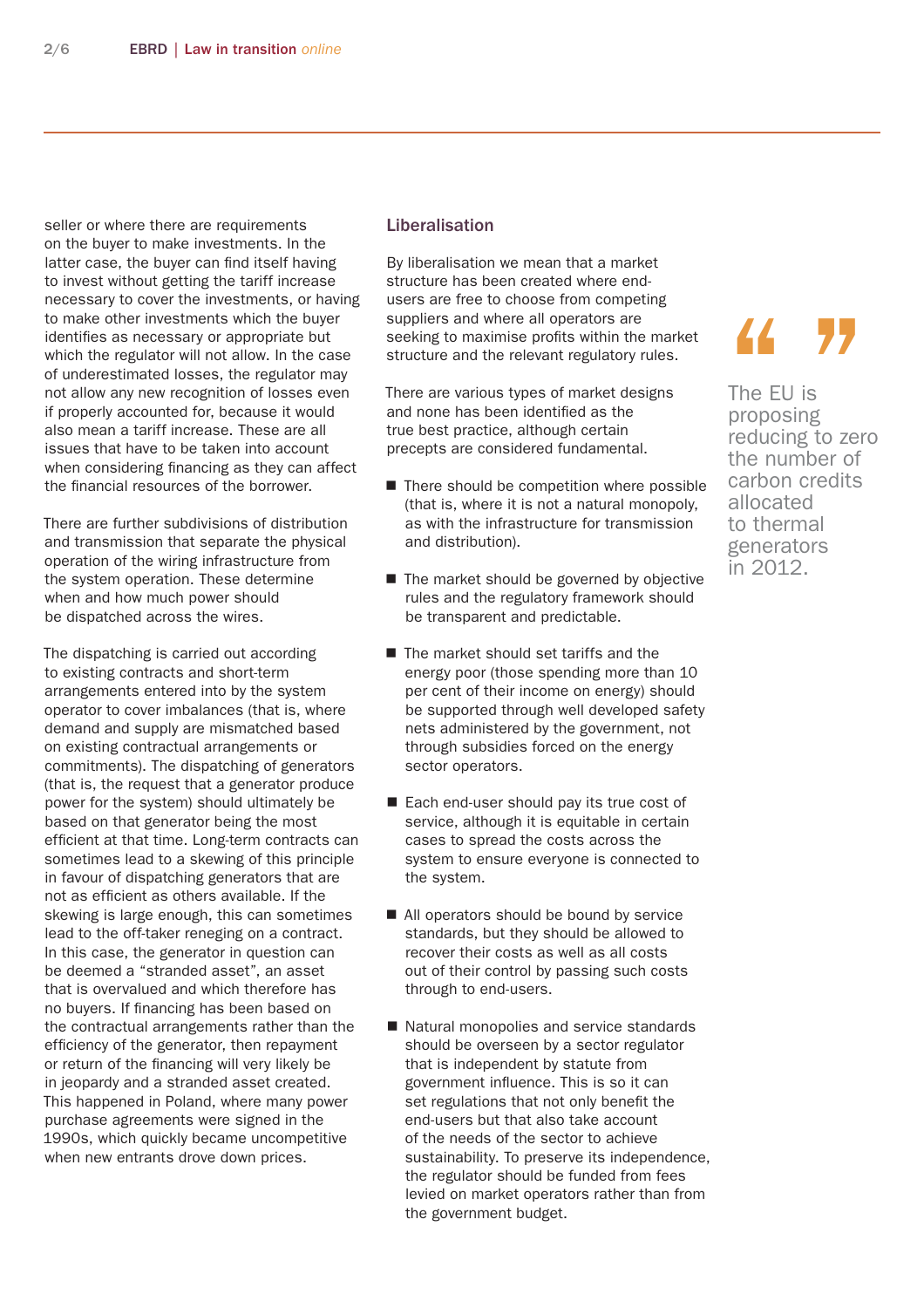seller or where there are requirements on the buyer to make investments. In the latter case, the buyer can find itself having to invest without getting the tariff increase necessary to cover the investments, or having to make other investments which the buyer identifies as necessary or appropriate but which the regulator will not allow. In the case of underestimated losses, the regulator may not allow any new recognition of losses even if properly accounted for, because it would also mean a tariff increase. These are all issues that have to be taken into account when considering financing as they can affect the financial resources of the borrower.

There are further subdivisions of distribution and transmission that separate the physical operation of the wiring infrastructure from the system operation. These determine when and how much power should be dispatched across the wires.

The dispatching is carried out according to existing contracts and short-term arrangements entered into by the system operator to cover imbalances (that is, where demand and supply are mismatched based on existing contractual arrangements or commitments). The dispatching of generators (that is, the request that a generator produce power for the system) should ultimately be based on that generator being the most efficient at that time. Long-term contracts can sometimes lead to a skewing of this principle in favour of dispatching generators that are not as efficient as others available. If the skewing is large enough, this can sometimes lead to the off-taker reneging on a contract. In this case, the generator in question can be deemed a "stranded asset", an asset that is overvalued and which therefore has no buyers. If financing has been based on the contractual arrangements rather than the efficiency of the generator, then repayment or return of the financing will very likely be in jeopardy and a stranded asset created. This happened in Poland, where many power purchase agreements were signed in the 1990s, which quickly became uncompetitive when new entrants drove down prices.

## Liberalisation

By liberalisation we mean that a market structure has been created where end-users are free to choose from competing suppliers and where all operators are seeking to maximise profits within the market structure and the relevant regulatory rules.

There are various types of market designs and none has been identified as the true best practice, although certain precepts are considered fundamental.

- There should be competition where possible (that is, where it is not a natural monopoly, as with the infrastructure for transmission and distribution).
- The market should be governed by objective rules and the regulatory framework should be transparent and predictable.
- The market should set tariffs and the energy poor (those spending more than 10 per cent of their income on energy) should be supported through well developed safety nets administered by the government, not through subsidies forced on the energy sector operators.
- Each end-user should pay its true cost of service, although it is equitable in certain cases to spread the costs across the system to ensure everyone is connected to the system.
- All operators should be bound by service standards, but they should be allowed to recover their costs as well as all costs out of their control by passing such costs through to end-users.
- Natural monopolies and service standards should be overseen by a sector regulator that is independent by statute from government influence. This is so it can set regulations that not only benefit the end-users but that also take account of the needs of the sector to achieve sustainability. To preserve its independence, the regulator should be funded from fees levied on market operators rather than from the government budget.

> "The EU is proposing reducing to zero the number of carbon credits allocated to thermal generators in 2012."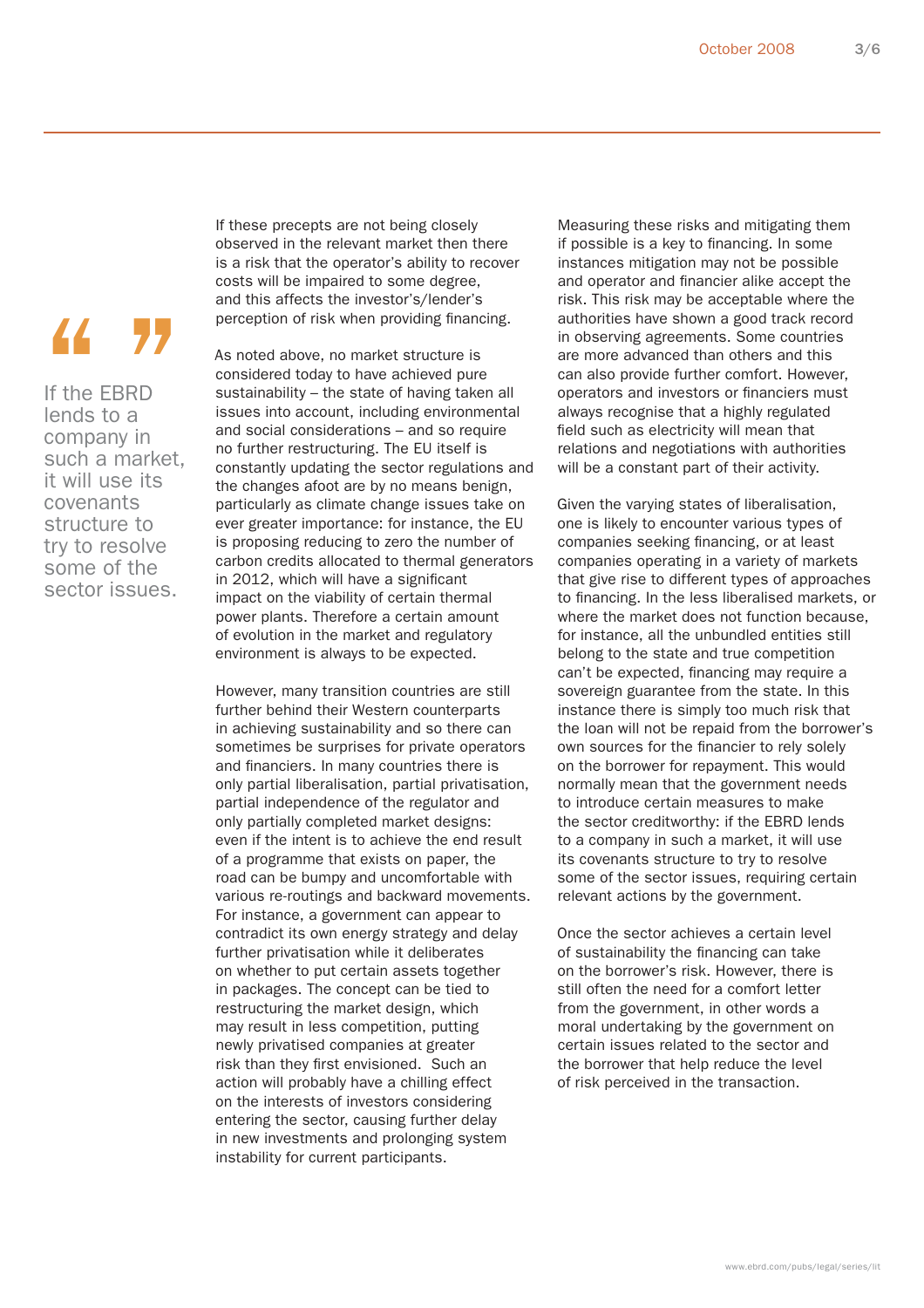> If the EBRD lends to a company in such a market, it will use its covenants structure to try to resolve some of the sector issues.

If these precepts are not being closely observed in the relevant market then there is a risk that the operator's ability to recover costs will be impaired to some degree, and this affects the investor's/lender's perception of risk when providing financing.

As noted above, no market structure is considered today to have achieved pure sustainability – the state of having taken all issues into account, including environmental and social considerations – and so require no further restructuring. The EU itself is constantly updating the sector regulations and the changes afoot are by no means benign, particularly as climate change issues take on ever greater importance: for instance, the EU is proposing reducing to zero the number of carbon credits allocated to thermal generators in 2012, which will have a significant impact on the viability of certain thermal power plants. Therefore a certain amount of evolution in the market and regulatory environment is always to be expected.

However, many transition countries are still further behind their Western counterparts in achieving sustainability and so there can sometimes be surprises for private operators and financiers. In many countries there is only partial liberalisation, partial privatisation, partial independence of the regulator and only partially completed market designs: even if the intent is to achieve the end result of a programme that exists on paper, the road can be bumpy and uncomfortable with various re-routings and backward movements. For instance, a government can appear to contradict its own energy strategy and delay further privatisation while it deliberates on whether to put certain assets together in packages. The concept can be tied to restructuring the market design, which may result in less competition, putting newly privatised companies at greater risk than they first envisioned. Such an action will probably have a chilling effect on the interests of investors considering entering the sector, causing further delay in new investments and prolonging system instability for current participants.

Measuring these risks and mitigating them if possible is a key to financing. In some instances mitigation may not be possible and operator and financier alike accept the risk. This risk may be acceptable where the authorities have shown a good track record in observing agreements. Some countries are more advanced than others and this can also provide further comfort. However, operators and investors or financiers must always recognise that a highly regulated field such as electricity will mean that relations and negotiations with authorities will be a constant part of their activity.

Given the varying states of liberalisation, one is likely to encounter various types of companies seeking financing, or at least companies operating in a variety of markets that give rise to different types of approaches to financing. In the less liberalised markets, or where the market does not function because, for instance, all the unbundled entities still belong to the state and true competition can't be expected, financing may require a sovereign guarantee from the state. In this instance there is simply too much risk that the loan will not be repaid from the borrower's own sources for the financier to rely solely on the borrower for repayment. This would normally mean that the government needs to introduce certain measures to make the sector creditworthy: if the EBRD lends to a company in such a market, it will use its covenants structure to try to resolve some of the sector issues, requiring certain relevant actions by the government.

Once the sector achieves a certain level of sustainability the financing can take on the borrower's risk. However, there is still often the need for a comfort letter from the government, in other words a moral undertaking by the government on certain issues related to the sector and the borrower that help reduce the level of risk perceived in the transaction.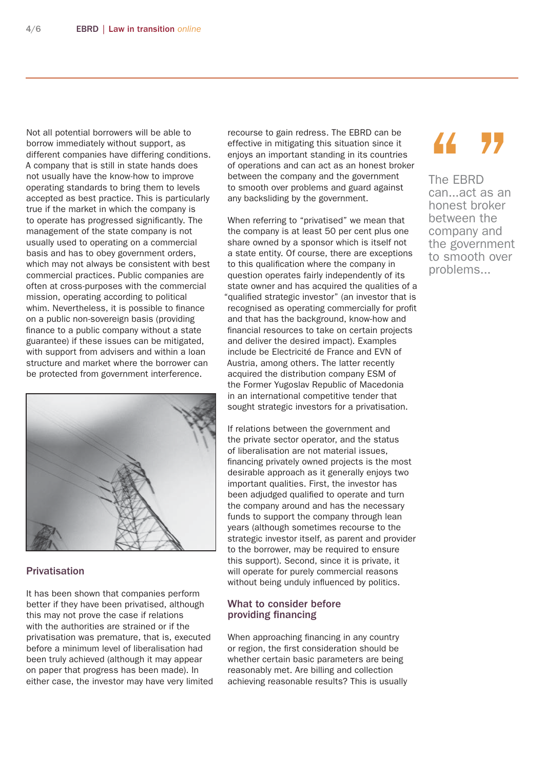Not all potential borrowers will be able to borrow immediately without support, as different companies have differing conditions. A company that is still in state hands does not usually have the know-how to improve operating standards to bring them to levels accepted as best practice. This is particularly true if the market in which the company is to operate has progressed significantly. The management of the state company is not usually used to operating on a commercial basis and has to obey government orders, which may not always be consistent with best commercial practices. Public companies are often at cross-purposes with the commercial mission, operating according to political whim. Nevertheless, it is possible to finance on a public non-sovereign basis (providing finance to a public company without a state guarantee) if these issues can be mitigated, with support from advisers and within a loan structure and market where the borrower can be protected from government interference.

## Privatisation

It has been shown that companies perform better if they have been privatised, although this may not prove the case if relations with the authorities are strained or if the privatisation was premature, that is, executed before a minimum level of liberalisation had been truly achieved (although it may appear on paper that progress has been made). In either case, the investor may have very limited recourse to gain redress. The EBRD can be effective in mitigating this situation since it enjoys an important standing in its countries of operations and can act as an honest broker between the company and the government to smooth over problems and guard against any backsliding by the government.

When referring to "privatised" we mean that the company is at least 50 per cent plus one share owned by a sponsor which is itself not a state entity. Of course, there are exceptions to this qualification where the company in question operates fairly independently of its state owner and has acquired the qualities of a "qualified strategic investor" (an investor that is recognised as operating commercially for profit and that has the background, know-how and financial resources to take on certain projects and deliver the desired impact). Examples include be Electricité de France and EVN of Austria, among others. The latter recently acquired the distribution company ESM of the Former Yugoslav Republic of Macedonia in an international competitive tender that sought strategic investors for a privatisation.

If relations between the government and the private sector operator, and the status of liberalisation are not material issues, financing privately owned projects is the most desirable approach as it generally enjoys two important qualities. First, the investor has been adjudged qualified to operate and turn the company around and has the necessary funds to support the company through lean years (although sometimes recourse to the strategic investor itself, as parent and provider to the borrower, may be required to ensure this support). Second, since it is private, it will operate for purely commercial reasons without being unduly influenced by politics.

> "The EBRD can...act as an honest broker between the company and the government to smooth over problems..."

## What to consider before providing financing

When approaching financing in any country or region, the first consideration should be whether certain basic parameters are being reasonably met. Are billing and collection achieving reasonable results? This is usually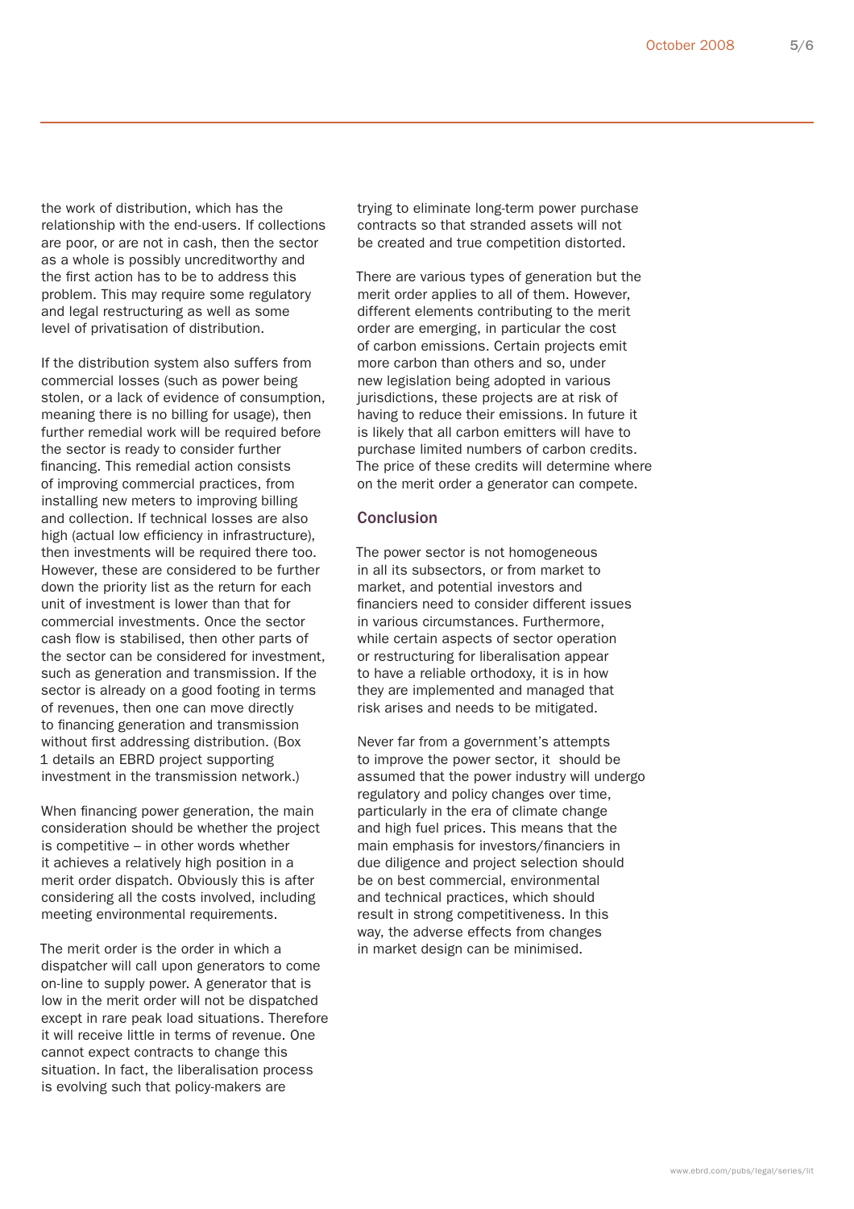the work of distribution, which has the relationship with the end-users. If collections are poor, or are not in cash, then the sector as a whole is possibly uncreditworthy and the first action has to be to address this problem. This may require some regulatory and legal restructuring as well as some level of privatisation of distribution.

If the distribution system also suffers from commercial losses (such as power being stolen, or a lack of evidence of consumption, meaning there is no billing for usage), then further remedial work will be required before the sector is ready to consider further financing. This remedial action consists of improving commercial practices, from installing new meters to improving billing and collection. If technical losses are also high (actual low efficiency in infrastructure), then investments will be required there too. However, these are considered to be further down the priority list as the return for each unit of investment is lower than that for commercial investments. Once the sector cash flow is stabilised, then other parts of the sector can be considered for investment, such as generation and transmission. If the sector is already on a good footing in terms of revenues, then one can move directly to financing generation and transmission without first addressing distribution. (Box 1 details an EBRD project supporting investment in the transmission network.)

When financing power generation, the main consideration should be whether the project is competitive – in other words whether it achieves a relatively high position in a merit order dispatch. Obviously this is after considering all the costs involved, including meeting environmental requirements.

The merit order is the order in which a dispatcher will call upon generators to come on-line to supply power. A generator that is low in the merit order will not be dispatched except in rare peak load situations. Therefore it will receive little in terms of revenue. One cannot expect contracts to change this situation. In fact, the liberalisation process is evolving such that policy-makers are trying to eliminate long-term power purchase contracts so that stranded assets will not be created and true competition distorted.

There are various types of generation but the merit order applies to all of them. However, different elements contributing to the merit order are emerging, in particular the cost of carbon emissions. Certain projects emit more carbon than others and so, under new legislation being adopted in various jurisdictions, these projects are at risk of having to reduce their emissions. In future it is likely that all carbon emitters will have to purchase limited numbers of carbon credits. The price of these credits will determine where on the merit order a generator can compete.

## Conclusion

The power sector is not homogeneous in all its subsectors, or from market to market, and potential investors and financiers need to consider different issues in various circumstances. Furthermore, while certain aspects of sector operation or restructuring for liberalisation appear to have a reliable orthodoxy, it is in how they are implemented and managed that risk arises and needs to be mitigated.

Never far from a government's attempts to improve the power sector, it should be assumed that the power industry will undergo regulatory and policy changes over time, particularly in the era of climate change and high fuel prices. This means that the main emphasis for investors/financiers in due diligence and project selection should be on best commercial, environmental and technical practices, which should result in strong competitiveness. In this way, the adverse effects from changes in market design can be minimised.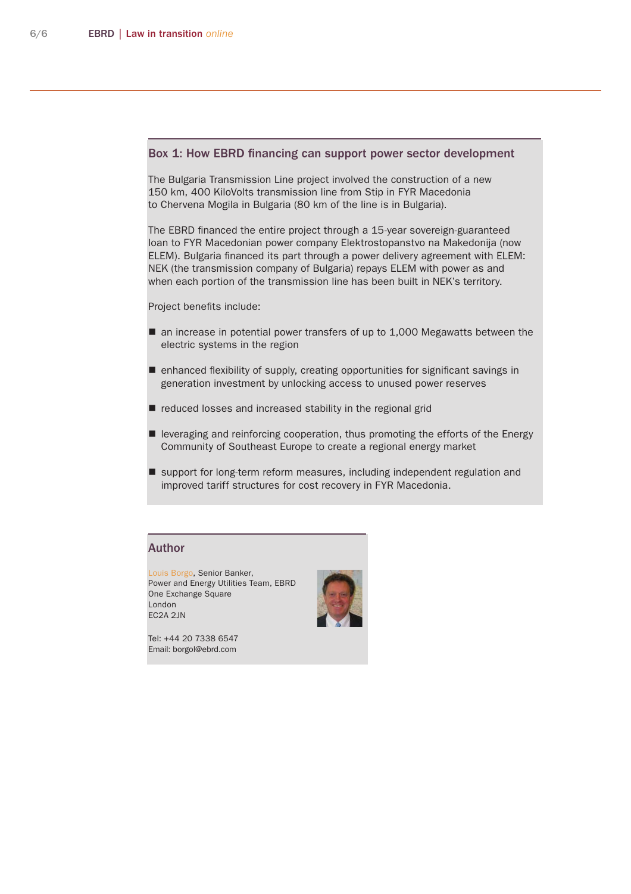### Box 1: How EBRD financing can support power sector development

The Bulgaria Transmission Line project involved the construction of a new 150 km, 400 KiloVolts transmission line from Stip in FYR Macedonia to Chervena Mogila in Bulgaria (80 km of the line is in Bulgaria).

The EBRD financed the entire project through a 15-year sovereign-guaranteed loan to FYR Macedonian power company Elektrostopanstvo na Makedonija (now ELEM). Bulgaria financed its part through a power delivery agreement with ELEM: NEK (the transmission company of Bulgaria) repays ELEM with power as and when each portion of the transmission line has been built in NEK's territory.

Project benefits include:

- an increase in potential power transfers of up to 1,000 Megawatts between the electric systems in the region
- enhanced flexibility of supply, creating opportunities for significant savings in generation investment by unlocking access to unused power reserves
- reduced losses and increased stability in the regional grid
- leveraging and reinforcing cooperation, thus promoting the efforts of the Energy Community of Southeast Europe to create a regional energy market
- support for long-term reform measures, including independent regulation and improved tariff structures for cost recovery in FYR Macedonia.

### Author

Louis Borgo, Senior Banker,
Power and Energy Utilities Team, EBRD
One Exchange Square
London
EC2A 2JN

Tel: +44 20 7338 6547
Email: borgol@ebrd.com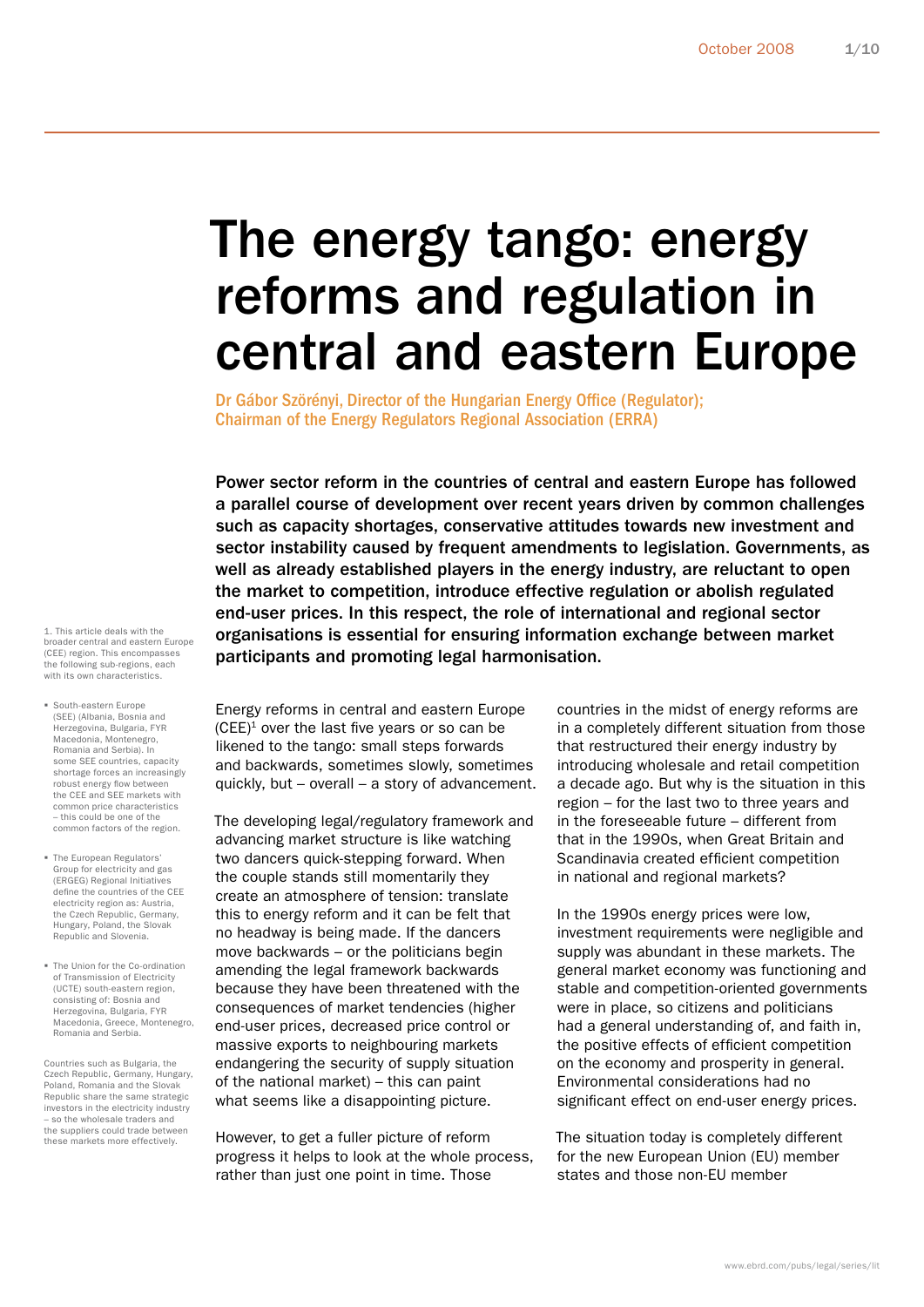# The energy tango: energy reforms and regulation in central and eastern Europe

Dr Gábor Szörényi, Director of the Hungarian Energy Office (Regulator); Chairman of the Energy Regulators Regional Association (ERRA)

**Power sector reform in the countries of central and eastern Europe has followed a parallel course of development over recent years driven by common challenges such as capacity shortages, conservative attitudes towards new investment and sector instability caused by frequent amendments to legislation. Governments, as well as already established players in the energy industry, are reluctant to open the market to competition, introduce effective regulation or abolish regulated end-user prices. In this respect, the role of international and regional sector organisations is essential for ensuring information exchange between market participants and promoting legal harmonisation.**

Energy reforms in central and eastern Europe (CEE)[1] over the last five years or so can be likened to the tango: small steps forwards and backwards, sometimes slowly, sometimes quickly, but – overall – a story of advancement.

The developing legal/regulatory framework and advancing market structure is like watching two dancers quick-stepping forward. When the couple stands still momentarily they create an atmosphere of tension: translate this to energy reform and it can be felt that no headway is being made. If the dancers move backwards – or the politicians begin amending the legal framework backwards because they have been threatened with the consequences of market tendencies (higher end-user prices, decreased price control or massive exports to neighbouring markets endangering the security of supply situation of the national market) – this can paint what seems like a disappointing picture.

However, to get a fuller picture of reform progress it helps to look at the whole process, rather than just one point in time. Those countries in the midst of energy reforms are in a completely different situation from those that restructured their energy industry by introducing wholesale and retail competition a decade ago. But why is the situation in this region – for the last two to three years and in the foreseeable future – different from that in the 1990s, when Great Britain and Scandinavia created efficient competition in national and regional markets?

In the 1990s energy prices were low, investment requirements were negligible and supply was abundant in these markets. The general market economy was functioning and stable and competition-oriented governments were in place, so citizens and politicians had a general understanding of, and faith in, the positive effects of efficient competition on the economy and prosperity in general. Environmental considerations had no significant effect on end-user energy prices.

The situation today is completely different for the new European Union (EU) member states and those non-EU member

---

1. This article deals with the broader central and eastern Europe (CEE) region. This encompasses the following sub-regions, each with its own characteristics.

- South-eastern Europe (SEE) (Albania, Bosnia and Herzegovina, Bulgaria, FYR Macedonia, Montenegro, Romania and Serbia). In some SEE countries, capacity shortage forces an increasingly robust energy flow between the CEE and SEE markets with common price characteristics – this could be one of the common factors of the region.
- The European Regulators' Group for electricity and gas (ERGEG) Regional Initiatives define the countries of the CEE electricity region as: Austria, the Czech Republic, Germany, Hungary, Poland, the Slovak Republic and Slovenia.
- The Union for the Co-ordination of Transmission of Electricity (UCTE) south-eastern region, consisting of: Bosnia and Herzegovina, Bulgaria, FYR Macedonia, Greece, Montenegro, Romania and Serbia.

Countries such as Bulgaria, the Czech Republic, Germany, Hungary, Poland, Romania and the Slovak Republic share the same strategic investors in the electricity industry – so the wholesale traders and the suppliers could trade between these markets more effectively.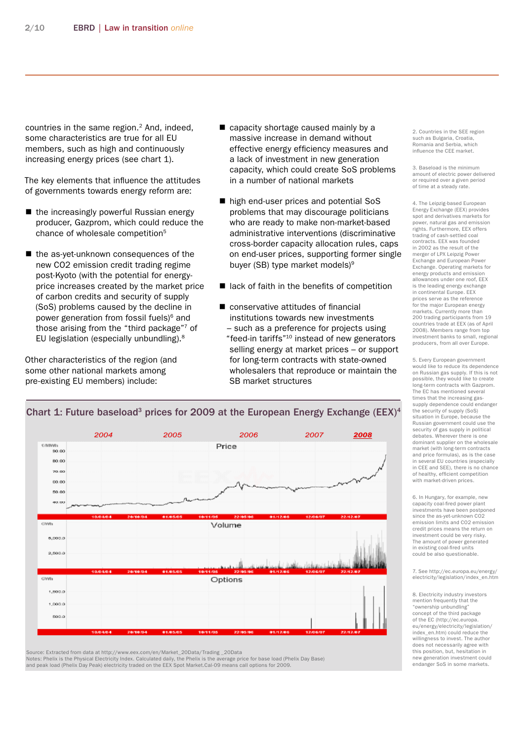countries in the same region.[2] And, indeed, some characteristics are true for all EU members, such as high and continuously increasing energy prices (see chart 1).

The key elements that influence the attitudes of governments towards energy reform are:

- the increasingly powerful Russian energy producer, Gazprom, which could reduce the chance of wholesale competition[5]
- the as-yet-unknown consequences of the new $CO_2$ emission credit trading regime post-Kyoto (with the potential for energy-price increases created by the market price of carbon credits and security of supply (SoS) problems caused by the decline in power generation from fossil fuels)[6] and those arising from the "third package"[7] of EU legislation (especially unbundling).[8]

Other characteristics of the region (and some other national markets among pre-existing EU members) include:

- capacity shortage caused mainly by a massive increase in demand without effective energy efficiency measures and a lack of investment in new generation capacity, which could create SoS problems in a number of national markets
- high end-user prices and potential SoS problems that may discourage politicians who are ready to make non-market-based administrative interventions (discriminative cross-border capacity allocation rules, caps on end-user prices, supporting former single buyer (SB) type market models)[9]
- lack of faith in the benefits of competition
- conservative attitudes of financial institutions towards new investments – such as a preference for projects using "feed-in tariffs"[10] instead of new generators selling energy at market prices – or support for long-term contracts with state-owned wholesalers that reproduce or maintain the SB market structures

**Chart 1: Future baseload[3] prices for 2009 at the European Energy Exchange (EEX)[4]**

Source: Extracted from data at http://www.eex.com/en/Market_20Data/Trading _20Data
Notes: Phelix is the Physical Electricity Index. Calculated daily, the Phelix is the average price for base load (Phelix Day Base) and peak load (Phelix Day Peak) electricity traded on the EEX Spot Market.Cal-09 means call options for 2009.

2. Countries in the SEE region such as Bulgaria, Croatia, Romania and Serbia, which influence the CEE market.

3. Baseload is the minimum amount of electric power delivered or required over a given period of time at a steady rate.

4. The Leipzig-based European Energy Exchange (EEX) provides spot and derivatives markets for power, natural gas and emission rights. Furthermore, EEX offers trading of cash-settled coal contracts. EEX was founded in 2002 as the result of the merger of LPX Leipzig Power Exchange and European Power Exchange. Operating markets for energy products and emission allowances under one roof, EEX is the leading energy exchange in continental Europe. EEX prices serve as the reference for the major European energy markets. Currently more than 200 trading participants from 19 countries trade at EEX (as of April 2008). Members range from top investment banks to small, regional producers, from all over Europe.

5. Every European government would like to reduce its dependence on Russian gas supply. If this is not possible, they would like to create long-term contracts with Gazprom. The EC has mentioned several times that the increasing gas-supply dependence could endanger the security of supply (SoS) situation in Europe, because the Russian government could use the security of gas supply in political debates. Wherever there is one dominant supplier on the wholesale market (with long-term contracts and price formulas), as is the case in several EU countries (especially in CEE and SEE), there is no chance of healthy, efficient competition with market-driven prices.

6. In Hungary, for example, new capacity coal-fired power plant investments have been postponed since the as-yet-unknown $CO_2$ emission limits and $CO_2$ emission credit prices means the return on investment could be very risky. The amount of power generated in existing coal-fired units could be also questionable.

7. See http://ec.europa.eu/energy/electricity/legislation/index_en.htm

8. Electricity industry investors mention frequently that the "ownership unbundling" concept of the third package of the EC (http://ec.europa.eu/energy/electricity/legislation/index_en.htm) could reduce the willingness to invest. The author does not necessarily agree with this position, but, hesitation in new generation investment could endanger SoS in some markets.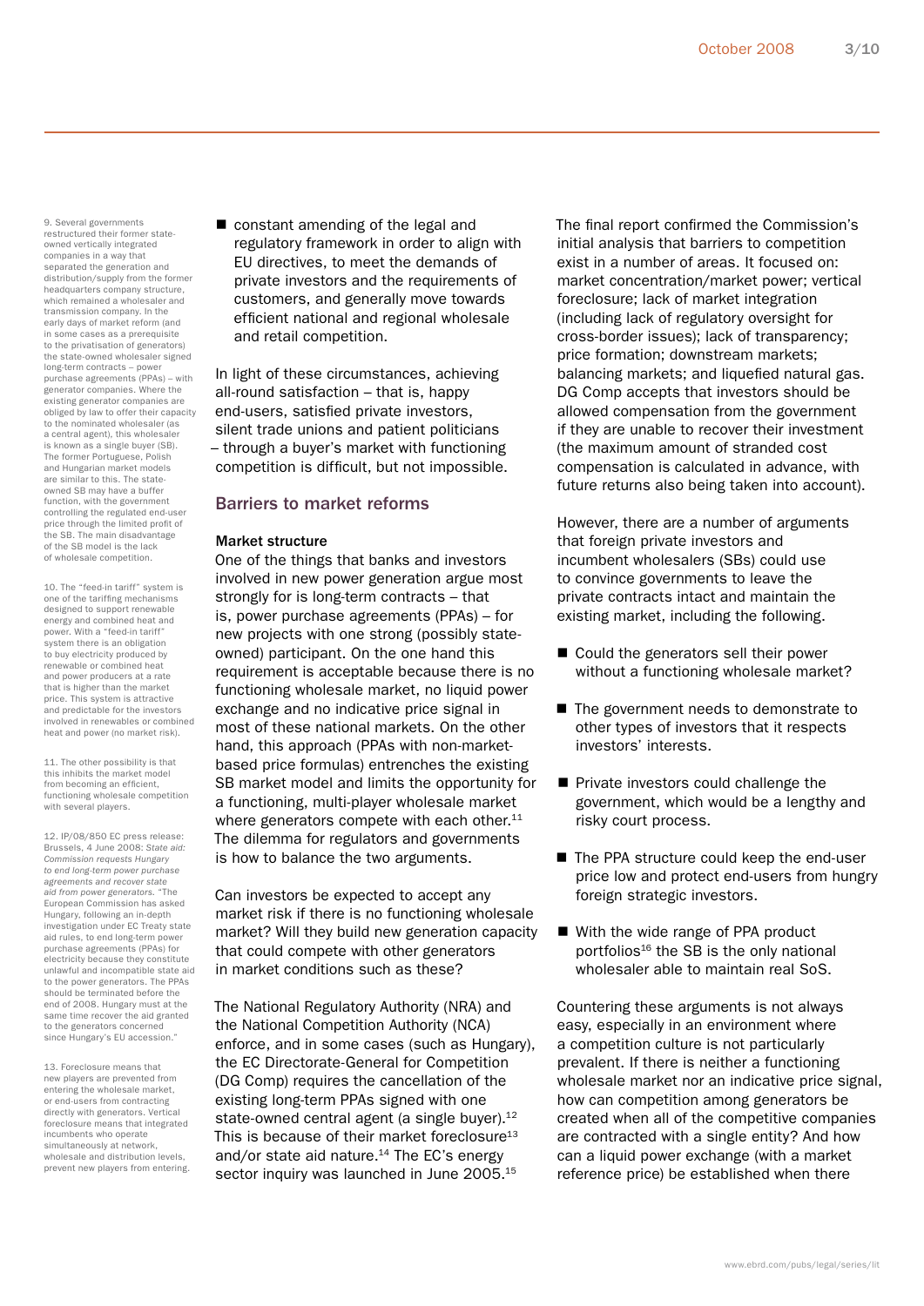- constant amending of the legal and regulatory framework in order to align with EU directives, to meet the demands of private investors and the requirements of customers, and generally move towards efficient national and regional wholesale and retail competition.

In light of these circumstances, achieving all-round satisfaction – that is, happy end-users, satisfied private investors, silent trade unions and patient politicians – through a buyer's market with functioning competition is difficult, but not impossible.

## Barriers to market reforms

### Market structure

One of the things that banks and investors involved in new power generation argue most strongly for is long-term contracts – that is, power purchase agreements (PPAs) – for new projects with one strong (possibly state-owned) participant. On the one hand this requirement is acceptable because there is no functioning wholesale market, no liquid power exchange and no indicative price signal in most of these national markets. On the other hand, this approach (PPAs with non-market-based price formulas) entrenches the existing SB market model and limits the opportunity for a functioning, multi-player wholesale market where generators compete with each other.[11] The dilemma for regulators and governments is how to balance the two arguments.

Can investors be expected to accept any market risk if there is no functioning wholesale market? Will they build new generation capacity that could compete with other generators in market conditions such as these?

The National Regulatory Authority (NRA) and the National Competition Authority (NCA) enforce, and in some cases (such as Hungary), the EC Directorate-General for Competition (DG Comp) requires the cancellation of the existing long-term PPAs signed with one state-owned central agent (a single buyer).[12] This is because of their market foreclosure[13] and/or state aid nature.[14] The EC's energy sector inquiry was launched in June 2005.[15]

The final report confirmed the Commission's initial analysis that barriers to competition exist in a number of areas. It focused on: market concentration/market power; vertical foreclosure; lack of market integration (including lack of regulatory oversight for cross-border issues); lack of transparency; price formation; downstream markets; balancing markets; and liquefied natural gas. DG Comp accepts that investors should be allowed compensation from the government if they are unable to recover their investment (the maximum amount of stranded cost compensation is calculated in advance, with future returns also being taken into account).

However, there are a number of arguments that foreign private investors and incumbent wholesalers (SBs) could use to convince governments to leave the private contracts intact and maintain the existing market, including the following.

- Could the generators sell their power without a functioning wholesale market?
- The government needs to demonstrate to other types of investors that it respects investors' interests.
- Private investors could challenge the government, which would be a lengthy and risky court process.
- The PPA structure could keep the end-user price low and protect end-users from hungry foreign strategic investors.
- With the wide range of PPA product portfolios[16] the SB is the only national wholesaler able to maintain real SoS.

Countering these arguments is not always easy, especially in an environment where a competition culture is not particularly prevalent. If there is neither a functioning wholesale market nor an indicative price signal, how can competition among generators be created when all of the competitive companies are contracted with a single entity? And how can a liquid power exchange (with a market reference price) be established when there

---

9. Several governments restructured their former state-owned vertically integrated companies in a way that separated the generation and distribution/supply from the former headquarters company structure, which remained a wholesaler and transmission company. In the early days of market reform (and in some cases as a prerequisite to the privatisation of generators) the state-owned wholesaler signed long-term contracts – power purchase agreements (PPAs) – with generator companies. Where the existing generator companies are obliged by law to offer their capacity to the nominated wholesaler (as a central agent), this wholesaler is known as a single buyer (SB). The former Portuguese, Polish and Hungarian market models are similar to this. The state-owned SB may have a buffer function, with the government controlling the regulated end-user price through the limited profit of the SB. The main disadvantage of the SB model is the lack of wholesale competition.

10. The "feed-in tariff" system is one of the tariffing mechanisms designed to support renewable energy and combined heat and power. With a "feed-in tariff" system there is an obligation to buy electricity produced by renewable or combined heat and power producers at a rate that is higher than the market price. This system is attractive and predictable for the investors involved in renewables or combined heat and power (no market risk).

11. The other possibility is that this inhibits the market model from becoming an efficient, functioning wholesale competition with several players.

12. IP/08/850 EC press release: Brussels, 4 June 2008: *State aid: Commission requests Hungary to end long-term power purchase agreements and recover state aid from power generators.* "The European Commission has asked Hungary, following an in-depth investigation under EC Treaty state aid rules, to end long-term power purchase agreements (PPAs) for electricity because they constitute unlawful and incompatible state aid to the power generators. The PPAs should be terminated before the end of 2008. Hungary must at the same time recover the aid granted to the generators concerned since Hungary's EU accession."

13. Foreclosure means that new players are prevented from entering the wholesale market, or end-users from contracting directly with generators. Vertical foreclosure means that integrated incumbents who operate simultaneously at network, wholesale and distribution levels, prevent new players from entering.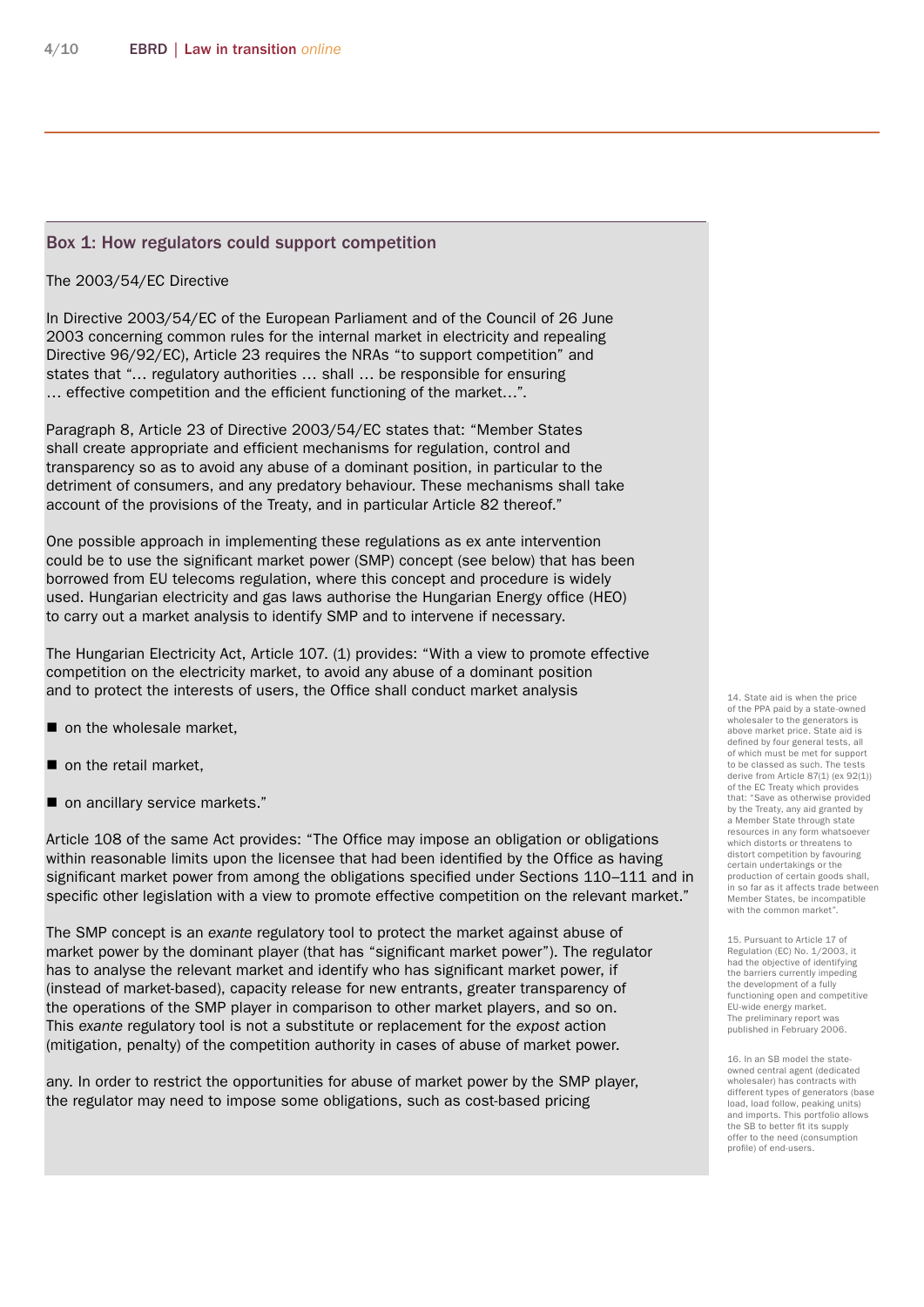## Box 1: How regulators could support competition

The 2003/54/EC Directive

In Directive 2003/54/EC of the European Parliament and of the Council of 26 June 2003 concerning common rules for the internal market in electricity and repealing Directive 96/92/EC), Article 23 requires the NRAs "to support competition" and states that "… regulatory authorities … shall … be responsible for ensuring … effective competition and the efficient functioning of the market…".

Paragraph 8, Article 23 of Directive 2003/54/EC states that: "Member States shall create appropriate and efficient mechanisms for regulation, control and transparency so as to avoid any abuse of a dominant position, in particular to the detriment of consumers, and any predatory behaviour. These mechanisms shall take account of the provisions of the Treaty, and in particular Article 82 thereof."

One possible approach in implementing these regulations as ex ante intervention could be to use the significant market power (SMP) concept (see below) that has been borrowed from EU telecoms regulation, where this concept and procedure is widely used. Hungarian electricity and gas laws authorise the Hungarian Energy office (HEO) to carry out a market analysis to identify SMP and to intervene if necessary.

The Hungarian Electricity Act, Article 107. (1) provides: "With a view to promote effective competition on the electricity market, to avoid any abuse of a dominant position and to protect the interests of users, the Office shall conduct market analysis

- on the wholesale market,
- on the retail market,
- on ancillary service markets."

Article 108 of the same Act provides: "The Office may impose an obligation or obligations within reasonable limits upon the licensee that had been identified by the Office as having significant market power from among the obligations specified under Sections 110–111 and in specific other legislation with a view to promote effective competition on the relevant market."

The SMP concept is an *exante* regulatory tool to protect the market against abuse of market power by the dominant player (that has "significant market power"). The regulator has to analyse the relevant market and identify who has significant market power, if (instead of market-based), capacity release for new entrants, greater transparency of the operations of the SMP player in comparison to other market players, and so on. This *exante* regulatory tool is not a substitute or replacement for the *expost* action (mitigation, penalty) of the competition authority in cases of abuse of market power.

any. In order to restrict the opportunities for abuse of market power by the SMP player, the regulator may need to impose some obligations, such as cost-based pricing

14. State aid is when the price of the PPA paid by a state-owned wholesaler to the generators is above market price. State aid is defined by four general tests, all of which must be met for support to be classed as such. The tests derive from Article 87(1) (ex 92(1)) of the EC Treaty which provides that: "Save as otherwise provided by the Treaty, any aid granted by a Member State through state resources in any form whatsoever which distorts or threatens to distort competition by favouring certain undertakings or the production of certain goods shall, in so far as it affects trade between Member States, be incompatible with the common market".

15. Pursuant to Article 17 of Regulation (EC) No. 1/2003, it had the objective of identifying the barriers currently impeding the development of a fully functioning open and competitive EU-wide energy market. The preliminary report was published in February 2006.

16. In an SB model the state-owned central agent (dedicated wholesaler) has contracts with different types of generators (base load, load follow, peaking units) and imports. This portfolio allows the SB to better fit its supply offer to the need (consumption profile) of end-users.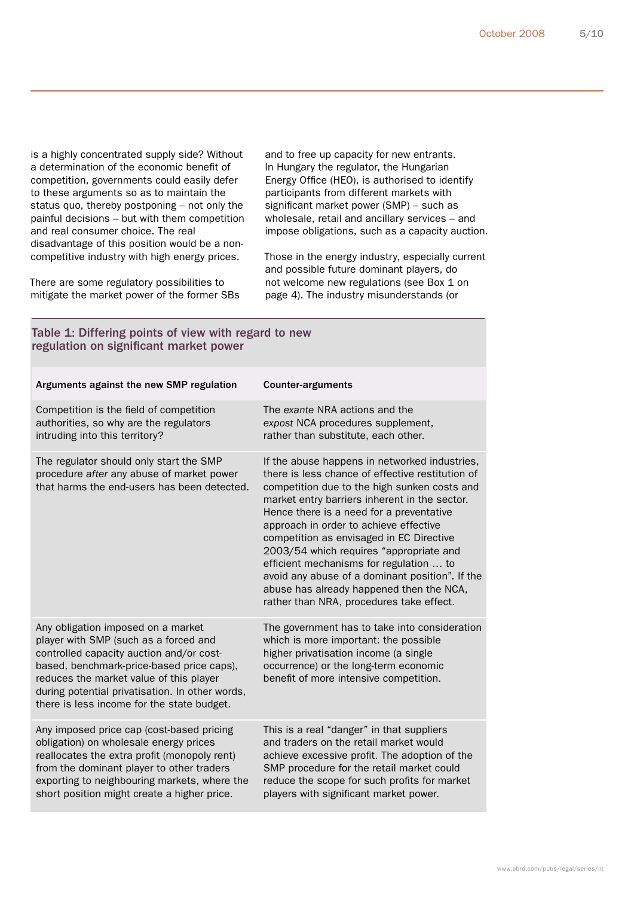is a highly concentrated supply side? Without a determination of the economic benefit of competition, governments could easily defer to these arguments so as to maintain the status quo, thereby postponing – not only the painful decisions – but with them competition and real consumer choice. The real disadvantage of this position would be a non-competitive industry with high energy prices.

There are some regulatory possibilities to mitigate the market power of the former SBs and to free up capacity for new entrants. In Hungary the regulator, the Hungarian Energy Office (HEO), is authorised to identify participants from different markets with significant market power (SMP) – such as wholesale, retail and ancillary services – and impose obligations, such as a capacity auction.

Those in the energy industry, especially current and possible future dominant players, do not welcome new regulations (see Box 1 on page 4). The industry misunderstands (or

**Table 1: Differing points of view with regard to new regulation on significant market power**

| Arguments against the new SMP regulation | Counter-arguments |
|---|---|
| Competition is the field of competition authorities, so why are the regulators intruding into this territory? | The *exante* NRA actions and the *expost* NCA procedures supplement, rather than substitute, each other. |
| The regulator should only start the SMP procedure *after* any abuse of market power that harms the end-users has been detected. | If the abuse happens in networked industries, there is less chance of effective restitution of competition due to the high sunken costs and market entry barriers inherent in the sector. Hence there is a need for a preventative approach in order to achieve effective competition as envisaged in EC Directive 2003/54 which requires "appropriate and efficient mechanisms for regulation … to avoid any abuse of a dominant position". If the abuse has already happened then the NCA, rather than NRA, procedures take effect. |
| Any obligation imposed on a market player with SMP (such as a forced and controlled capacity auction and/or cost-based, benchmark-price-based price caps), reduces the market value of this player during potential privatisation. In other words, there is less income for the state budget. | The government has to take into consideration which is more important: the possible higher privatisation income (a single occurrence) or the long-term economic benefit of more intensive competition. |
| Any imposed price cap (cost-based pricing obligation) on wholesale energy prices reallocates the extra profit (monopoly rent) from the dominant player to other traders exporting to neighbouring markets, where the short position might create a higher price. | This is a real "danger" in that suppliers and traders on the retail market would achieve excessive profit. The adoption of the SMP procedure for the retail market could reduce the scope for such profits for market players with significant market power. |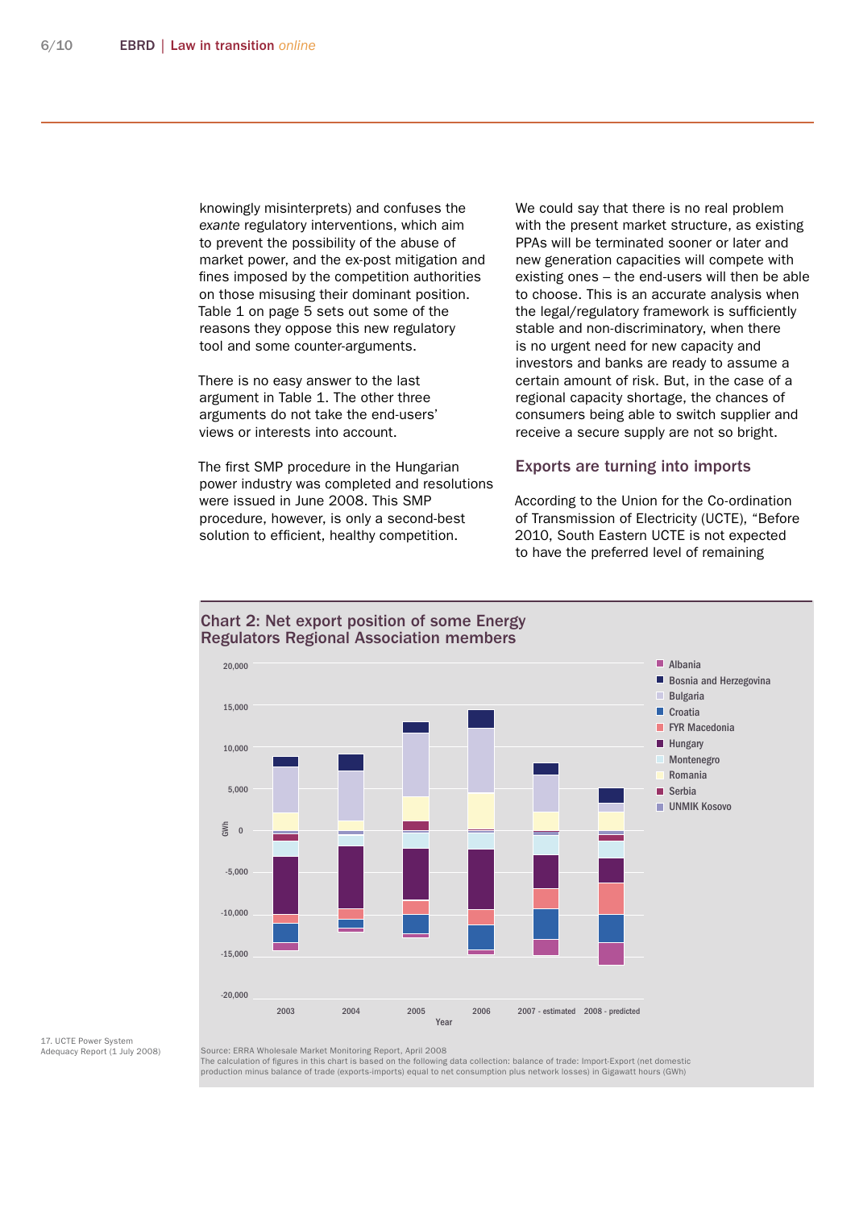knowingly misinterprets) and confuses the *exante* regulatory interventions, which aim to prevent the possibility of the abuse of market power, and the ex-post mitigation and fines imposed by the competition authorities on those misusing their dominant position. Table 1 on page 5 sets out some of the reasons they oppose this new regulatory tool and some counter-arguments.

There is no easy answer to the last argument in Table 1. The other three arguments do not take the end-users' views or interests into account.

The first SMP procedure in the Hungarian power industry was completed and resolutions were issued in June 2008. This SMP procedure, however, is only a second-best solution to efficient, healthy competition.

We could say that there is no real problem with the present market structure, as existing PPAs will be terminated sooner or later and new generation capacities will compete with existing ones – the end-users will then be able to choose. This is an accurate analysis when the legal/regulatory framework is sufficiently stable and non-discriminatory, when there is no urgent need for new capacity and investors and banks are ready to assume a certain amount of risk. But, in the case of a regional capacity shortage, the chances of consumers being able to switch supplier and receive a secure supply are not so bright.

## Exports are turning into imports

According to the Union for the Co-ordination of Transmission of Electricity (UCTE), "Before 2010, South Eastern UCTE is not expected to have the preferred level of remaining

### Chart 2: Net export position of some Energy Regulators Regional Association members

Legend: Albania, Bosnia and Herzegovina, Bulgaria, Croatia, FYR Macedonia, Hungary, Montenegro, Romania, Serbia, UNMIK Kosovo

Y-axis: GWh (20,000 to -20,000). X-axis: Year — 2003, 2004, 2005, 2006, 2007 - estimated, 2008 - predicted

Source: ERRA Wholesale Market Monitoring Report, April 2008
The calculation of figures in this chart is based on the following data collection: balance of trade: Import-Export (net domestic production minus balance of trade (exports-imports) equal to net consumption plus network losses) in Gigawatt hours (GWh)

17. UCTE Power System Adequacy Report (1 July 2008)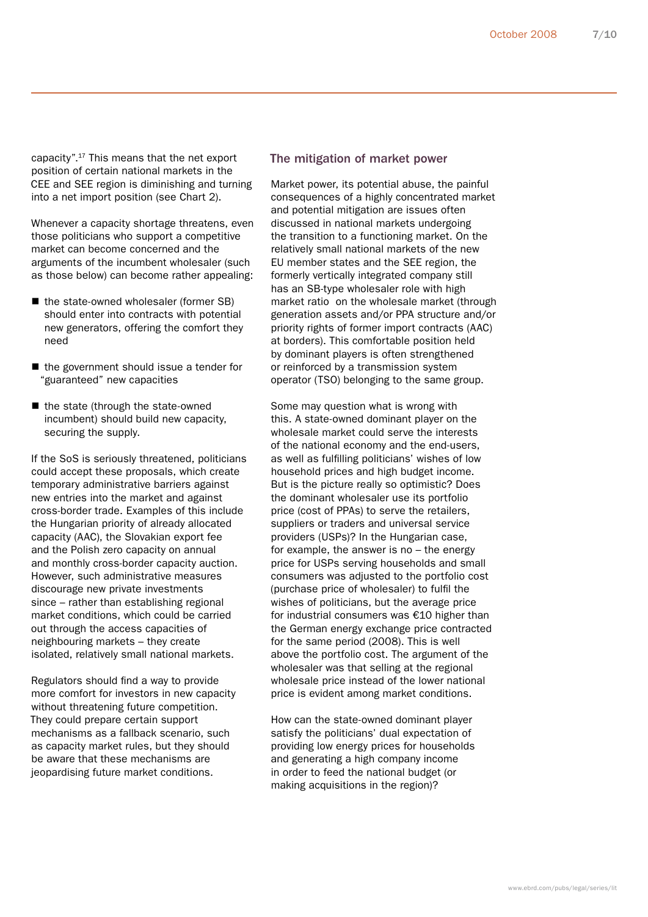capacity".[17] This means that the net export position of certain national markets in the CEE and SEE region is diminishing and turning into a net import position (see Chart 2).

Whenever a capacity shortage threatens, even those politicians who support a competitive market can become concerned and the arguments of the incumbent wholesaler (such as those below) can become rather appealing:

- the state-owned wholesaler (former SB) should enter into contracts with potential new generators, offering the comfort they need
- the government should issue a tender for "guaranteed" new capacities
- the state (through the state-owned incumbent) should build new capacity, securing the supply.

If the SoS is seriously threatened, politicians could accept these proposals, which create temporary administrative barriers against new entries into the market and against cross-border trade. Examples of this include the Hungarian priority of already allocated capacity (AAC), the Slovakian export fee and the Polish zero capacity on annual and monthly cross-border capacity auction. However, such administrative measures discourage new private investments since – rather than establishing regional market conditions, which could be carried out through the access capacities of neighbouring markets – they create isolated, relatively small national markets.

Regulators should find a way to provide more comfort for investors in new capacity without threatening future competition. They could prepare certain support mechanisms as a fallback scenario, such as capacity market rules, but they should be aware that these mechanisms are jeopardising future market conditions.

## The mitigation of market power

Market power, its potential abuse, the painful consequences of a highly concentrated market and potential mitigation are issues often discussed in national markets undergoing the transition to a functioning market. On the relatively small national markets of the new EU member states and the SEE region, the formerly vertically integrated company still has an SB-type wholesaler role with high market ratio on the wholesale market (through generation assets and/or PPA structure and/or priority rights of former import contracts (AAC) at borders). This comfortable position held by dominant players is often strengthened or reinforced by a transmission system operator (TSO) belonging to the same group.

Some may question what is wrong with this. A state-owned dominant player on the wholesale market could serve the interests of the national economy and the end-users, as well as fulfilling politicians' wishes of low household prices and high budget income. But is the picture really so optimistic? Does the dominant wholesaler use its portfolio price (cost of PPAs) to serve the retailers, suppliers or traders and universal service providers (USPs)? In the Hungarian case, for example, the answer is no – the energy price for USPs serving households and small consumers was adjusted to the portfolio cost (purchase price of wholesaler) to fulfil the wishes of politicians, but the average price for industrial consumers was €10 higher than the German energy exchange price contracted for the same period (2008). This is well above the portfolio cost. The argument of the wholesaler was that selling at the regional wholesale price instead of the lower national price is evident among market conditions.

How can the state-owned dominant player satisfy the politicians' dual expectation of providing low energy prices for households and generating a high company income in order to feed the national budget (or making acquisitions in the region)?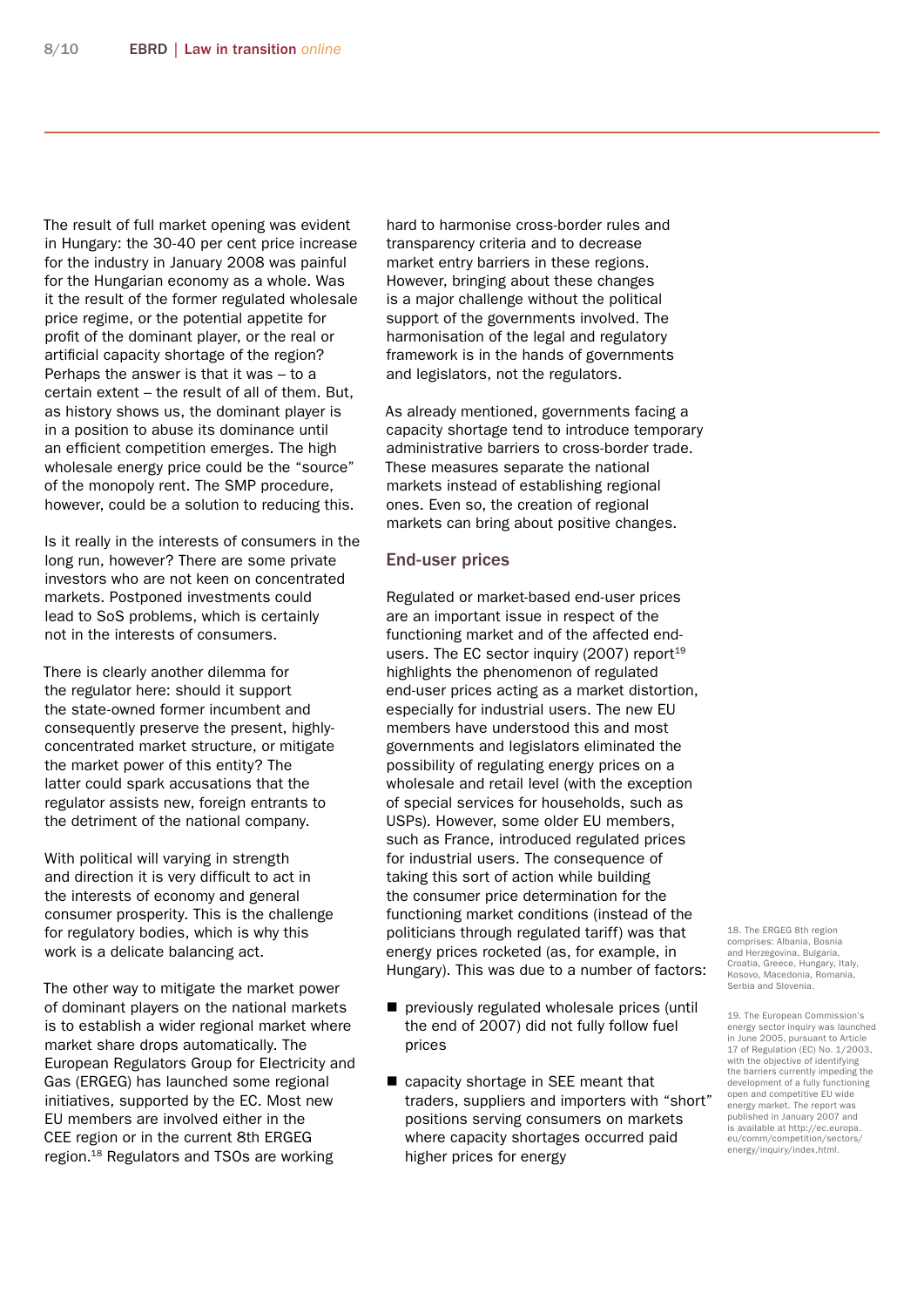The result of full market opening was evident in Hungary: the 30-40 per cent price increase for the industry in January 2008 was painful for the Hungarian economy as a whole. Was it the result of the former regulated wholesale price regime, or the potential appetite for profit of the dominant player, or the real or artificial capacity shortage of the region? Perhaps the answer is that it was – to a certain extent – the result of all of them. But, as history shows us, the dominant player is in a position to abuse its dominance until an efficient competition emerges. The high wholesale energy price could be the "source" of the monopoly rent. The SMP procedure, however, could be a solution to reducing this.

Is it really in the interests of consumers in the long run, however? There are some private investors who are not keen on concentrated markets. Postponed investments could lead to SoS problems, which is certainly not in the interests of consumers.

There is clearly another dilemma for the regulator here: should it support the state-owned former incumbent and consequently preserve the present, highly-concentrated market structure, or mitigate the market power of this entity? The latter could spark accusations that the regulator assists new, foreign entrants to the detriment of the national company.

With political will varying in strength and direction it is very difficult to act in the interests of economy and general consumer prosperity. This is the challenge for regulatory bodies, which is why this work is a delicate balancing act.

The other way to mitigate the market power of dominant players on the national markets is to establish a wider regional market where market share drops automatically. The European Regulators Group for Electricity and Gas (ERGEG) has launched some regional initiatives, supported by the EC. Most new EU members are involved either in the CEE region or in the current 8th ERGEG region.[18] Regulators and TSOs are working hard to harmonise cross-border rules and transparency criteria and to decrease market entry barriers in these regions. However, bringing about these changes is a major challenge without the political support of the governments involved. The harmonisation of the legal and regulatory framework is in the hands of governments and legislators, not the regulators.

As already mentioned, governments facing a capacity shortage tend to introduce temporary administrative barriers to cross-border trade. These measures separate the national markets instead of establishing regional ones. Even so, the creation of regional markets can bring about positive changes.

## End-user prices

Regulated or market-based end-user prices are an important issue in respect of the functioning market and of the affected end-users. The EC sector inquiry (2007) report[19] highlights the phenomenon of regulated end-user prices acting as a market distortion, especially for industrial users. The new EU members have understood this and most governments and legislators eliminated the possibility of regulating energy prices on a wholesale and retail level (with the exception of special services for households, such as USPs). However, some older EU members, such as France, introduced regulated prices for industrial users. The consequence of taking this sort of action while building the consumer price determination for the functioning market conditions (instead of the politicians through regulated tariff) was that energy prices rocketed (as, for example, in Hungary). This was due to a number of factors:

- previously regulated wholesale prices (until the end of 2007) did not fully follow fuel prices
- capacity shortage in SEE meant that traders, suppliers and importers with "short" positions serving consumers on markets where capacity shortages occurred paid higher prices for energy

18. The ERGEG 8th region comprises: Albania, Bosnia and Herzegovina, Bulgaria, Croatia, Greece, Hungary, Italy, Kosovo, Macedonia, Romania, Serbia and Slovenia.

19. The European Commission's energy sector inquiry was launched in June 2005, pursuant to Article 17 of Regulation (EC) No. 1/2003, with the objective of identifying the barriers currently impeding the development of a fully functioning open and competitive EU wide energy market. The report was published in January 2007 and is available at http://ec.europa.eu/comm/competition/sectors/energy/inquiry/index.html.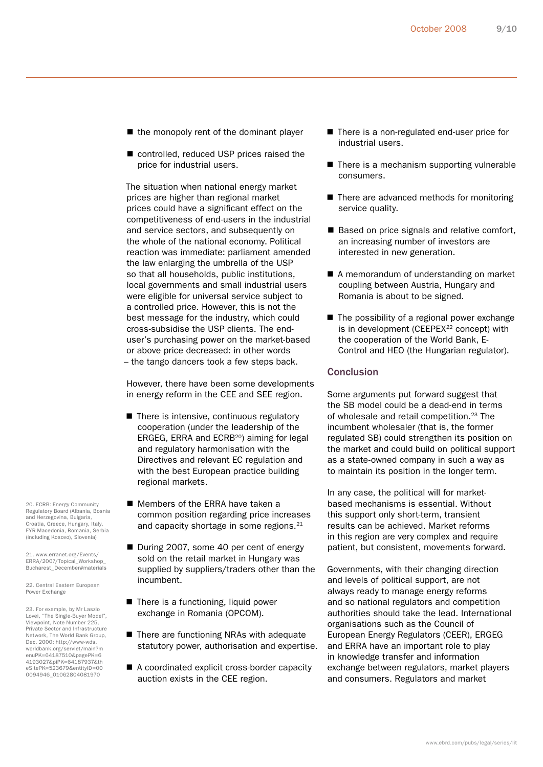- the monopoly rent of the dominant player
- controlled, reduced USP prices raised the price for industrial users.

The situation when national energy market prices are higher than regional market prices could have a significant effect on the competitiveness of end-users in the industrial and service sectors, and subsequently on the whole of the national economy. Political reaction was immediate: parliament amended the law enlarging the umbrella of the USP so that all households, public institutions, local governments and small industrial users were eligible for universal service subject to a controlled price. However, this is not the best message for the industry, which could cross-subsidise the USP clients. The end-user's purchasing power on the market-based or above price decreased: in other words – the tango dancers took a few steps back.

However, there have been some developments in energy reform in the CEE and SEE region.

- There is intensive, continuous regulatory cooperation (under the leadership of the ERGEG, ERRA and ECRB[20]) aiming for legal and regulatory harmonisation with the Directives and relevant EC regulation and with the best European practice building regional markets.
- Members of the ERRA have taken a common position regarding price increases and capacity shortage in some regions.[21]
- During 2007, some 40 per cent of energy sold on the retail market in Hungary was supplied by suppliers/traders other than the incumbent.
- There is a functioning, liquid power exchange in Romania (OPCOM).
- There are functioning NRAs with adequate statutory power, authorisation and expertise.
- A coordinated explicit cross-border capacity auction exists in the CEE region.
- There is a non-regulated end-user price for industrial users.
- There is a mechanism supporting vulnerable consumers.
- There are advanced methods for monitoring service quality.
- Based on price signals and relative comfort, an increasing number of investors are interested in new generation.
- A memorandum of understanding on market coupling between Austria, Hungary and Romania is about to be signed.
- The possibility of a regional power exchange is in development (CEEPEX[22] concept) with the cooperation of the World Bank, E-Control and HEO (the Hungarian regulator).

## Conclusion

Some arguments put forward suggest that the SB model could be a dead-end in terms of wholesale and retail competition.[23] The incumbent wholesaler (that is, the former regulated SB) could strengthen its position on the market and could build on political support as a state-owned company in such a way as to maintain its position in the longer term.

In any case, the political will for market-based mechanisms is essential. Without this support only short-term, transient results can be achieved. Market reforms in this region are very complex and require patient, but consistent, movements forward.

Governments, with their changing direction and levels of political support, are not always ready to manage energy reforms and so national regulators and competition authorities should take the lead. International organisations such as the Council of European Energy Regulators (CEER), ERGEG and ERRA have an important role to play in knowledge transfer and information exchange between regulators, market players and consumers. Regulators and market

20. ECRB: Energy Community Regulatory Board (Albania, Bosnia and Herzegovina, Bulgaria, Croatia, Greece, Hungary, Italy, FYR Macedonia, Romania, Serbia (including Kosovo), Slovenia)

21. www.erranet.org/Events/ERRA/2007/Topical_Workshop_Bucharest_December#materials

22. Central Eastern European Power Exchange

23. For example, by Mr Laszlo Lovei, "The Single-Buyer Model", Viewpoint, Note Number 225, Private Sector and Infrastructure Network, The World Bank Group, Dec. 2000: http://www-wds.worldbank.org/servlet/main?menuPK=64187510&pagePK=64193027&piPK=64187937&theSitePK=523679&entityID=000094946_01062804081970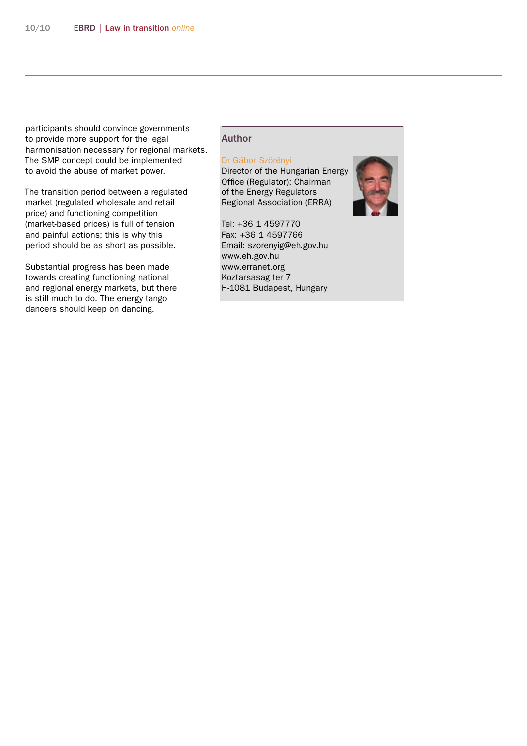participants should convince governments to provide more support for the legal harmonisation necessary for regional markets. The SMP concept could be implemented to avoid the abuse of market power.

The transition period between a regulated market (regulated wholesale and retail price) and functioning competition (market-based prices) is full of tension and painful actions; this is why this period should be as short as possible.

Substantial progress has been made towards creating functioning national and regional energy markets, but there is still much to do. The energy tango dancers should keep on dancing.

## Author

Dr Gábor Szörényi
Director of the Hungarian Energy Office (Regulator); Chairman of the Energy Regulators Regional Association (ERRA)

Tel: +36 1 4597770
Fax: +36 1 4597766
Email: szorenyig@eh.gov.hu
www.eh.gov.hu
www.erranet.org
Koztarsasag ter 7
H-1081 Budapest, Hungary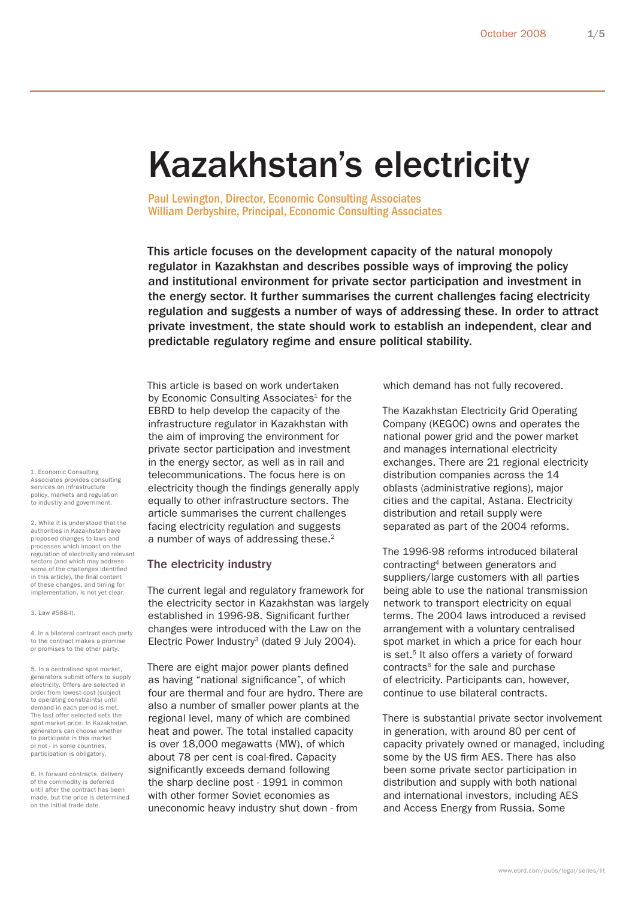# Kazakhstan's electricity

Paul Lewington, Director, Economic Consulting Associates
William Derbyshire, Principal, Economic Consulting Associates

**This article focuses on the development capacity of the natural monopoly regulator in Kazakhstan and describes possible ways of improving the policy and institutional environment for private sector participation and investment in the energy sector. It further summarises the current challenges facing electricity regulation and suggests a number of ways of addressing these. In order to attract private investment, the state should work to establish an independent, clear and predictable regulatory regime and ensure political stability.**

This article is based on work undertaken by Economic Consulting Associates[1] for the EBRD to help develop the capacity of the infrastructure regulator in Kazakhstan with the aim of improving the environment for private sector participation and investment in the energy sector, as well as in rail and telecommunications. The focus here is on electricity though the findings generally apply equally to other infrastructure sectors. The article summarises the current challenges facing electricity regulation and suggests a number of ways of addressing these.[2]

## The electricity industry

The current legal and regulatory framework for the electricity sector in Kazakhstan was largely established in 1996-98. Significant further changes were introduced with the Law on the Electric Power Industry[3] (dated 9 July 2004).

There are eight major power plants defined as having "national significance", of which four are thermal and four are hydro. There are also a number of smaller power plants at the regional level, many of which are combined heat and power. The total installed capacity is over 18,000 megawatts (MW), of which about 78 per cent is coal-fired. Capacity significantly exceeds demand following the sharp decline post - 1991 in common with other former Soviet economies as uneconomic heavy industry shut down - from which demand has not fully recovered.

The Kazakhstan Electricity Grid Operating Company (KEGOC) owns and operates the national power grid and the power market and manages international electricity exchanges. There are 21 regional electricity distribution companies across the 14 oblasts (administrative regions), major cities and the capital, Astana. Electricity distribution and retail supply were separated as part of the 2004 reforms.

The 1996-98 reforms introduced bilateral contracting[4] between generators and suppliers/large customers with all parties being able to use the national transmission network to transport electricity on equal terms. The 2004 laws introduced a revised arrangement with a voluntary centralised spot market in which a price for each hour is set.[5] It also offers a variety of forward contracts[6] for the sale and purchase of electricity. Participants can, however, continue to use bilateral contracts.

There is substantial private sector involvement in generation, with around 80 per cent of capacity privately owned or managed, including some by the US firm AES. There has also been some private sector participation in distribution and supply with both national and international investors, including AES and Access Energy from Russia. Some

---

1. Economic Consulting Associates provides consulting services on infrastructure policy, markets and regulation to industry and government.

2. While it is understood that the authorities in Kazakhstan have proposed changes to laws and processes which impact on the regulation of electricity and relevant sectors (and which may address some of the challenges identified in this article), the final content of these changes, and timing for implementation, is not yet clear.

3. Law #588-II.

4. In a bilateral contract each party to the contract makes a promise or promises to the other party.

5. In a centralised spot market, generators submit offers to supply electricity. Offers are selected in order from lowest-cost (subject to operating constraints) until demand in each period is met. The last offer selected sets the spot market price. In Kazakhstan, generators can choose whether to participate in this market or not - in some countries, participation is obligatory.

6. In forward contracts, delivery of the commodity is deferred until after the contract has been made, but the price is determined on the initial trade date.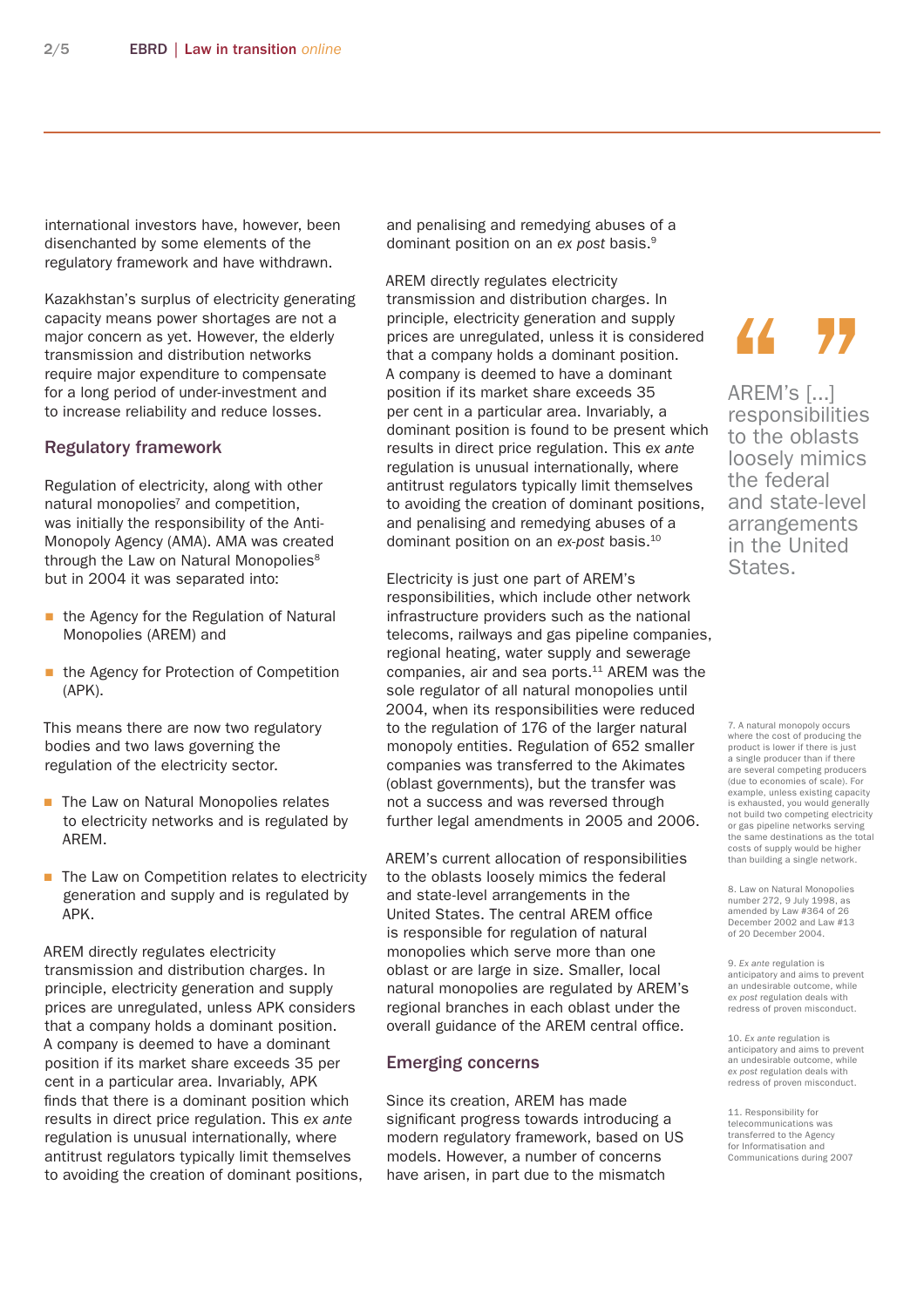international investors have, however, been disenchanted by some elements of the regulatory framework and have withdrawn.

Kazakhstan's surplus of electricity generating capacity means power shortages are not a major concern as yet. However, the elderly transmission and distribution networks require major expenditure to compensate for a long period of under-investment and to increase reliability and reduce losses.

## Regulatory framework

Regulation of electricity, along with other natural monopolies[7] and competition, was initially the responsibility of the Anti-Monopoly Agency (AMA). AMA was created through the Law on Natural Monopolies[8] but in 2004 it was separated into:

- the Agency for the Regulation of Natural Monopolies (AREM) and
- the Agency for Protection of Competition (APK).

This means there are now two regulatory bodies and two laws governing the regulation of the electricity sector.

- The Law on Natural Monopolies relates to electricity networks and is regulated by AREM.
- The Law on Competition relates to electricity generation and supply and is regulated by APK.

AREM directly regulates electricity transmission and distribution charges. In principle, electricity generation and supply prices are unregulated, unless APK considers that a company holds a dominant position. A company is deemed to have a dominant position if its market share exceeds 35 per cent in a particular area. Invariably, APK finds that there is a dominant position which results in direct price regulation. This *ex ante* regulation is unusual internationally, where antitrust regulators typically limit themselves to avoiding the creation of dominant positions, and penalising and remedying abuses of a dominant position on an *ex post* basis.[9]

AREM directly regulates electricity transmission and distribution charges. In principle, electricity generation and supply prices are unregulated, unless it is considered that a company holds a dominant position. A company is deemed to have a dominant position if its market share exceeds 35 per cent in a particular area. Invariably, a dominant position is found to be present which results in direct price regulation. This *ex ante* regulation is unusual internationally, where antitrust regulators typically limit themselves to avoiding the creation of dominant positions, and penalising and remedying abuses of a dominant position on an *ex-post* basis.[10]

Electricity is just one part of AREM's responsibilities, which include other network infrastructure providers such as the national telecoms, railways and gas pipeline companies, regional heating, water supply and sewerage companies, air and sea ports.[11] AREM was the sole regulator of all natural monopolies until 2004, when its responsibilities were reduced to the regulation of 176 of the larger natural monopoly entities. Regulation of 652 smaller companies was transferred to the Akimates (oblast governments), but the transfer was not a success and was reversed through further legal amendments in 2005 and 2006.

AREM's current allocation of responsibilities to the oblasts loosely mimics the federal and state-level arrangements in the United States. The central AREM office is responsible for regulation of natural monopolies which serve more than one oblast or are large in size. Smaller, local natural monopolies are regulated by AREM's regional branches in each oblast under the overall guidance of the AREM central office.

> "AREM's [...] responsibilities to the oblasts loosely mimics the federal and state-level arrangements in the United States."

## Emerging concerns

Since its creation, AREM has made significant progress towards introducing a modern regulatory framework, based on US models. However, a number of concerns have arisen, in part due to the mismatch

---

7. A natural monopoly occurs where the cost of producing the product is lower if there is just a single producer than if there are several competing producers (due to economies of scale). For example, unless existing capacity is exhausted, you would generally not build two competing electricity or gas pipeline networks serving the same destinations as the total costs of supply would be higher than building a single network.

8. Law on Natural Monopolies number 272, 9 July 1998, as amended by Law #364 of 26 December 2002 and Law #13 of 20 December 2004.

9. *Ex ante* regulation is anticipatory and aims to prevent an undesirable outcome, while *ex post* regulation deals with redress of proven misconduct.

10. *Ex ante* regulation is anticipatory and aims to prevent an undesirable outcome, while *ex post* regulation deals with redress of proven misconduct.

11. Responsibility for telecommunications was transferred to the Agency for Informatisation and Communications during 2007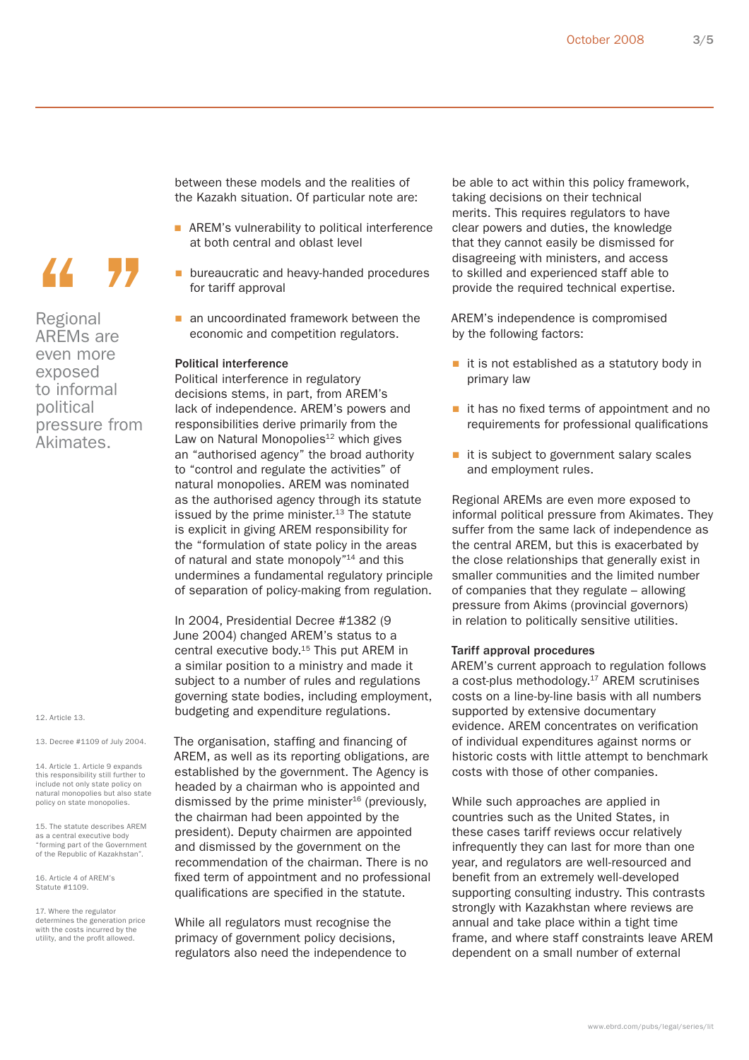between these models and the realities of the Kazakh situation. Of particular note are:

- AREM's vulnerability to political interference at both central and oblast level
- bureaucratic and heavy-handed procedures for tariff approval
- an uncoordinated framework between the economic and competition regulators.

> Regional AREMs are even more exposed to informal political pressure from Akimates.

**Political interference**
Political interference in regulatory decisions stems, in part, from AREM's lack of independence. AREM's powers and responsibilities derive primarily from the Law on Natural Monopolies[12] which gives an "authorised agency" the broad authority to "control and regulate the activities" of natural monopolies. AREM was nominated as the authorised agency through its statute issued by the prime minister.[13] The statute is explicit in giving AREM responsibility for the "formulation of state policy in the areas of natural and state monopoly"[14] and this undermines a fundamental regulatory principle of separation of policy-making from regulation.

In 2004, Presidential Decree #1382 (9 June 2004) changed AREM's status to a central executive body.[15] This put AREM in a similar position to a ministry and made it subject to a number of rules and regulations governing state bodies, including employment, budgeting and expenditure regulations.

The organisation, staffing and financing of AREM, as well as its reporting obligations, are established by the government. The Agency is headed by a chairman who is appointed and dismissed by the prime minister[16] (previously, the chairman had been appointed by the president). Deputy chairmen are appointed and dismissed by the government on the recommendation of the chairman. There is no fixed term of appointment and no professional qualifications are specified in the statute.

While all regulators must recognise the primacy of government policy decisions, regulators also need the independence to be able to act within this policy framework, taking decisions on their technical merits. This requires regulators to have clear powers and duties, the knowledge that they cannot easily be dismissed for disagreeing with ministers, and access to skilled and experienced staff able to provide the required technical expertise.

AREM's independence is compromised by the following factors:

- it is not established as a statutory body in primary law
- it has no fixed terms of appointment and no requirements for professional qualifications
- it is subject to government salary scales and employment rules.

Regional AREMs are even more exposed to informal political pressure from Akimates. They suffer from the same lack of independence as the central AREM, but this is exacerbated by the close relationships that generally exist in smaller communities and the limited number of companies that they regulate – allowing pressure from Akims (provincial governors) in relation to politically sensitive utilities.

**Tariff approval procedures**
AREM's current approach to regulation follows a cost-plus methodology.[17] AREM scrutinises costs on a line-by-line basis with all numbers supported by extensive documentary evidence. AREM concentrates on verification of individual expenditures against norms or historic costs with little attempt to benchmark costs with those of other companies.

While such approaches are applied in countries such as the United States, in these cases tariff reviews occur relatively infrequently they can last for more than one year, and regulators are well-resourced and benefit from an extremely well-developed supporting consulting industry. This contrasts strongly with Kazakhstan where reviews are annual and take place within a tight time frame, and where staff constraints leave AREM dependent on a small number of external

---

12. Article 13.

13. Decree #1109 of July 2004.

14. Article 1. Article 9 expands this responsibility still further to include not only state policy on natural monopolies but also state policy on state monopolies.

15. The statute describes AREM as a central executive body "forming part of the Government of the Republic of Kazakhstan".

16. Article 4 of AREM's Statute #1109.

17. Where the regulator determines the generation price with the costs incurred by the utility, and the profit allowed.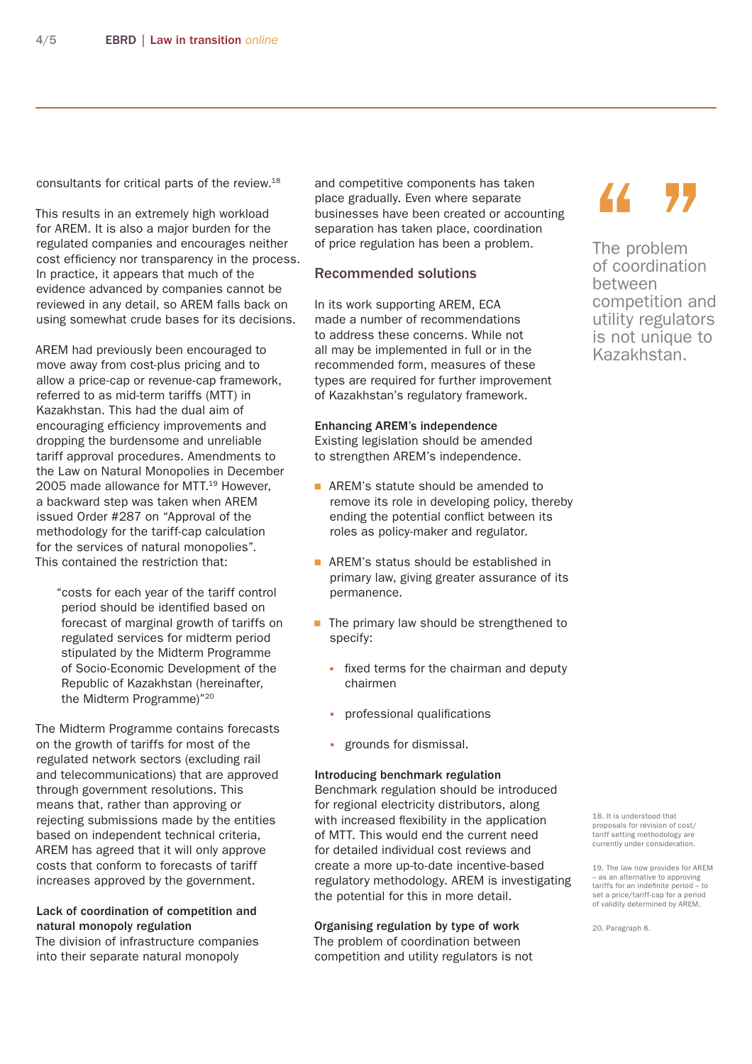consultants for critical parts of the review.[18]

This results in an extremely high workload for AREM. It is also a major burden for the regulated companies and encourages neither cost efficiency nor transparency in the process. In practice, it appears that much of the evidence advanced by companies cannot be reviewed in any detail, so AREM falls back on using somewhat crude bases for its decisions.

AREM had previously been encouraged to move away from cost-plus pricing and to allow a price-cap or revenue-cap framework, referred to as mid-term tariffs (MTT) in Kazakhstan. This had the dual aim of encouraging efficiency improvements and dropping the burdensome and unreliable tariff approval procedures. Amendments to the Law on Natural Monopolies in December 2005 made allowance for MTT.[19] However, a backward step was taken when AREM issued Order #287 on "Approval of the methodology for the tariff-cap calculation for the services of natural monopolies". This contained the restriction that:

> "costs for each year of the tariff control period should be identified based on forecast of marginal growth of tariffs on regulated services for midterm period stipulated by the Midterm Programme of Socio-Economic Development of the Republic of Kazakhstan (hereinafter, the Midterm Programme)"[20]

The Midterm Programme contains forecasts on the growth of tariffs for most of the regulated network sectors (excluding rail and telecommunications) that are approved through government resolutions. This means that, rather than approving or rejecting submissions made by the entities based on independent technical criteria, AREM has agreed that it will only approve costs that conform to forecasts of tariff increases approved by the government.

**Lack of coordination of competition and natural monopoly regulation**
The division of infrastructure companies into their separate natural monopoly and competitive components has taken place gradually. Even where separate businesses have been created or accounting separation has taken place, coordination of price regulation has been a problem.

## Recommended solutions

In its work supporting AREM, ECA made a number of recommendations to address these concerns. While not all may be implemented in full or in the recommended form, measures of these types are required for further improvement of Kazakhstan's regulatory framework.

**Enhancing AREM's independence**
Existing legislation should be amended to strengthen AREM's independence.

- AREM's statute should be amended to remove its role in developing policy, thereby ending the potential conflict between its roles as policy-maker and regulator.
- AREM's status should be established in primary law, giving greater assurance of its permanence.
- The primary law should be strengthened to specify:
  - fixed terms for the chairman and deputy chairmen
  - professional qualifications
  - grounds for dismissal.

**Introducing benchmark regulation**
Benchmark regulation should be introduced for regional electricity distributors, along with increased flexibility in the application of MTT. This would end the current need for detailed individual cost reviews and create a more up-to-date incentive-based regulatory methodology. AREM is investigating the potential for this in more detail.

**Organising regulation by type of work**
The problem of coordination between competition and utility regulators is not

> The problem of coordination between competition and utility regulators is not unique to Kazakhstan.

18. It is understood that proposals for revision of cost/tariff setting methodology are currently under consideration.

19. The law now provides for AREM – as an alternative to approving tariffs for an indefinite period – to set a price/tariff-cap for a period of validity determined by AREM.

20. Paragraph 8.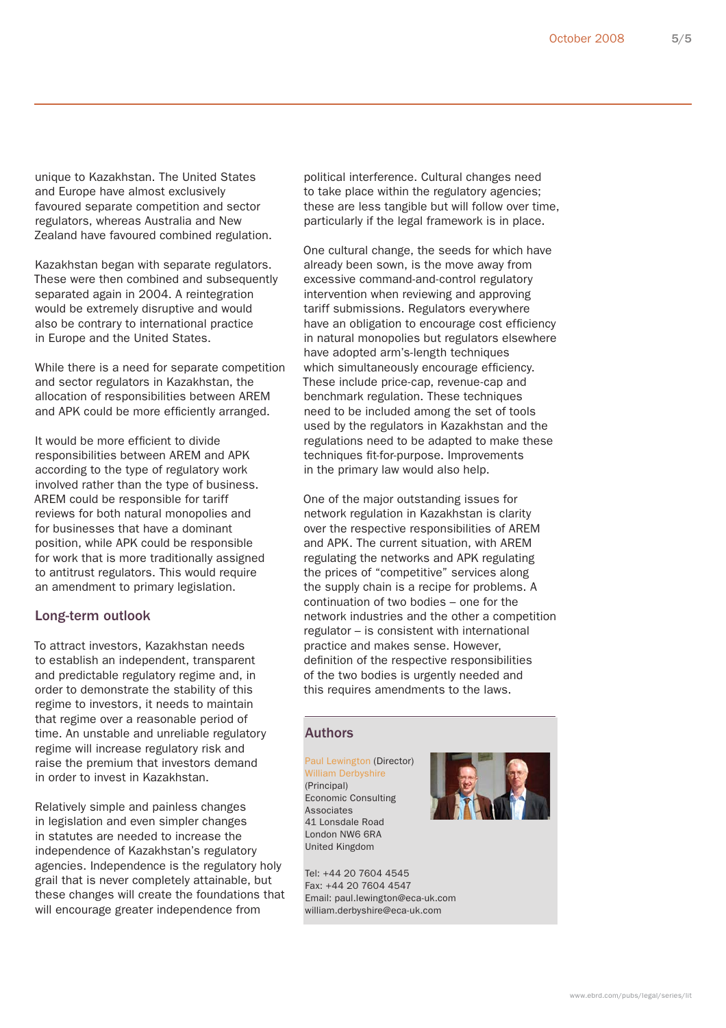unique to Kazakhstan. The United States and Europe have almost exclusively favoured separate competition and sector regulators, whereas Australia and New Zealand have favoured combined regulation.

Kazakhstan began with separate regulators. These were then combined and subsequently separated again in 2004. A reintegration would be extremely disruptive and would also be contrary to international practice in Europe and the United States.

While there is a need for separate competition and sector regulators in Kazakhstan, the allocation of responsibilities between AREM and APK could be more efficiently arranged.

It would be more efficient to divide responsibilities between AREM and APK according to the type of regulatory work involved rather than the type of business. AREM could be responsible for tariff reviews for both natural monopolies and for businesses that have a dominant position, while APK could be responsible for work that is more traditionally assigned to antitrust regulators. This would require an amendment to primary legislation.

## Long-term outlook

To attract investors, Kazakhstan needs to establish an independent, transparent and predictable regulatory regime and, in order to demonstrate the stability of this regime to investors, it needs to maintain that regime over a reasonable period of time. An unstable and unreliable regulatory regime will increase regulatory risk and raise the premium that investors demand in order to invest in Kazakhstan.

Relatively simple and painless changes in legislation and even simpler changes in statutes are needed to increase the independence of Kazakhstan's regulatory agencies. Independence is the regulatory holy grail that is never completely attainable, but these changes will create the foundations that will encourage greater independence from political interference. Cultural changes need to take place within the regulatory agencies; these are less tangible but will follow over time, particularly if the legal framework is in place.

One cultural change, the seeds for which have already been sown, is the move away from excessive command-and-control regulatory intervention when reviewing and approving tariff submissions. Regulators everywhere have an obligation to encourage cost efficiency in natural monopolies but regulators elsewhere have adopted arm's-length techniques which simultaneously encourage efficiency. These include price-cap, revenue-cap and benchmark regulation. These techniques need to be included among the set of tools used by the regulators in Kazakhstan and the regulations need to be adapted to make these techniques fit-for-purpose. Improvements in the primary law would also help.

One of the major outstanding issues for network regulation in Kazakhstan is clarity over the respective responsibilities of AREM and APK. The current situation, with AREM regulating the networks and APK regulating the prices of "competitive" services along the supply chain is a recipe for problems. A continuation of two bodies – one for the network industries and the other a competition regulator – is consistent with international practice and makes sense. However, definition of the respective responsibilities of the two bodies is urgently needed and this requires amendments to the laws.

## Authors

Paul Lewington (Director)
William Derbyshire (Principal)
Economic Consulting Associates
41 Lonsdale Road
London NW6 6RA
United Kingdom

Tel: +44 20 7604 4545
Fax: +44 20 7604 4547
Email: paul.lewington@eca-uk.com
william.derbyshire@eca-uk.com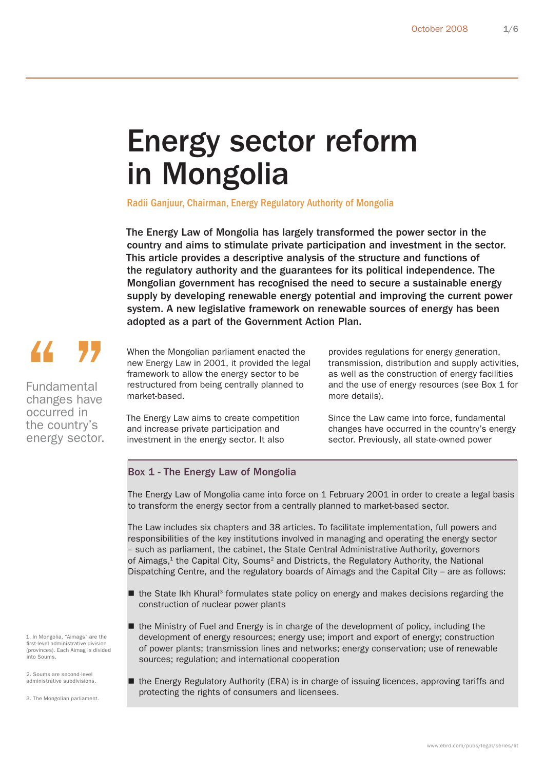# Energy sector reform in Mongolia

Radii Ganjuur, Chairman, Energy Regulatory Authority of Mongolia

**The Energy Law of Mongolia has largely transformed the power sector in the country and aims to stimulate private participation and investment in the sector. This article provides a descriptive analysis of the structure and functions of the regulatory authority and the guarantees for its political independence. The Mongolian government has recognised the need to secure a sustainable energy supply by developing renewable energy potential and improving the current power system. A new legislative framework on renewable sources of energy has been adopted as a part of the Government Action Plan.**

> Fundamental changes have occurred in the country's energy sector.

When the Mongolian parliament enacted the new Energy Law in 2001, it provided the legal framework to allow the energy sector to be restructured from being centrally planned to market-based.

The Energy Law aims to create competition and increase private participation and investment in the energy sector. It also provides regulations for energy generation, transmission, distribution and supply activities, as well as the construction of energy facilities and the use of energy resources (see Box 1 for more details).

Since the Law came into force, fundamental changes have occurred in the country's energy sector. Previously, all state-owned power

### Box 1 - The Energy Law of Mongolia

The Energy Law of Mongolia came into force on 1 February 2001 in order to create a legal basis to transform the energy sector from a centrally planned to market-based sector.

The Law includes six chapters and 38 articles. To facilitate implementation, full powers and responsibilities of the key institutions involved in managing and operating the energy sector – such as parliament, the cabinet, the State Central Administrative Authority, governors of Aimags,[1] the Capital City, Soums[2] and Districts, the Regulatory Authority, the National Dispatching Centre, and the regulatory boards of Aimags and the Capital City – are as follows:

- the State Ikh Khural[3] formulates state policy on energy and makes decisions regarding the construction of nuclear power plants
- the Ministry of Fuel and Energy is in charge of the development of policy, including the development of energy resources; energy use; import and export of energy; construction of power plants; transmission lines and networks; energy conservation; use of renewable sources; regulation; and international cooperation
- the Energy Regulatory Authority (ERA) is in charge of issuing licences, approving tariffs and protecting the rights of consumers and licensees.

1. In Mongolia, "Aimags" are the first-level administrative division (provinces). Each Aimag is divided into Soums.

2. Soums are second-level administrative subdivisions.

3. The Mongolian parliament.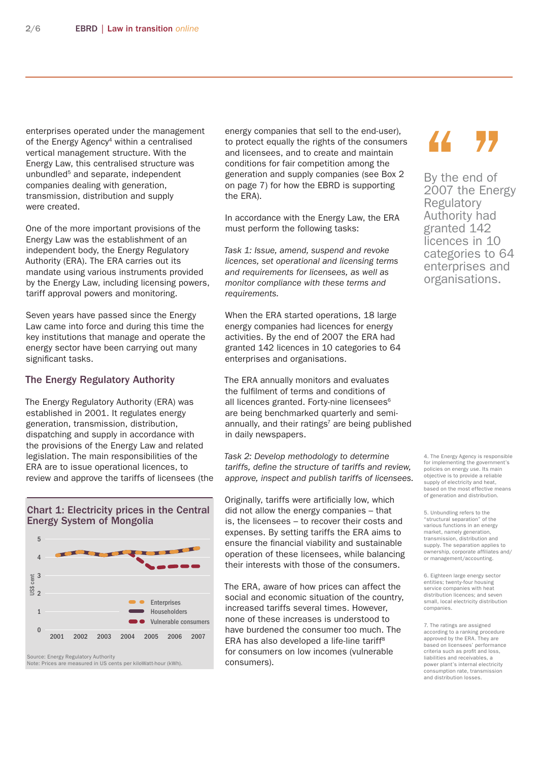enterprises operated under the management of the Energy Agency[4] within a centralised vertical management structure. With the Energy Law, this centralised structure was unbundled[5] and separate, independent companies dealing with generation, transmission, distribution and supply were created.

One of the more important provisions of the Energy Law was the establishment of an independent body, the Energy Regulatory Authority (ERA). The ERA carries out its mandate using various instruments provided by the Energy Law, including licensing powers, tariff approval powers and monitoring.

Seven years have passed since the Energy Law came into force and during this time the key institutions that manage and operate the energy sector have been carrying out many significant tasks.

## The Energy Regulatory Authority

The Energy Regulatory Authority (ERA) was established in 2001. It regulates energy generation, transmission, distribution, dispatching and supply in accordance with the provisions of the Energy Law and related legislation. The main responsibilities of the ERA are to issue operational licences, to review and approve the tariffs of licensees (the energy companies that sell to the end-user), to protect equally the rights of the consumers and licensees, and to create and maintain conditions for fair competition among the generation and supply companies (see Box 2 on page 7) for how the EBRD is supporting the ERA).

**Chart 1: Electricity prices in the Central Energy System of Mongolia**

Legend: Enterprises; Householders; Vulnerable consumers (US$ cent, 2001–2007)

Source: Energy Regulatory Authority
Note: Prices are measured in US cents per kiloWatt-hour (kWh).

In accordance with the Energy Law, the ERA must perform the following tasks:

*Task 1: Issue, amend, suspend and revoke licences, set operational and licensing terms and requirements for licensees, as well as monitor compliance with these terms and requirements.*

When the ERA started operations, 18 large energy companies had licences for energy activities. By the end of 2007 the ERA had granted 142 licences in 10 categories to 64 enterprises and organisations.

The ERA annually monitors and evaluates the fulfilment of terms and conditions of all licences granted. Forty-nine licensees[6] are being benchmarked quarterly and semi-annually, and their ratings[7] are being published in daily newspapers.

*Task 2: Develop methodology to determine tariffs, define the structure of tariffs and review, approve, inspect and publish tariffs of licensees.*

Originally, tariffs were artificially low, which did not allow the energy companies – that is, the licensees – to recover their costs and expenses. By setting tariffs the ERA aims to ensure the financial viability and sustainable operation of these licensees, while balancing their interests with those of the consumers.

The ERA, aware of how prices can affect the social and economic situation of the country, increased tariffs several times. However, none of these increases is understood to have burdened the consumer too much. The ERA has also developed a life-line tariff[8] for consumers on low incomes (vulnerable consumers).

> By the end of 2007 the Energy Regulatory Authority had granted 142 licences in 10 categories to 64 enterprises and organisations.

4. The Energy Agency is responsible for implementing the government's policies on energy use. Its main objective is to provide a reliable supply of electricity and heat, based on the most effective means of generation and distribution.

5. Unbundling refers to the "structural separation" of the various functions in an energy market, namely generation, transmission, distribution and supply. The separation applies to ownership, corporate affiliates and/or management/accounting.

6. Eighteen large energy sector entities; twenty-four housing service companies with heat distribution licences; and seven small, local electricity distribution companies.

7. The ratings are assigned according to a ranking procedure approved by the ERA. They are based on licensees' performance criteria such as profit and loss, liabilities and receivables, a power plant's internal electricity consumption rate, transmission and distribution losses.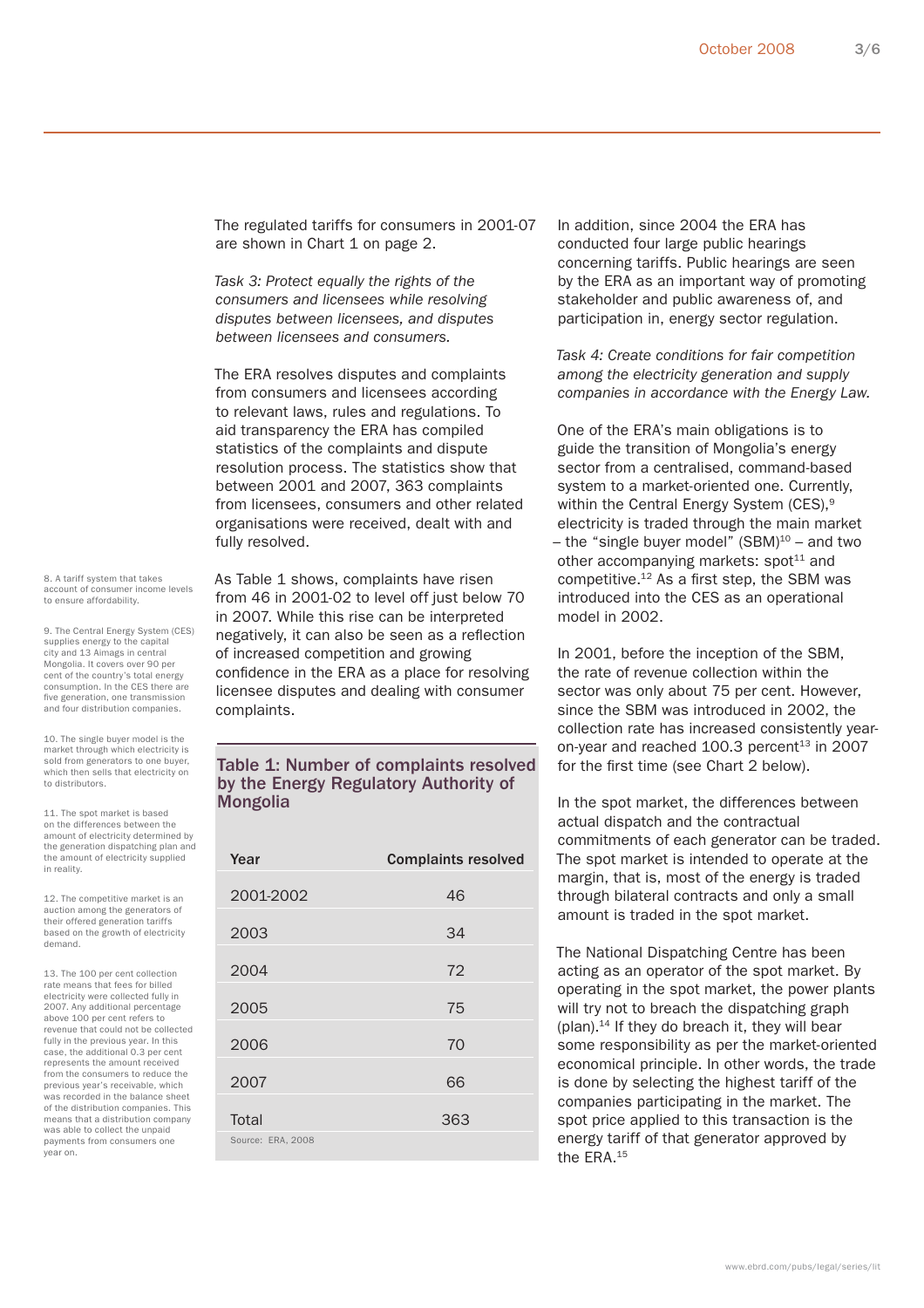The regulated tariffs for consumers in 2001-07 are shown in Chart 1 on page 2.

*Task 3: Protect equally the rights of the consumers and licensees while resolving disputes between licensees, and disputes between licensees and consumers.*

The ERA resolves disputes and complaints from consumers and licensees according to relevant laws, rules and regulations. To aid transparency the ERA has compiled statistics of the complaints and dispute resolution process. The statistics show that between 2001 and 2007, 363 complaints from licensees, consumers and other related organisations were received, dealt with and fully resolved.

As Table 1 shows, complaints have risen from 46 in 2001-02 to level off just below 70 in 2007. While this rise can be interpreted negatively, it can also be seen as a reflection of increased competition and growing confidence in the ERA as a place for resolving licensee disputes and dealing with consumer complaints.

**Table 1: Number of complaints resolved by the Energy Regulatory Authority of Mongolia**

| Year | Complaints resolved |
|---|---|
| 2001-2002 | 46 |
| 2003 | 34 |
| 2004 | 72 |
| 2005 | 75 |
| 2006 | 70 |
| 2007 | 66 |
| Total | 363 |

Source: ERA, 2008

In addition, since 2004 the ERA has conducted four large public hearings concerning tariffs. Public hearings are seen by the ERA as an important way of promoting stakeholder and public awareness of, and participation in, energy sector regulation.

*Task 4: Create conditions for fair competition among the electricity generation and supply companies in accordance with the Energy Law.*

One of the ERA's main obligations is to guide the transition of Mongolia's energy sector from a centralised, command-based system to a market-oriented one. Currently, within the Central Energy System (CES),[9] electricity is traded through the main market – the "single buyer model" (SBM)[10] – and two other accompanying markets: spot[11] and competitive.[12] As a first step, the SBM was introduced into the CES as an operational model in 2002.

In 2001, before the inception of the SBM, the rate of revenue collection within the sector was only about 75 per cent. However, since the SBM was introduced in 2002, the collection rate has increased consistently year-on-year and reached 100.3 percent[13] in 2007 for the first time (see Chart 2 below).

In the spot market, the differences between actual dispatch and the contractual commitments of each generator can be traded. The spot market is intended to operate at the margin, that is, most of the energy is traded through bilateral contracts and only a small amount is traded in the spot market.

The National Dispatching Centre has been acting as an operator of the spot market. By operating in the spot market, the power plants will try not to breach the dispatching graph (plan).[14] If they do breach it, they will bear some responsibility as per the market-oriented economical principle. In other words, the trade is done by selecting the highest tariff of the companies participating in the market. The spot price applied to this transaction is the energy tariff of that generator approved by the ERA.[15]

8. A tariff system that takes account of consumer income levels to ensure affordability.

9. The Central Energy System (CES) supplies energy to the capital city and 13 Aimags in central Mongolia. It covers over 90 per cent of the country's total energy consumption. In the CES there are five generation, one transmission and four distribution companies.

10. The single buyer model is the market through which electricity is sold from generators to one buyer, which then sells that electricity on to distributors.

11. The spot market is based on the differences between the amount of electricity determined by the generation dispatching plan and the amount of electricity supplied in reality.

12. The competitive market is an auction among the generators of their offered generation tariffs based on the growth of electricity demand.

13. The 100 per cent collection rate means that fees for billed electricity were collected fully in 2007. Any additional percentage above 100 per cent refers to revenue that could not be collected fully in the previous year. In this case, the additional 0.3 per cent represents the amount received from the consumers to reduce the previous year's receivable, which was recorded in the balance sheet of the distribution companies. This means that a distribution company was able to collect the unpaid payments from consumers one year on.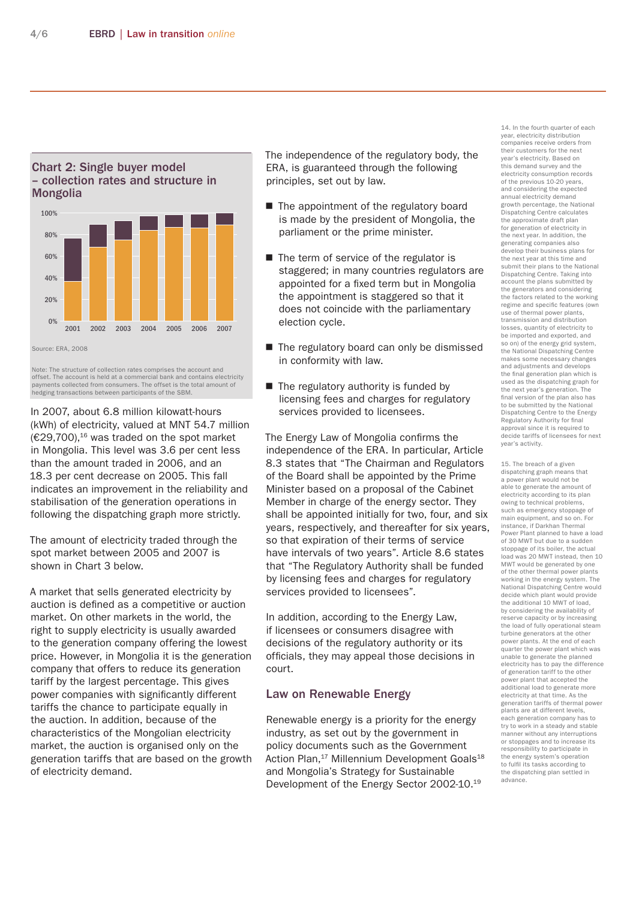## Chart 2: Single buyer model – collection rates and structure in Mongolia

Source: ERA, 2008

Note: The structure of collection rates comprises the account and offset. The account is held at a commercial bank and contains electricity payments collected from consumers. The offset is the total amount of hedging transactions between participants of the SBM.

In 2007, about 6.8 million kilowatt-hours (kWh) of electricity, valued at MNT 54.7 million (€29,700),[16] was traded on the spot market in Mongolia. This level was 3.6 per cent less than the amount traded in 2006, and an 18.3 per cent decrease on 2005. This fall indicates an improvement in the reliability and stabilisation of the generation operations in following the dispatching graph more strictly.

The amount of electricity traded through the spot market between 2005 and 2007 is shown in Chart 3 below.

A market that sells generated electricity by auction is defined as a competitive or auction market. On other markets in the world, the right to supply electricity is usually awarded to the generation company offering the lowest price. However, in Mongolia it is the generation company that offers to reduce its generation tariff by the largest percentage. This gives power companies with significantly different tariffs the chance to participate equally in the auction. In addition, because of the characteristics of the Mongolian electricity market, the auction is organised only on the generation tariffs that are based on the growth of electricity demand.

The independence of the regulatory body, the ERA, is guaranteed through the following principles, set out by law.

- The appointment of the regulatory board is made by the president of Mongolia, the parliament or the prime minister.
- The term of service of the regulator is staggered; in many countries regulators are appointed for a fixed term but in Mongolia the appointment is staggered so that it does not coincide with the parliamentary election cycle.
- The regulatory board can only be dismissed in conformity with law.
- The regulatory authority is funded by licensing fees and charges for regulatory services provided to licensees.

The Energy Law of Mongolia confirms the independence of the ERA. In particular, Article 8.3 states that "The Chairman and Regulators of the Board shall be appointed by the Prime Minister based on a proposal of the Cabinet Member in charge of the energy sector. They shall be appointed initially for two, four, and six years, respectively, and thereafter for six years, so that expiration of their terms of service have intervals of two years". Article 8.6 states that "The Regulatory Authority shall be funded by licensing fees and charges for regulatory services provided to licensees".

In addition, according to the Energy Law, if licensees or consumers disagree with decisions of the regulatory authority or its officials, they may appeal those decisions in court.

### Law on Renewable Energy

Renewable energy is a priority for the energy industry, as set out by the government in policy documents such as the Government Action Plan,[17] Millennium Development Goals[18] and Mongolia's Strategy for Sustainable Development of the Energy Sector 2002-10.[19]

14. In the fourth quarter of each year, electricity distribution companies receive orders from their customers for the next year's electricity. Based on this demand survey and the electricity consumption records of the previous 10-20 years, and considering the expected annual electricity demand growth percentage, the National Dispatching Centre calculates the approximate draft plan for generation of electricity in the next year. In addition, the generating companies also develop their business plans for the next year at this time and submit their plans to the National Dispatching Centre. Taking into account the plans submitted by the generators and considering the factors related to the working regime and specific features (own use of thermal power plants, transmission and distribution losses, quantity of electricity to be imported and exported, and so on) of the energy grid system, the National Dispatching Centre makes some necessary changes and adjustments and develops the final generation plan which is used as the dispatching graph for the next year's generation. The final version of the plan also has to be submitted by the National Dispatching Centre to the Energy Regulatory Authority for final approval since it is required to decide tariffs of licensees for next year's activity.

15. The breach of a given dispatching graph means that a power plant would not be able to generate the amount of electricity according to its plan owing to technical problems, such as emergency stoppage of main equipment, and so on. For instance, if Darkhan Thermal Power Plant planned to have a load of 30 MWT but due to a sudden stoppage of its boiler, the actual load was 20 MWT instead, then 10 MWT would be generated by one of the other thermal power plants working in the energy system. The National Dispatching Centre would decide which plant would provide the additional 10 MWT of load, by considering the availability of reserve capacity or by increasing the load of fully operational steam turbine generators at the other power plants. At the end of each quarter the power plant which was unable to generate the planned electricity has to pay the difference of generation tariff to the other power plant that accepted the additional load to generate more electricity at that time. As the generation tariffs of thermal power plants are at different levels, each generation company has to try to work in a steady and stable manner without any interruptions or stoppages and to increase its responsibility to participate in the energy system's operation to fulfil its tasks according to the dispatching plan settled in advance.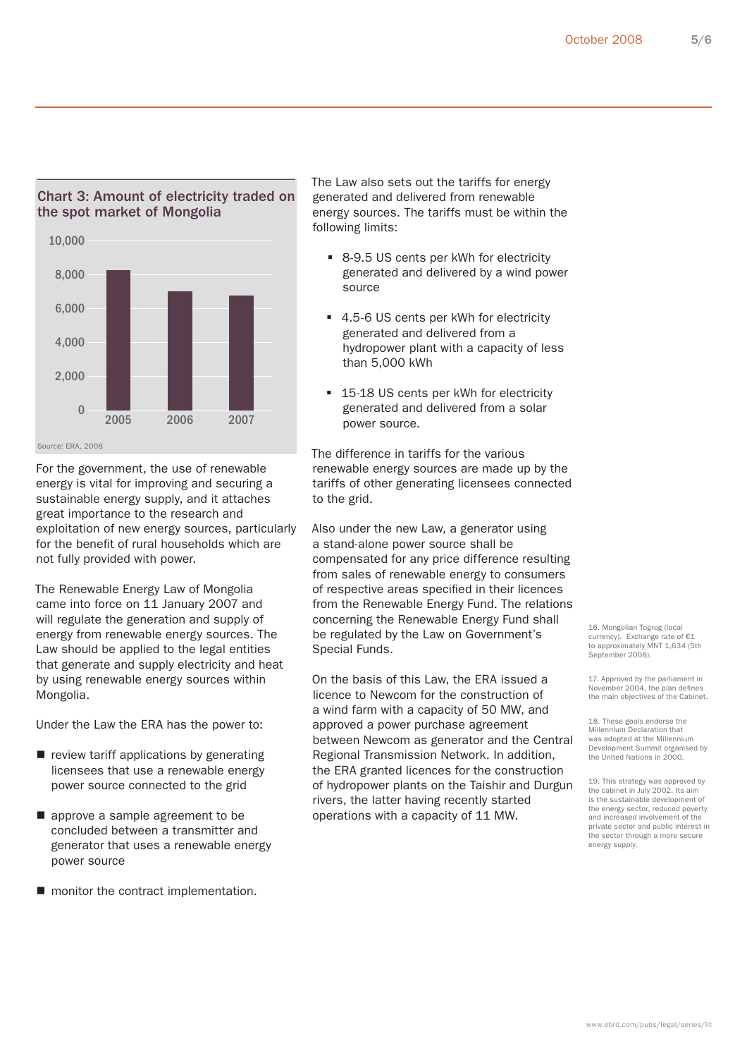**Chart 3: Amount of electricity traded on the spot market of Mongolia**

Source: ERA, 2008

For the government, the use of renewable energy is vital for improving and securing a sustainable energy supply, and it attaches great importance to the research and exploitation of new energy sources, particularly for the benefit of rural households which are not fully provided with power.

The Renewable Energy Law of Mongolia came into force on 11 January 2007 and will regulate the generation and supply of energy from renewable energy sources. The Law should be applied to the legal entities that generate and supply electricity and heat by using renewable energy sources within Mongolia.

Under the Law the ERA has the power to:

- review tariff applications by generating licensees that use a renewable energy power source connected to the grid
- approve a sample agreement to be concluded between a transmitter and generator that uses a renewable energy power source
- monitor the contract implementation.

The Law also sets out the tariffs for energy generated and delivered from renewable energy sources. The tariffs must be within the following limits:

- 8-9.5 US cents per kWh for electricity generated and delivered by a wind power source
- 4.5-6 US cents per kWh for electricity generated and delivered from a hydropower plant with a capacity of less than 5,000 kWh
- 15-18 US cents per kWh for electricity generated and delivered from a solar power source.

The difference in tariffs for the various renewable energy sources are made up by the tariffs of other generating licensees connected to the grid.

Also under the new Law, a generator using a stand-alone power source shall be compensated for any price difference resulting from sales of renewable energy to consumers of respective areas specified in their licences from the Renewable Energy Fund. The relations concerning the Renewable Energy Fund shall be regulated by the Law on Government's Special Funds.

On the basis of this Law, the ERA issued a licence to Newcom for the construction of a wind farm with a capacity of 50 MW, and approved a power purchase agreement between Newcom as generator and the Central Regional Transmission Network. In addition, the ERA granted licences for the construction of hydropower plants on the Taishir and Durgun rivers, the latter having recently started operations with a capacity of 11 MW.

16. Mongolian Togrog (local currency). Exchange rate of €1 to approximately MNT 1,634 (5th September 2008).

17. Approved by the parliament in November 2004, the plan defines the main objectives of the Cabinet.

18. These goals endorse the Millennium Declaration that was adopted at the Millennium Development Summit organised by the United Nations in 2000.

19. This strategy was approved by the cabinet in July 2002. Its aim is the sustainable development of the energy sector, reduced poverty and increased involvement of the private sector and public interest in the sector through a more secure energy supply.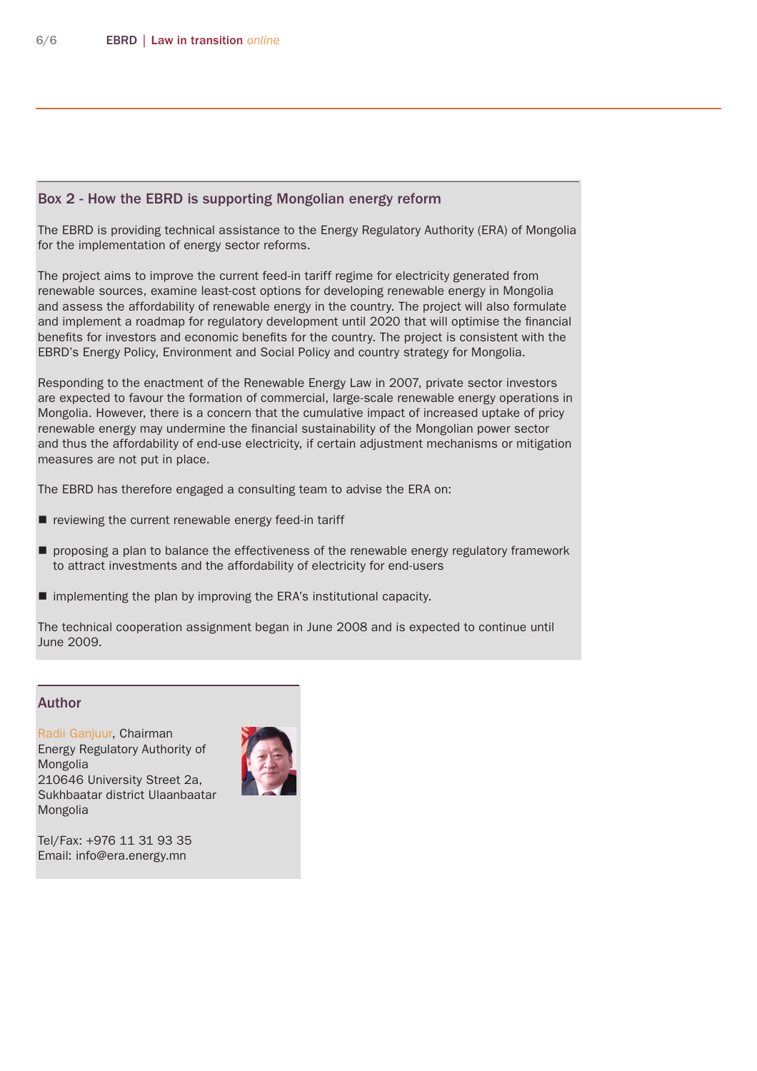## Box 2 - How the EBRD is supporting Mongolian energy reform

The EBRD is providing technical assistance to the Energy Regulatory Authority (ERA) of Mongolia for the implementation of energy sector reforms.

The project aims to improve the current feed-in tariff regime for electricity generated from renewable sources, examine least-cost options for developing renewable energy in Mongolia and assess the affordability of renewable energy in the country. The project will also formulate and implement a roadmap for regulatory development until 2020 that will optimise the financial benefits for investors and economic benefits for the country. The project is consistent with the EBRD's Energy Policy, Environment and Social Policy and country strategy for Mongolia.

Responding to the enactment of the Renewable Energy Law in 2007, private sector investors are expected to favour the formation of commercial, large-scale renewable energy operations in Mongolia. However, there is a concern that the cumulative impact of increased uptake of pricy renewable energy may undermine the financial sustainability of the Mongolian power sector and thus the affordability of end-use electricity, if certain adjustment mechanisms or mitigation measures are not put in place.

The EBRD has therefore engaged a consulting team to advise the ERA on:

- reviewing the current renewable energy feed-in tariff
- proposing a plan to balance the effectiveness of the renewable energy regulatory framework to attract investments and the affordability of electricity for end-users
- implementing the plan by improving the ERA's institutional capacity.

The technical cooperation assignment began in June 2008 and is expected to continue until June 2009.

## Author

Radii Ganjuur, Chairman
Energy Regulatory Authority of Mongolia
210646 University Street 2a,
Sukhbaatar district Ulaanbaatar
Mongolia

Tel/Fax: +976 11 31 93 35
Email: info@era.energy.mn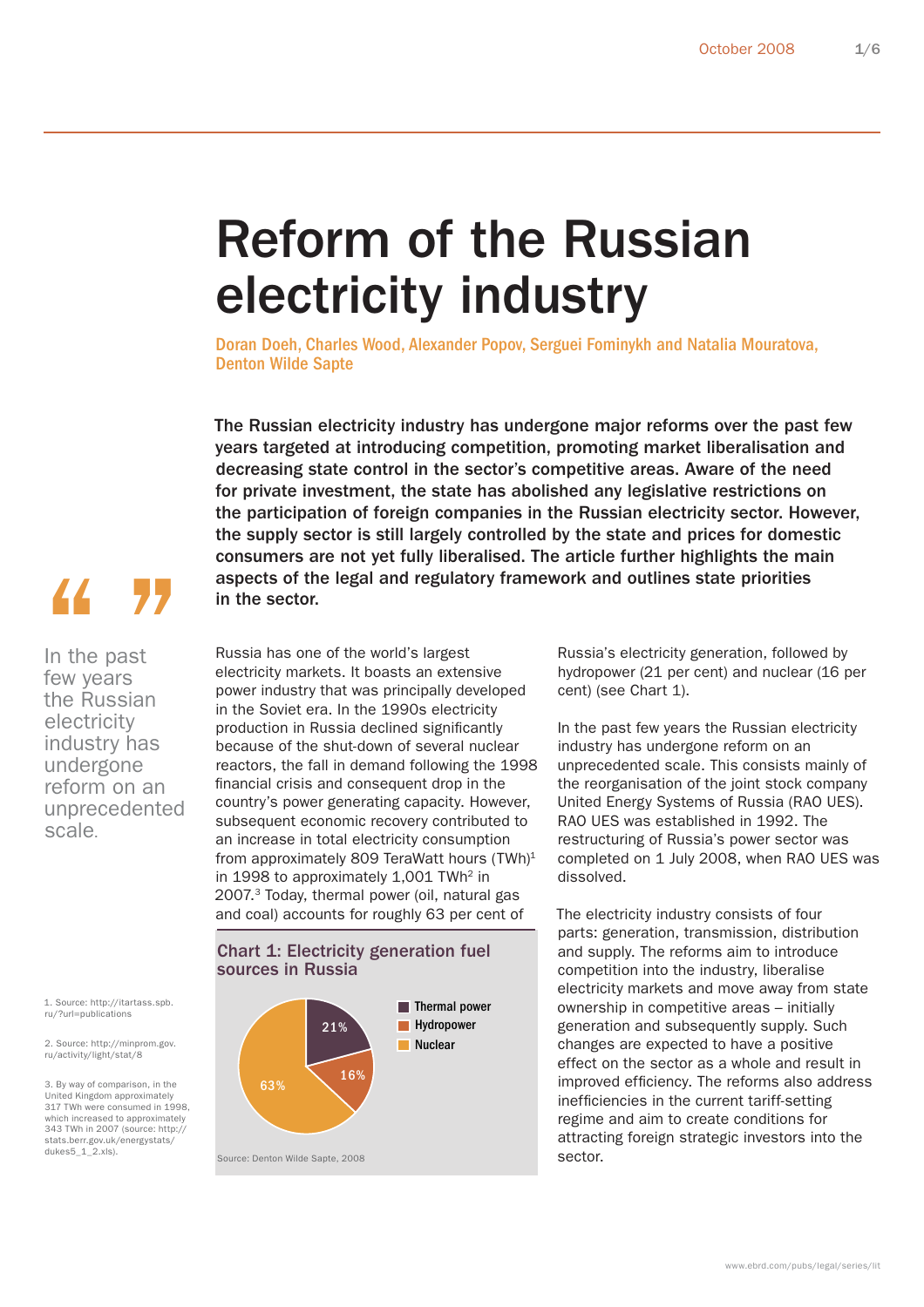# Reform of the Russian electricity industry

Doran Doeh, Charles Wood, Alexander Popov, Serguei Fominykh and Natalia Mouratova, Denton Wilde Sapte

**The Russian electricity industry has undergone major reforms over the past few years targeted at introducing competition, promoting market liberalisation and decreasing state control in the sector's competitive areas. Aware of the need for private investment, the state has abolished any legislative restrictions on the participation of foreign companies in the Russian electricity sector. However, the supply sector is still largely controlled by the state and prices for domestic consumers are not yet fully liberalised. The article further highlights the main aspects of the legal and regulatory framework and outlines state priorities in the sector.**

> In the past few years the Russian electricity industry has undergone reform on an unprecedented scale.

Russia has one of the world's largest electricity markets. It boasts an extensive power industry that was principally developed in the Soviet era. In the 1990s electricity production in Russia declined significantly because of the shut-down of several nuclear reactors, the fall in demand following the 1998 financial crisis and consequent drop in the country's power generating capacity. However, subsequent economic recovery contributed to an increase in total electricity consumption from approximately 809 TeraWatt hours (TWh)[1] in 1998 to approximately 1,001 TWh[2] in 2007.[3] Today, thermal power (oil, natural gas and coal) accounts for roughly 63 per cent of Russia's electricity generation, followed by hydropower (21 per cent) and nuclear (16 per cent) (see Chart 1).

**Chart 1: Electricity generation fuel sources in Russia**

| Source | Share |
|---|---|
| Thermal power | 63% |
| Hydropower | 21% |
| Nuclear | 16% |

Source: Denton Wilde Sapte, 2008

In the past few years the Russian electricity industry has undergone reform on an unprecedented scale. This consists mainly of the reorganisation of the joint stock company United Energy Systems of Russia (RAO UES). RAO UES was established in 1992. The restructuring of Russia's power sector was completed on 1 July 2008, when RAO UES was dissolved.

The electricity industry consists of four parts: generation, transmission, distribution and supply. The reforms aim to introduce competition into the industry, liberalise electricity markets and move away from state ownership in competitive areas – initially generation and subsequently supply. Such changes are expected to have a positive effect on the sector as a whole and result in improved efficiency. The reforms also address inefficiencies in the current tariff-setting regime and aim to create conditions for attracting foreign strategic investors into the sector.

1. Source: http://itartass.spb.ru/?url=publications

2. Source: http://minprom.gov.ru/activity/light/stat/8

3. By way of comparison, in the United Kingdom approximately 317 TWh were consumed in 1998, which increased to approximately 343 TWh in 2007 (source: http://stats.berr.gov.uk/energystats/dukes5_1_2.xls).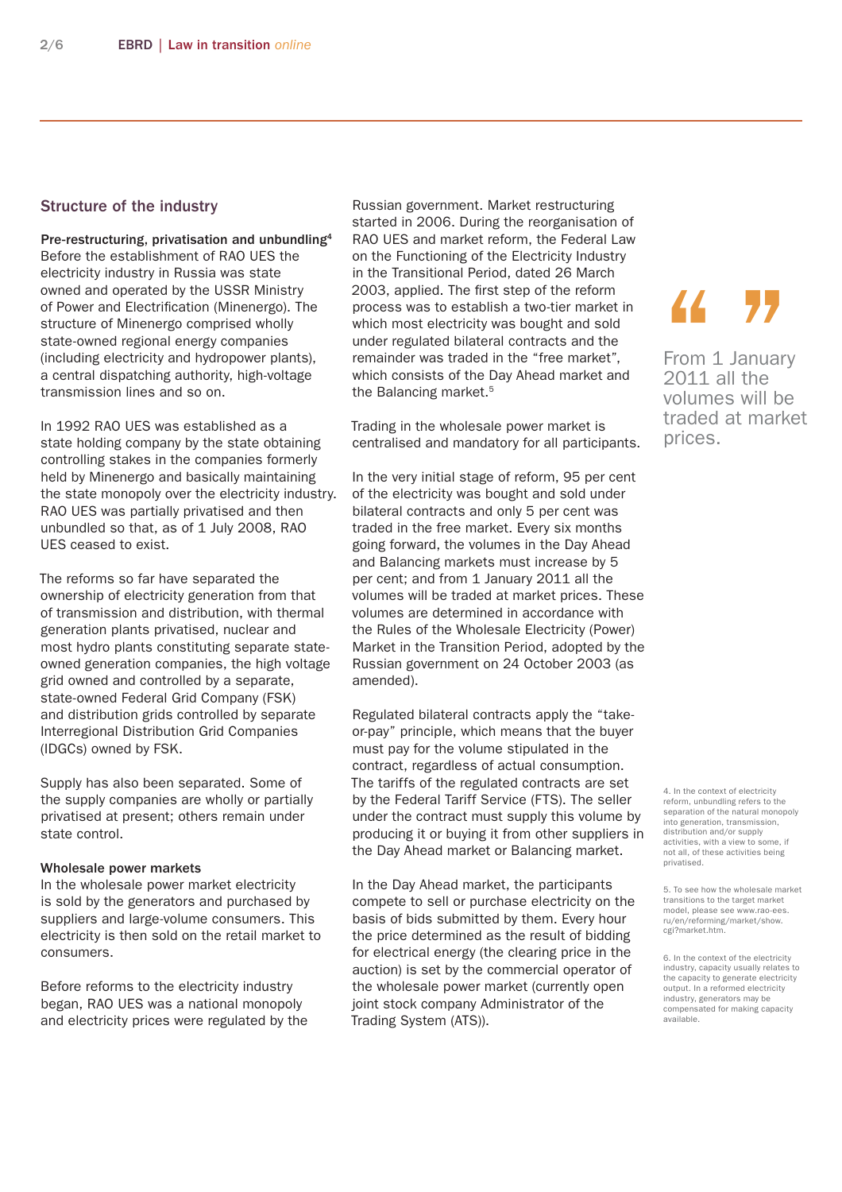## Structure of the industry

**Pre-restructuring, privatisation and unbundling**[4]
Before the establishment of RAO UES the electricity industry in Russia was state owned and operated by the USSR Ministry of Power and Electrification (Minenergo). The structure of Minenergo comprised wholly state-owned regional energy companies (including electricity and hydropower plants), a central dispatching authority, high-voltage transmission lines and so on.

In 1992 RAO UES was established as a state holding company by the state obtaining controlling stakes in the companies formerly held by Minenergo and basically maintaining the state monopoly over the electricity industry. RAO UES was partially privatised and then unbundled so that, as of 1 July 2008, RAO UES ceased to exist.

The reforms so far have separated the ownership of electricity generation from that of transmission and distribution, with thermal generation plants privatised, nuclear and most hydro plants constituting separate state-owned generation companies, the high voltage grid owned and controlled by a separate, state-owned Federal Grid Company (FSK) and distribution grids controlled by separate Interregional Distribution Grid Companies (IDGCs) owned by FSK.

Supply has also been separated. Some of the supply companies are wholly or partially privatised at present; others remain under state control.

**Wholesale power markets**
In the wholesale power market electricity is sold by the generators and purchased by suppliers and large-volume consumers. This electricity is then sold on the retail market to consumers.

Before reforms to the electricity industry began, RAO UES was a national monopoly and electricity prices were regulated by the Russian government. Market restructuring started in 2006. During the reorganisation of RAO UES and market reform, the Federal Law on the Functioning of the Electricity Industry in the Transitional Period, dated 26 March 2003, applied. The first step of the reform process was to establish a two-tier market in which most electricity was bought and sold under regulated bilateral contracts and the remainder was traded in the “free market”, which consists of the Day Ahead market and the Balancing market.[5]

Trading in the wholesale power market is centralised and mandatory for all participants.

In the very initial stage of reform, 95 per cent of the electricity was bought and sold under bilateral contracts and only 5 per cent was traded in the free market. Every six months going forward, the volumes in the Day Ahead and Balancing markets must increase by 5 per cent; and from 1 January 2011 all the volumes will be traded at market prices. These volumes are determined in accordance with the Rules of the Wholesale Electricity (Power) Market in the Transition Period, adopted by the Russian government on 24 October 2003 (as amended).

Regulated bilateral contracts apply the “take-or-pay” principle, which means that the buyer must pay for the volume stipulated in the contract, regardless of actual consumption. The tariffs of the regulated contracts are set by the Federal Tariff Service (FTS). The seller under the contract must supply this volume by producing it or buying it from other suppliers in the Day Ahead market or Balancing market.

In the Day Ahead market, the participants compete to sell or purchase electricity on the basis of bids submitted by them. Every hour the price determined as the result of bidding for electrical energy (the clearing price in the auction) is set by the commercial operator of the wholesale power market (currently open joint stock company Administrator of the Trading System (ATS)).

> “From 1 January 2011 all the volumes will be traded at market prices.”

4. In the context of electricity reform, unbundling refers to the separation of the natural monopoly into generation, transmission, distribution and/or supply activities, with a view to some, if not all, of these activities being privatised.

5. To see how the wholesale market transitions to the target market model, please see www.rao-ees.ru/en/reforming/market/show.cgi?market.htm.

6. In the context of the electricity industry, capacity usually relates to the capacity to generate electricity output. In a reformed electricity industry, generators may be compensated for making capacity available.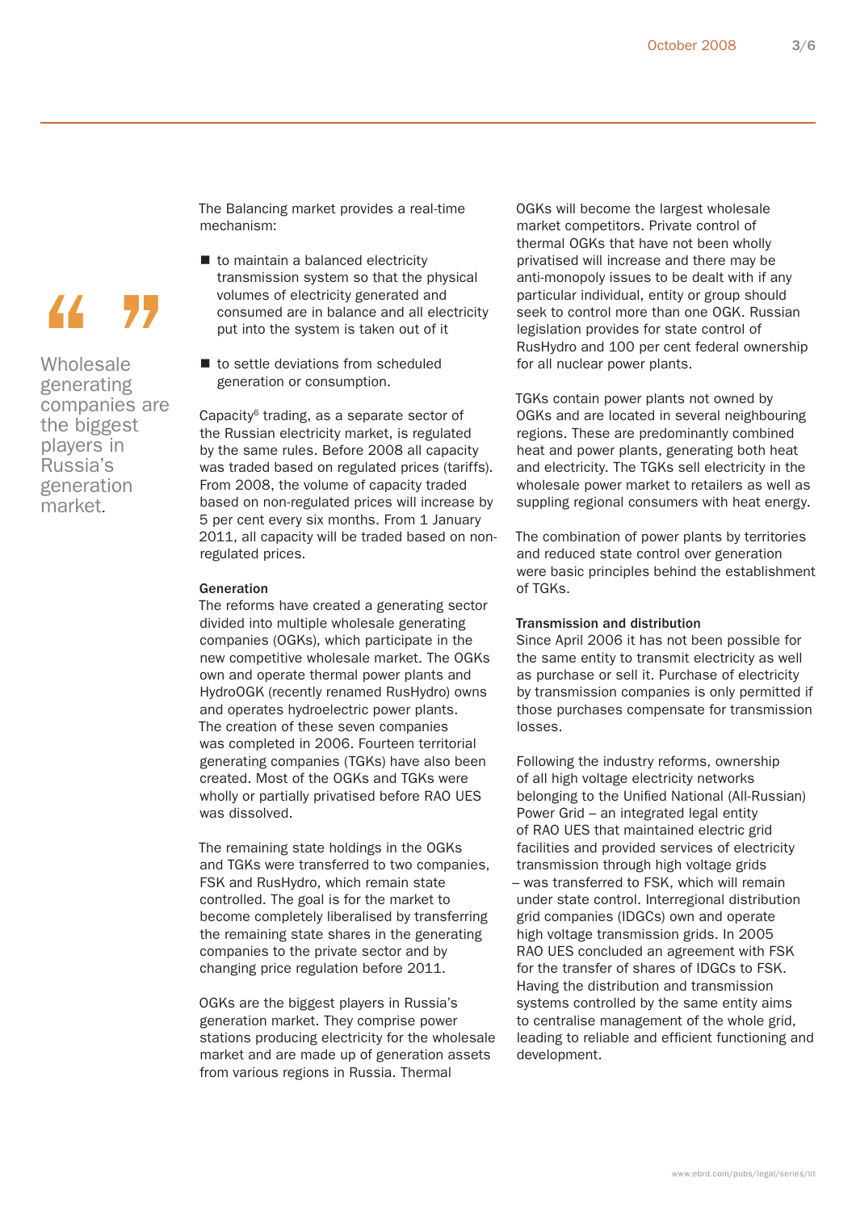> Wholesale generating companies are the biggest players in Russia's generation market.

The Balancing market provides a real-time mechanism:

- to maintain a balanced electricity transmission system so that the physical volumes of electricity generated and consumed are in balance and all electricity put into the system is taken out of it
- to settle deviations from scheduled generation or consumption.

Capacity[6] trading, as a separate sector of the Russian electricity market, is regulated by the same rules. Before 2008 all capacity was traded based on regulated prices (tariffs). From 2008, the volume of capacity traded based on non-regulated prices will increase by 5 per cent every six months. From 1 January 2011, all capacity will be traded based on non-regulated prices.

**Generation**

The reforms have created a generating sector divided into multiple wholesale generating companies (OGKs), which participate in the new competitive wholesale market. The OGKs own and operate thermal power plants and HydroOGK (recently renamed RusHydro) owns and operates hydroelectric power plants. The creation of these seven companies was completed in 2006. Fourteen territorial generating companies (TGKs) have also been created. Most of the OGKs and TGKs were wholly or partially privatised before RAO UES was dissolved.

The remaining state holdings in the OGKs and TGKs were transferred to two companies, FSK and RusHydro, which remain state controlled. The goal is for the market to become completely liberalised by transferring the remaining state shares in the generating companies to the private sector and by changing price regulation before 2011.

OGKs are the biggest players in Russia's generation market. They comprise power stations producing electricity for the wholesale market and are made up of generation assets from various regions in Russia. Thermal OGKs will become the largest wholesale market competitors. Private control of thermal OGKs that have not been wholly privatised will increase and there may be anti-monopoly issues to be dealt with if any particular individual, entity or group should seek to control more than one OGK. Russian legislation provides for state control of RusHydro and 100 per cent federal ownership for all nuclear power plants.

TGKs contain power plants not owned by OGKs and are located in several neighbouring regions. These are predominantly combined heat and power plants, generating both heat and electricity. The TGKs sell electricity in the wholesale power market to retailers as well as suppling regional consumers with heat energy.

The combination of power plants by territories and reduced state control over generation were basic principles behind the establishment of TGKs.

**Transmission and distribution**

Since April 2006 it has not been possible for the same entity to transmit electricity as well as purchase or sell it. Purchase of electricity by transmission companies is only permitted if those purchases compensate for transmission losses.

Following the industry reforms, ownership of all high voltage electricity networks belonging to the Unified National (All-Russian) Power Grid – an integrated legal entity of RAO UES that maintained electric grid facilities and provided services of electricity transmission through high voltage grids – was transferred to FSK, which will remain under state control. Interregional distribution grid companies (IDGCs) own and operate high voltage transmission grids. In 2005 RAO UES concluded an agreement with FSK for the transfer of shares of IDGCs to FSK. Having the distribution and transmission systems controlled by the same entity aims to centralise management of the whole grid, leading to reliable and efficient functioning and development.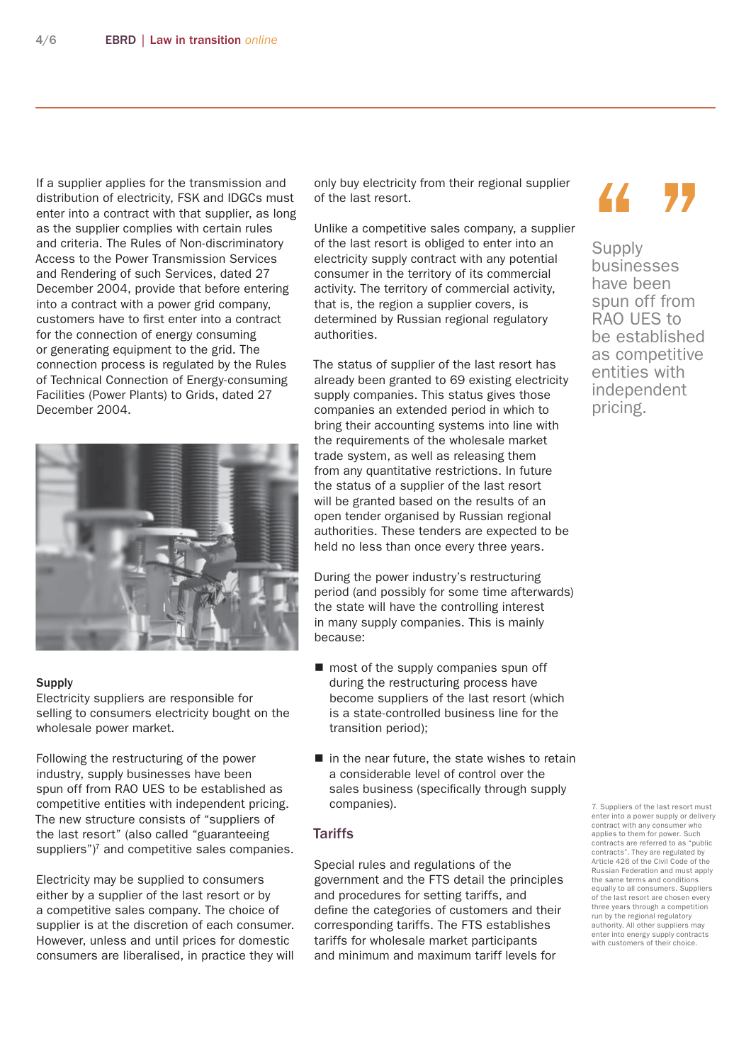If a supplier applies for the transmission and distribution of electricity, FSK and IDGCs must enter into a contract with that supplier, as long as the supplier complies with certain rules and criteria. The Rules of Non-discriminatory Access to the Power Transmission Services and Rendering of such Services, dated 27 December 2004, provide that before entering into a contract with a power grid company, customers have to first enter into a contract for the connection of energy consuming or generating equipment to the grid. The connection process is regulated by the Rules of Technical Connection of Energy-consuming Facilities (Power Plants) to Grids, dated 27 December 2004.

### Supply

Electricity suppliers are responsible for selling to consumers electricity bought on the wholesale power market.

Following the restructuring of the power industry, supply businesses have been spun off from RAO UES to be established as competitive entities with independent pricing. The new structure consists of "suppliers of the last resort" (also called "guaranteeing suppliers")[7] and competitive sales companies.

Electricity may be supplied to consumers either by a supplier of the last resort or by a competitive sales company. The choice of supplier is at the discretion of each consumer. However, unless and until prices for domestic consumers are liberalised, in practice they will only buy electricity from their regional supplier of the last resort.

Unlike a competitive sales company, a supplier of the last resort is obliged to enter into an electricity supply contract with any potential consumer in the territory of its commercial activity. The territory of commercial activity, that is, the region a supplier covers, is determined by Russian regional regulatory authorities.

The status of supplier of the last resort has already been granted to 69 existing electricity supply companies. This status gives those companies an extended period in which to bring their accounting systems into line with the requirements of the wholesale market trade system, as well as releasing them from any quantitative restrictions. In future the status of a supplier of the last resort will be granted based on the results of an open tender organised by Russian regional authorities. These tenders are expected to be held no less than once every three years.

During the power industry's restructuring period (and possibly for some time afterwards) the state will have the controlling interest in many supply companies. This is mainly because:

- most of the supply companies spun off during the restructuring process have become suppliers of the last resort (which is a state-controlled business line for the transition period);
- in the near future, the state wishes to retain a considerable level of control over the sales business (specifically through supply companies).

### Tariffs

Special rules and regulations of the government and the FTS detail the principles and procedures for setting tariffs, and define the categories of customers and their corresponding tariffs. The FTS establishes tariffs for wholesale market participants and minimum and maximum tariff levels for

> "Supply businesses have been spun off from RAO UES to be established as competitive entities with independent pricing."

7. Suppliers of the last resort must enter into a power supply or delivery contract with any consumer who applies to them for power. Such contracts are referred to as "public contracts". They are regulated by Article 426 of the Civil Code of the Russian Federation and must apply the same terms and conditions equally to all consumers. Suppliers of the last resort are chosen every three years through a competition run by the regional regulatory authority. All other suppliers may enter into energy supply contracts with customers of their choice.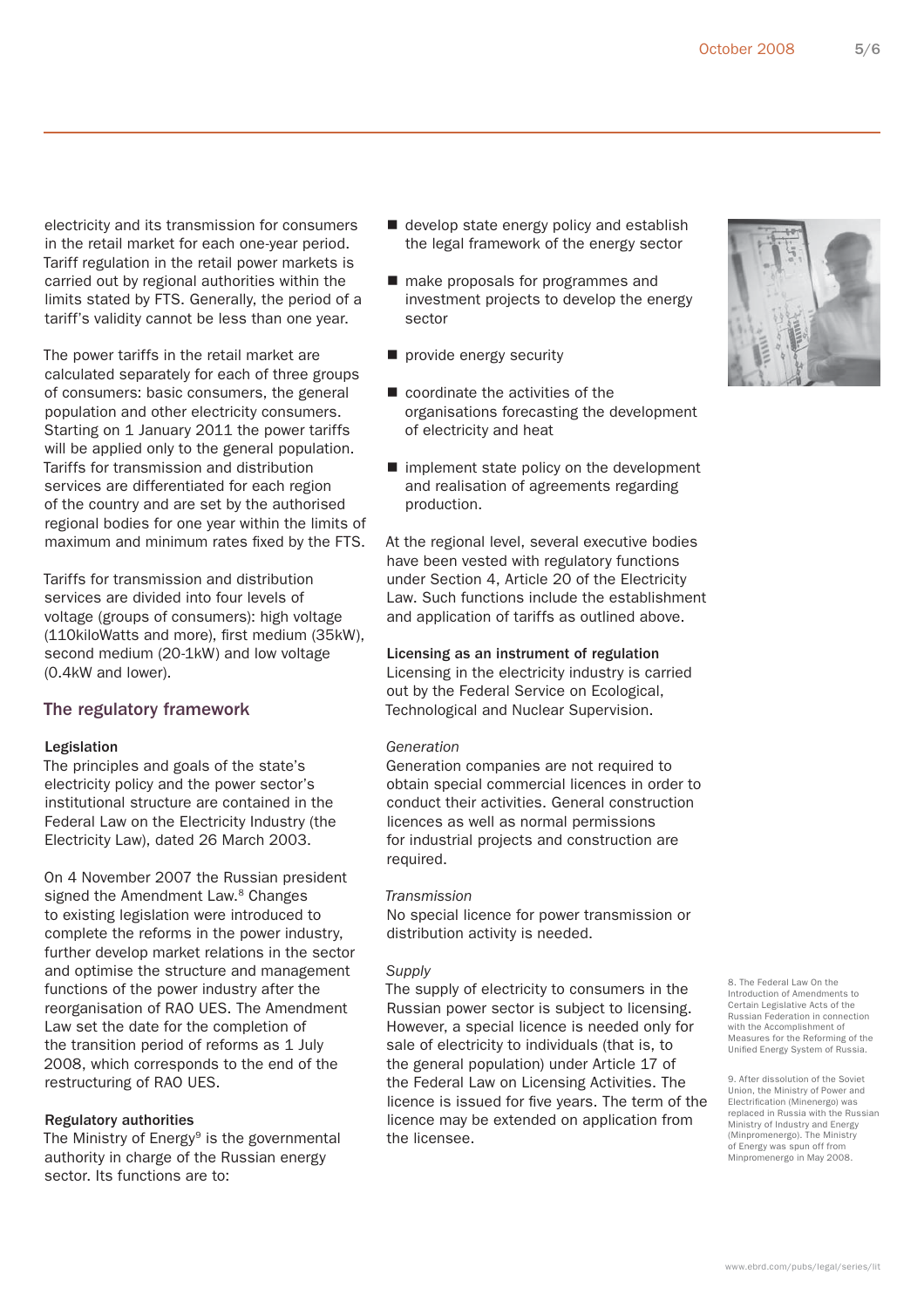electricity and its transmission for consumers in the retail market for each one-year period. Tariff regulation in the retail power markets is carried out by regional authorities within the limits stated by FTS. Generally, the period of a tariff's validity cannot be less than one year.

The power tariffs in the retail market are calculated separately for each of three groups of consumers: basic consumers, the general population and other electricity consumers. Starting on 1 January 2011 the power tariffs will be applied only to the general population. Tariffs for transmission and distribution services are differentiated for each region of the country and are set by the authorised regional bodies for one year within the limits of maximum and minimum rates fixed by the FTS.

Tariffs for transmission and distribution services are divided into four levels of voltage (groups of consumers): high voltage (110kiloWatts and more), first medium (35kW), second medium (20-1kW) and low voltage (0.4kW and lower).

## The regulatory framework

### Legislation

The principles and goals of the state's electricity policy and the power sector's institutional structure are contained in the Federal Law on the Electricity Industry (the Electricity Law), dated 26 March 2003.

On 4 November 2007 the Russian president signed the Amendment Law.[8] Changes to existing legislation were introduced to complete the reforms in the power industry, further develop market relations in the sector and optimise the structure and management functions of the power industry after the reorganisation of RAO UES. The Amendment Law set the date for the completion of the transition period of reforms as 1 July 2008, which corresponds to the end of the restructuring of RAO UES.

### Regulatory authorities

The Ministry of Energy[9] is the governmental authority in charge of the Russian energy sector. Its functions are to:

- develop state energy policy and establish the legal framework of the energy sector
- make proposals for programmes and investment projects to develop the energy sector
- provide energy security
- coordinate the activities of the organisations forecasting the development of electricity and heat
- implement state policy on the development and realisation of agreements regarding production.

At the regional level, several executive bodies have been vested with regulatory functions under Section 4, Article 20 of the Electricity Law. Such functions include the establishment and application of tariffs as outlined above.

### Licensing as an instrument of regulation

Licensing in the electricity industry is carried out by the Federal Service on Ecological, Technological and Nuclear Supervision.

*Generation*

Generation companies are not required to obtain special commercial licences in order to conduct their activities. General construction licences as well as normal permissions for industrial projects and construction are required.

*Transmission*

No special licence for power transmission or distribution activity is needed.

*Supply*

The supply of electricity to consumers in the Russian power sector is subject to licensing. However, a special licence is needed only for sale of electricity to individuals (that is, to the general population) under Article 17 of the Federal Law on Licensing Activities. The licence is issued for five years. The term of the licence may be extended on application from the licensee.

8. The Federal Law On the Introduction of Amendments to Certain Legislative Acts of the Russian Federation in connection with the Accomplishment of Measures for the Reforming of the Unified Energy System of Russia.

9. After dissolution of the Soviet Union, the Ministry of Power and Electrification (Minenergo) was replaced in Russia with the Russian Ministry of Industry and Energy (Minpromenergo). The Ministry of Energy was spun off from Minpromenergo in May 2008.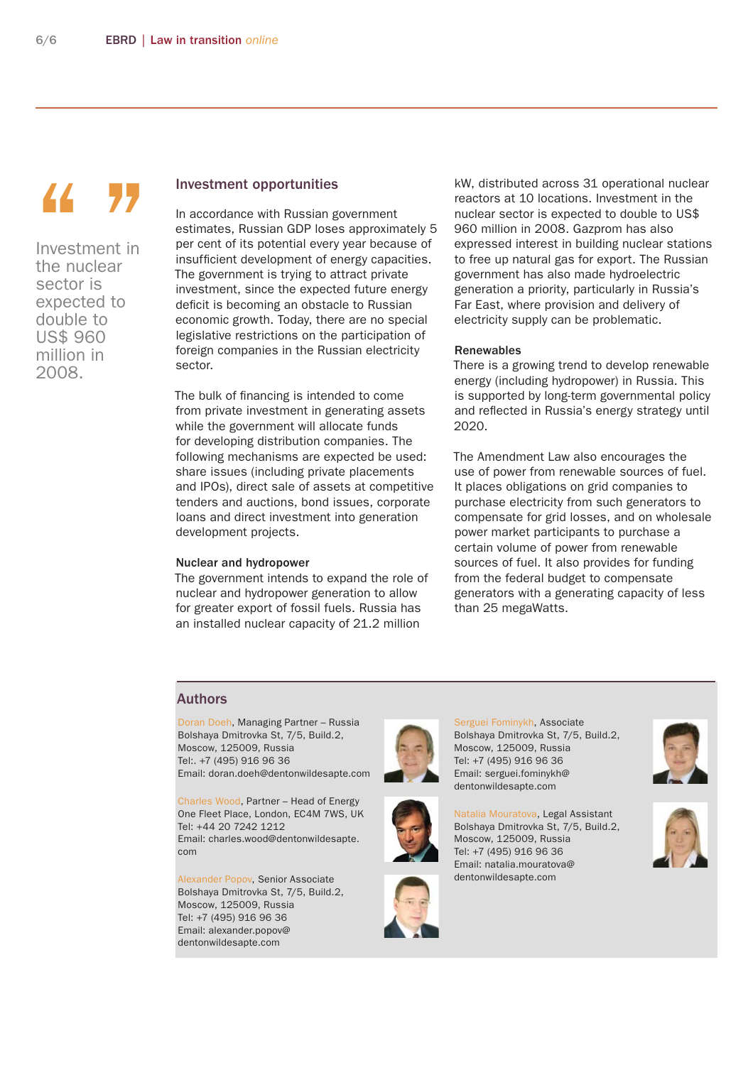> Investment in the nuclear sector is expected to double to US$ 960 million in 2008.

## Investment opportunities

In accordance with Russian government estimates, Russian GDP loses approximately 5 per cent of its potential every year because of insufficient development of energy capacities. The government is trying to attract private investment, since the expected future energy deficit is becoming an obstacle to Russian economic growth. Today, there are no special legislative restrictions on the participation of foreign companies in the Russian electricity sector.

The bulk of financing is intended to come from private investment in generating assets while the government will allocate funds for developing distribution companies. The following mechanisms are expected be used: share issues (including private placements and IPOs), direct sale of assets at competitive tenders and auctions, bond issues, corporate loans and direct investment into generation development projects.

### Nuclear and hydropower

The government intends to expand the role of nuclear and hydropower generation to allow for greater export of fossil fuels. Russia has an installed nuclear capacity of 21.2 million kW, distributed across 31 operational nuclear reactors at 10 locations. Investment in the nuclear sector is expected to double to US$ 960 million in 2008. Gazprom has also expressed interest in building nuclear stations to free up natural gas for export. The Russian government has also made hydroelectric generation a priority, particularly in Russia's Far East, where provision and delivery of electricity supply can be problematic.

### Renewables

There is a growing trend to develop renewable energy (including hydropower) in Russia. This is supported by long-term governmental policy and reflected in Russia's energy strategy until 2020.

The Amendment Law also encourages the use of power from renewable sources of fuel. It places obligations on grid companies to purchase electricity from such generators to compensate for grid losses, and on wholesale power market participants to purchase a certain volume of power from renewable sources of fuel. It also provides for funding from the federal budget to compensate generators with a generating capacity of less than 25 megaWatts.

## Authors

Doran Doeh, Managing Partner – Russia
Bolshaya Dmitrovka St, 7/5, Build.2,
Moscow, 125009, Russia
Tel:. +7 (495) 916 96 36
Email: doran.doeh@dentonwildesapte.com

Charles Wood, Partner – Head of Energy
One Fleet Place, London, EC4M 7WS, UK
Tel: +44 20 7242 1212
Email: charles.wood@dentonwildesapte.com

Alexander Popov, Senior Associate
Bolshaya Dmitrovka St, 7/5, Build.2,
Moscow, 125009, Russia
Tel: +7 (495) 916 96 36
Email: alexander.popov@dentonwildesapte.com

Serguei Fominykh, Associate
Bolshaya Dmitrovka St, 7/5, Build.2,
Moscow, 125009, Russia
Tel: +7 (495) 916 96 36
Email: serguei.fominykh@dentonwildesapte.com

Natalia Mouratova, Legal Assistant
Bolshaya Dmitrovka St, 7/5, Build.2,
Moscow, 125009, Russia
Tel: +7 (495) 916 96 36
Email: natalia.mouratova@dentonwildesapte.com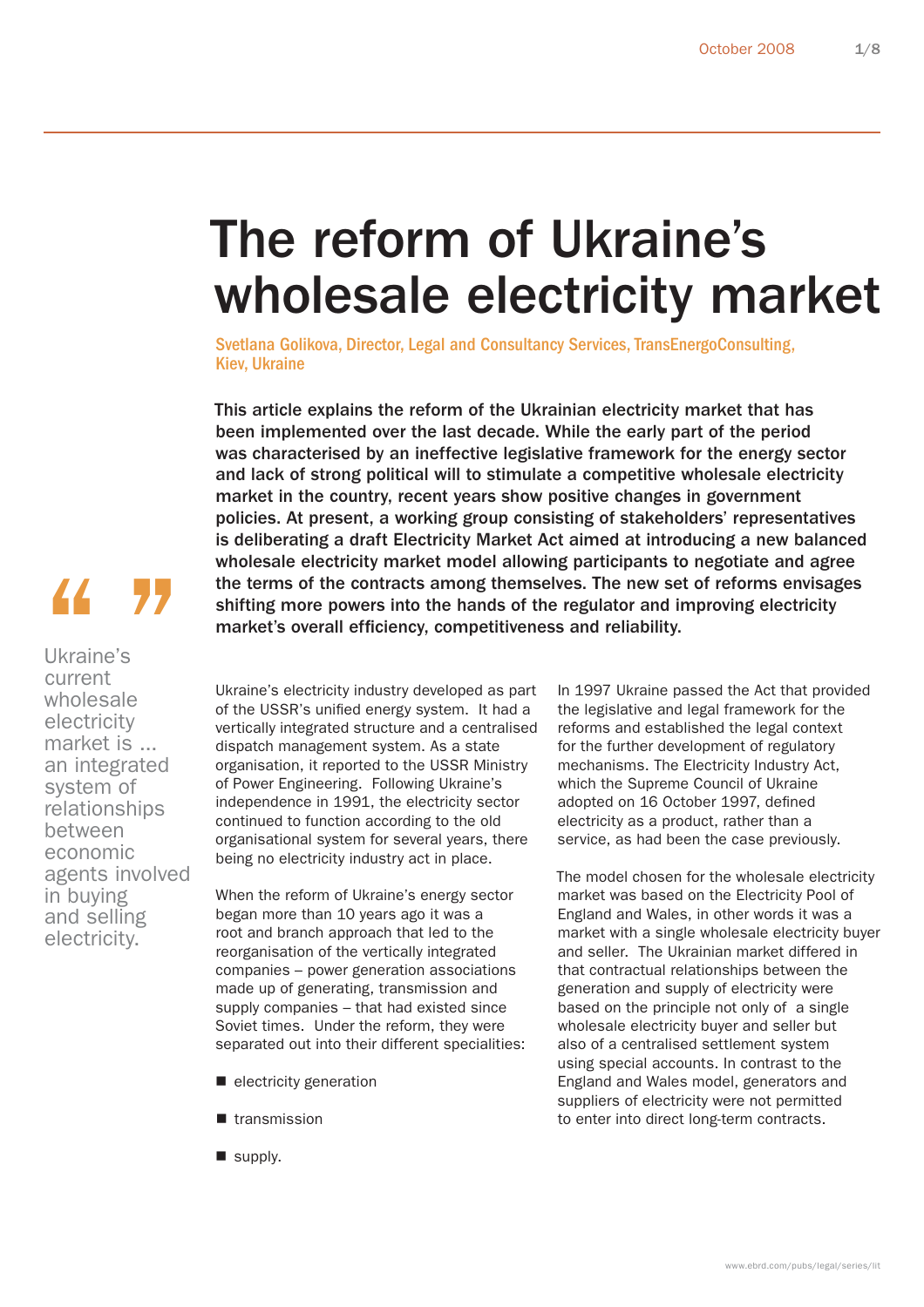# The reform of Ukraine's wholesale electricity market

Svetlana Golikova, Director, Legal and Consultancy Services, TransEnergoConsulting, Kiev, Ukraine

**This article explains the reform of the Ukrainian electricity market that has been implemented over the last decade. While the early part of the period was characterised by an ineffective legislative framework for the energy sector and lack of strong political will to stimulate a competitive wholesale electricity market in the country, recent years show positive changes in government policies. At present, a working group consisting of stakeholders' representatives is deliberating a draft Electricity Market Act aimed at introducing a new balanced wholesale electricity market model allowing participants to negotiate and agree the terms of the contracts among themselves. The new set of reforms envisages shifting more powers into the hands of the regulator and improving electricity market's overall efficiency, competitiveness and reliability.**

> Ukraine's current wholesale electricity market is ... an integrated system of relationships between economic agents involved in buying and selling electricity.

Ukraine's electricity industry developed as part of the USSR's unified energy system. It had a vertically integrated structure and a centralised dispatch management system. As a state organisation, it reported to the USSR Ministry of Power Engineering. Following Ukraine's independence in 1991, the electricity sector continued to function according to the old organisational system for several years, there being no electricity industry act in place.

When the reform of Ukraine's energy sector began more than 10 years ago it was a root and branch approach that led to the reorganisation of the vertically integrated companies – power generation associations made up of generating, transmission and supply companies – that had existed since Soviet times. Under the reform, they were separated out into their different specialities:

- electricity generation
- transmission
- supply.

In 1997 Ukraine passed the Act that provided the legislative and legal framework for the reforms and established the legal context for the further development of regulatory mechanisms. The Electricity Industry Act, which the Supreme Council of Ukraine adopted on 16 October 1997, defined electricity as a product, rather than a service, as had been the case previously.

The model chosen for the wholesale electricity market was based on the Electricity Pool of England and Wales, in other words it was a market with a single wholesale electricity buyer and seller. The Ukrainian market differed in that contractual relationships between the generation and supply of electricity were based on the principle not only of a single wholesale electricity buyer and seller but also of a centralised settlement system using special accounts. In contrast to the England and Wales model, generators and suppliers of electricity were not permitted to enter into direct long-term contracts.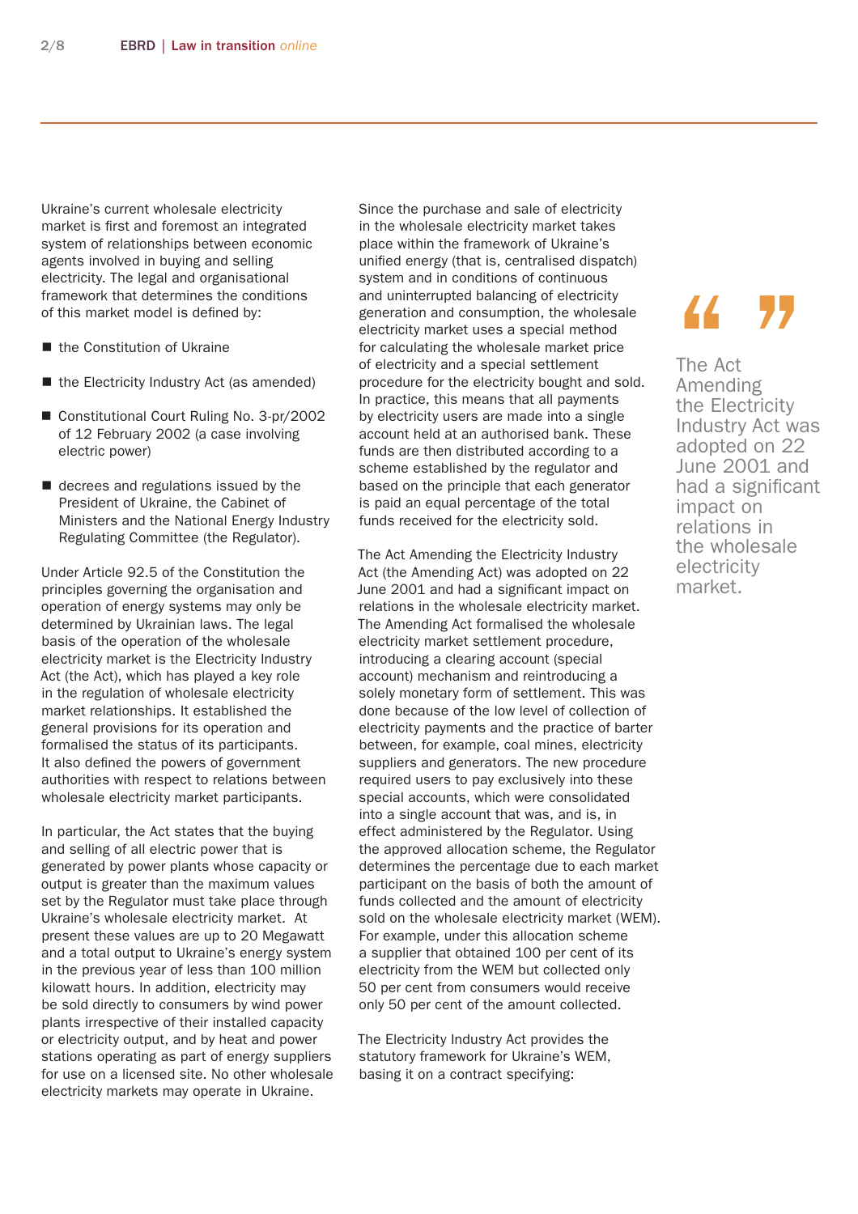Ukraine's current wholesale electricity market is first and foremost an integrated system of relationships between economic agents involved in buying and selling electricity. The legal and organisational framework that determines the conditions of this market model is defined by:

- the Constitution of Ukraine
- the Electricity Industry Act (as amended)
- Constitutional Court Ruling No. 3-pr/2002 of 12 February 2002 (a case involving electric power)
- decrees and regulations issued by the President of Ukraine, the Cabinet of Ministers and the National Energy Industry Regulating Committee (the Regulator).

Under Article 92.5 of the Constitution the principles governing the organisation and operation of energy systems may only be determined by Ukrainian laws. The legal basis of the operation of the wholesale electricity market is the Electricity Industry Act (the Act), which has played a key role in the regulation of wholesale electricity market relationships. It established the general provisions for its operation and formalised the status of its participants. It also defined the powers of government authorities with respect to relations between wholesale electricity market participants.

In particular, the Act states that the buying and selling of all electric power that is generated by power plants whose capacity or output is greater than the maximum values set by the Regulator must take place through Ukraine's wholesale electricity market. At present these values are up to 20 Megawatt and a total output to Ukraine's energy system in the previous year of less than 100 million kilowatt hours. In addition, electricity may be sold directly to consumers by wind power plants irrespective of their installed capacity or electricity output, and by heat and power stations operating as part of energy suppliers for use on a licensed site. No other wholesale electricity markets may operate in Ukraine.

Since the purchase and sale of electricity in the wholesale electricity market takes place within the framework of Ukraine's unified energy (that is, centralised dispatch) system and in conditions of continuous and uninterrupted balancing of electricity generation and consumption, the wholesale electricity market uses a special method for calculating the wholesale market price of electricity and a special settlement procedure for the electricity bought and sold. In practice, this means that all payments by electricity users are made into a single account held at an authorised bank. These funds are then distributed according to a scheme established by the regulator and based on the principle that each generator is paid an equal percentage of the total funds received for the electricity sold.

The Act Amending the Electricity Industry Act (the Amending Act) was adopted on 22 June 2001 and had a significant impact on relations in the wholesale electricity market. The Amending Act formalised the wholesale electricity market settlement procedure, introducing a clearing account (special account) mechanism and reintroducing a solely monetary form of settlement. This was done because of the low level of collection of electricity payments and the practice of barter between, for example, coal mines, electricity suppliers and generators. The new procedure required users to pay exclusively into these special accounts, which were consolidated into a single account that was, and is, in effect administered by the Regulator. Using the approved allocation scheme, the Regulator determines the percentage due to each market participant on the basis of both the amount of funds collected and the amount of electricity sold on the wholesale electricity market (WEM). For example, under this allocation scheme a supplier that obtained 100 per cent of its electricity from the WEM but collected only 50 per cent from consumers would receive only 50 per cent of the amount collected.

The Electricity Industry Act provides the statutory framework for Ukraine's WEM, basing it on a contract specifying:

> "The Act Amending the Electricity Industry Act was adopted on 22 June 2001 and had a significant impact on relations in the wholesale electricity market."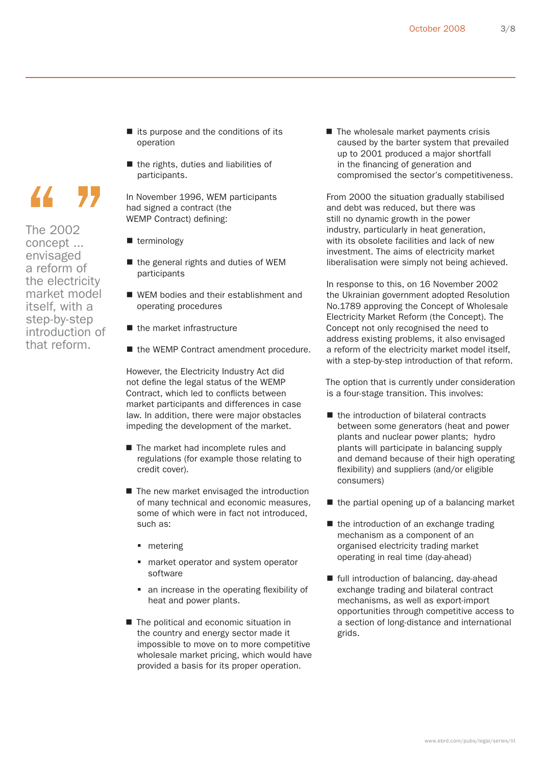> The 2002 concept ... envisaged a reform of the electricity market model itself, with a step-by-step introduction of that reform.

- its purpose and the conditions of its operation
- the rights, duties and liabilities of participants.

In November 1996, WEM participants had signed a contract (the WEMP Contract) defining:

- terminology
- the general rights and duties of WEM participants
- WEM bodies and their establishment and operating procedures
- the market infrastructure
- the WEMP Contract amendment procedure.

However, the Electricity Industry Act did not define the legal status of the WEMP Contract, which led to conflicts between market participants and differences in case law. In addition, there were major obstacles impeding the development of the market.

- The market had incomplete rules and regulations (for example those relating to credit cover).
- The new market envisaged the introduction of many technical and economic measures, some of which were in fact not introduced, such as:
    - metering
    - market operator and system operator software
    - an increase in the operating flexibility of heat and power plants.
- The political and economic situation in the country and energy sector made it impossible to move on to more competitive wholesale market pricing, which would have provided a basis for its proper operation.
- The wholesale market payments crisis caused by the barter system that prevailed up to 2001 produced a major shortfall in the financing of generation and compromised the sector's competitiveness.

From 2000 the situation gradually stabilised and debt was reduced, but there was still no dynamic growth in the power industry, particularly in heat generation, with its obsolete facilities and lack of new investment. The aims of electricity market liberalisation were simply not being achieved.

In response to this, on 16 November 2002 the Ukrainian government adopted Resolution No.1789 approving the Concept of Wholesale Electricity Market Reform (the Concept). The Concept not only recognised the need to address existing problems, it also envisaged a reform of the electricity market model itself, with a step-by-step introduction of that reform.

The option that is currently under consideration is a four-stage transition. This involves:

- the introduction of bilateral contracts between some generators (heat and power plants and nuclear power plants; hydro plants will participate in balancing supply and demand because of their high operating flexibility) and suppliers (and/or eligible consumers)
- the partial opening up of a balancing market
- the introduction of an exchange trading mechanism as a component of an organised electricity trading market operating in real time (day-ahead)
- full introduction of balancing, day-ahead exchange trading and bilateral contract mechanisms, as well as export-import opportunities through competitive access to a section of long-distance and international grids.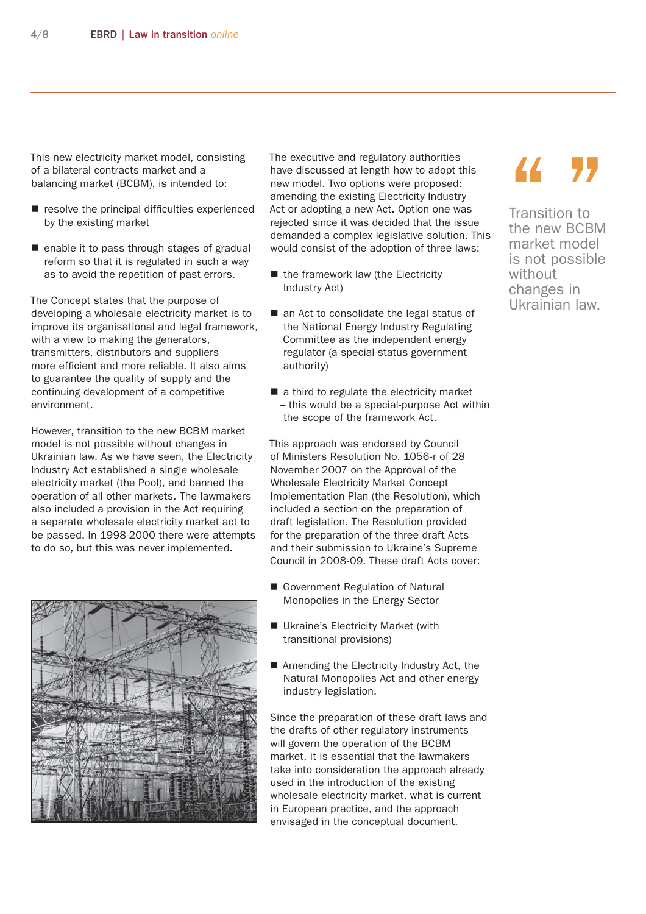This new electricity market model, consisting of a bilateral contracts market and a balancing market (BCBM), is intended to:

- resolve the principal difficulties experienced by the existing market
- enable it to pass through stages of gradual reform so that it is regulated in such a way as to avoid the repetition of past errors.

The Concept states that the purpose of developing a wholesale electricity market is to improve its organisational and legal framework, with a view to making the generators, transmitters, distributors and suppliers more efficient and more reliable. It also aims to guarantee the quality of supply and the continuing development of a competitive environment.

However, transition to the new BCBM market model is not possible without changes in Ukrainian law. As we have seen, the Electricity Industry Act established a single wholesale electricity market (the Pool), and banned the operation of all other markets. The lawmakers also included a provision in the Act requiring a separate wholesale electricity market act to be passed. In 1998-2000 there were attempts to do so, but this was never implemented.

The executive and regulatory authorities have discussed at length how to adopt this new model. Two options were proposed: amending the existing Electricity Industry Act or adopting a new Act. Option one was rejected since it was decided that the issue demanded a complex legislative solution. This would consist of the adoption of three laws:

- the framework law (the Electricity Industry Act)
- an Act to consolidate the legal status of the National Energy Industry Regulating Committee as the independent energy regulator (a special-status government authority)
- a third to regulate the electricity market – this would be a special-purpose Act within the scope of the framework Act.

This approach was endorsed by Council of Ministers Resolution No. 1056-r of 28 November 2007 on the Approval of the Wholesale Electricity Market Concept Implementation Plan (the Resolution), which included a section on the preparation of draft legislation. The Resolution provided for the preparation of the three draft Acts and their submission to Ukraine's Supreme Council in 2008-09. These draft Acts cover:

- Government Regulation of Natural Monopolies in the Energy Sector
- Ukraine's Electricity Market (with transitional provisions)
- Amending the Electricity Industry Act, the Natural Monopolies Act and other energy industry legislation.

Since the preparation of these draft laws and the drafts of other regulatory instruments will govern the operation of the BCBM market, it is essential that the lawmakers take into consideration the approach already used in the introduction of the existing wholesale electricity market, what is current in European practice, and the approach envisaged in the conceptual document.

> “Transition to the new BCBM market model is not possible without changes in Ukrainian law.”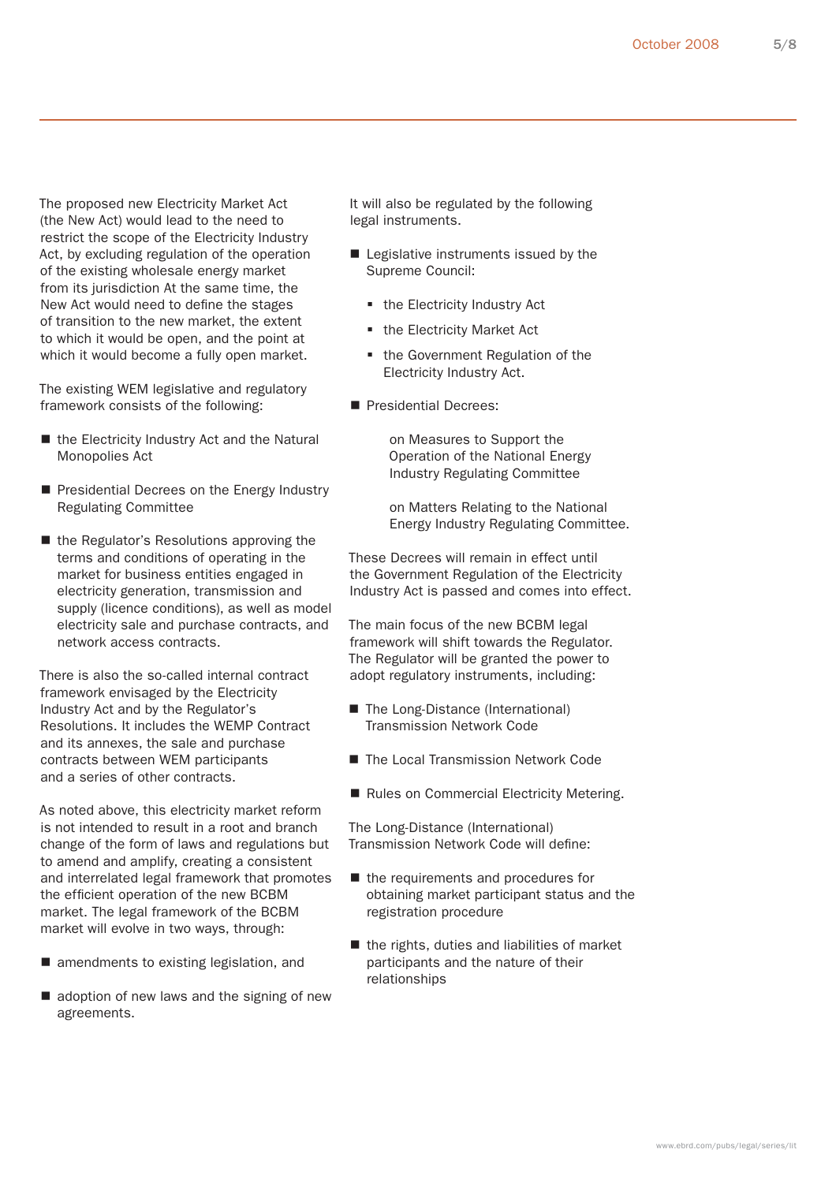The proposed new Electricity Market Act (the New Act) would lead to the need to restrict the scope of the Electricity Industry Act, by excluding regulation of the operation of the existing wholesale energy market from its jurisdiction At the same time, the New Act would need to define the stages of transition to the new market, the extent to which it would be open, and the point at which it would become a fully open market.

The existing WEM legislative and regulatory framework consists of the following:

- the Electricity Industry Act and the Natural Monopolies Act
- Presidential Decrees on the Energy Industry Regulating Committee
- the Regulator's Resolutions approving the terms and conditions of operating in the market for business entities engaged in electricity generation, transmission and supply (licence conditions), as well as model electricity sale and purchase contracts, and network access contracts.

There is also the so-called internal contract framework envisaged by the Electricity Industry Act and by the Regulator's Resolutions. It includes the WEMP Contract and its annexes, the sale and purchase contracts between WEM participants and a series of other contracts.

As noted above, this electricity market reform is not intended to result in a root and branch change of the form of laws and regulations but to amend and amplify, creating a consistent and interrelated legal framework that promotes the efficient operation of the new BCBM market. The legal framework of the BCBM market will evolve in two ways, through:

- amendments to existing legislation, and
- adoption of new laws and the signing of new agreements.

It will also be regulated by the following legal instruments.

- Legislative instruments issued by the Supreme Council:
  - the Electricity Industry Act
  - the Electricity Market Act
  - the Government Regulation of the Electricity Industry Act.
- Presidential Decrees:

  on Measures to Support the Operation of the National Energy Industry Regulating Committee

  on Matters Relating to the National Energy Industry Regulating Committee.

These Decrees will remain in effect until the Government Regulation of the Electricity Industry Act is passed and comes into effect.

The main focus of the new BCBM legal framework will shift towards the Regulator. The Regulator will be granted the power to adopt regulatory instruments, including:

- The Long-Distance (International) Transmission Network Code
- The Local Transmission Network Code
- Rules on Commercial Electricity Metering.

The Long-Distance (International) Transmission Network Code will define:

- the requirements and procedures for obtaining market participant status and the registration procedure
- the rights, duties and liabilities of market participants and the nature of their relationships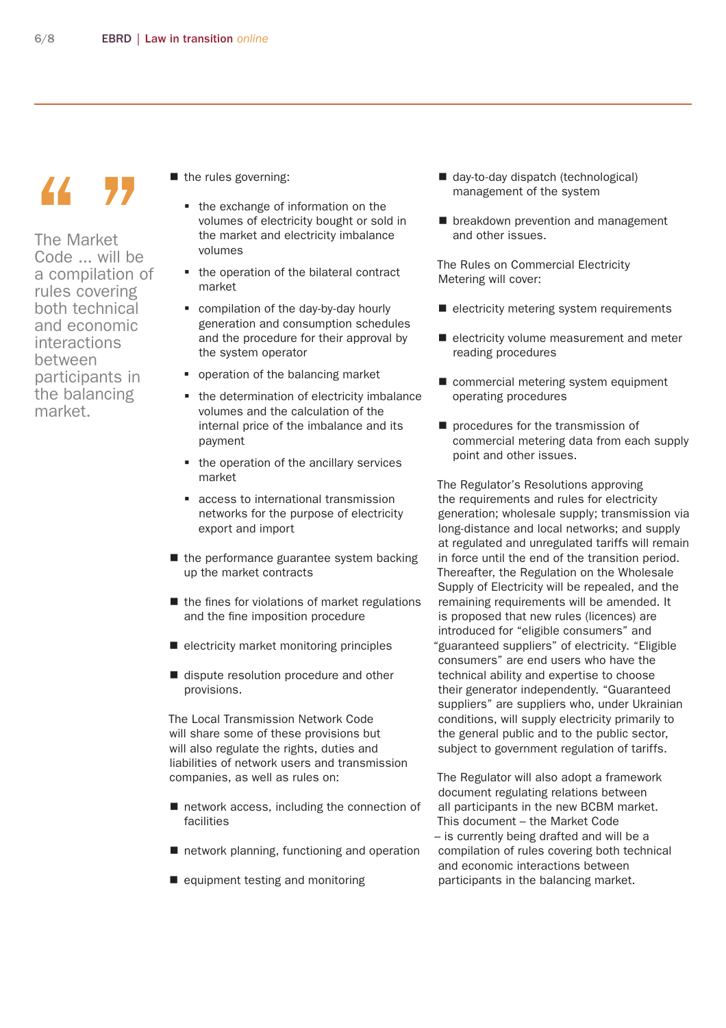> The Market Code ... will be a compilation of rules covering both technical and economic interactions between participants in the balancing market.

- the rules governing:
  - the exchange of information on the volumes of electricity bought or sold in the market and electricity imbalance volumes
  - the operation of the bilateral contract market
  - compilation of the day-by-day hourly generation and consumption schedules and the procedure for their approval by the system operator
  - operation of the balancing market
  - the determination of electricity imbalance volumes and the calculation of the internal price of the imbalance and its payment
  - the operation of the ancillary services market
  - access to international transmission networks for the purpose of electricity export and import
- the performance guarantee system backing up the market contracts
- the fines for violations of market regulations and the fine imposition procedure
- electricity market monitoring principles
- dispute resolution procedure and other provisions.

The Local Transmission Network Code will share some of these provisions but will also regulate the rights, duties and liabilities of network users and transmission companies, as well as rules on:

- network access, including the connection of facilities
- network planning, functioning and operation
- equipment testing and monitoring
- day-to-day dispatch (technological) management of the system
- breakdown prevention and management and other issues.

The Rules on Commercial Electricity Metering will cover:

- electricity metering system requirements
- electricity volume measurement and meter reading procedures
- commercial metering system equipment operating procedures
- procedures for the transmission of commercial metering data from each supply point and other issues.

The Regulator's Resolutions approving the requirements and rules for electricity generation; wholesale supply; transmission via long-distance and local networks; and supply at regulated and unregulated tariffs will remain in force until the end of the transition period. Thereafter, the Regulation on the Wholesale Supply of Electricity will be repealed, and the remaining requirements will be amended. It is proposed that new rules (licences) are introduced for "eligible consumers" and "guaranteed suppliers" of electricity. "Eligible consumers" are end users who have the technical ability and expertise to choose their generator independently. "Guaranteed suppliers" are suppliers who, under Ukrainian conditions, will supply electricity primarily to the general public and to the public sector, subject to government regulation of tariffs.

The Regulator will also adopt a framework document regulating relations between all participants in the new BCBM market. This document – the Market Code – is currently being drafted and will be a compilation of rules covering both technical and economic interactions between participants in the balancing market.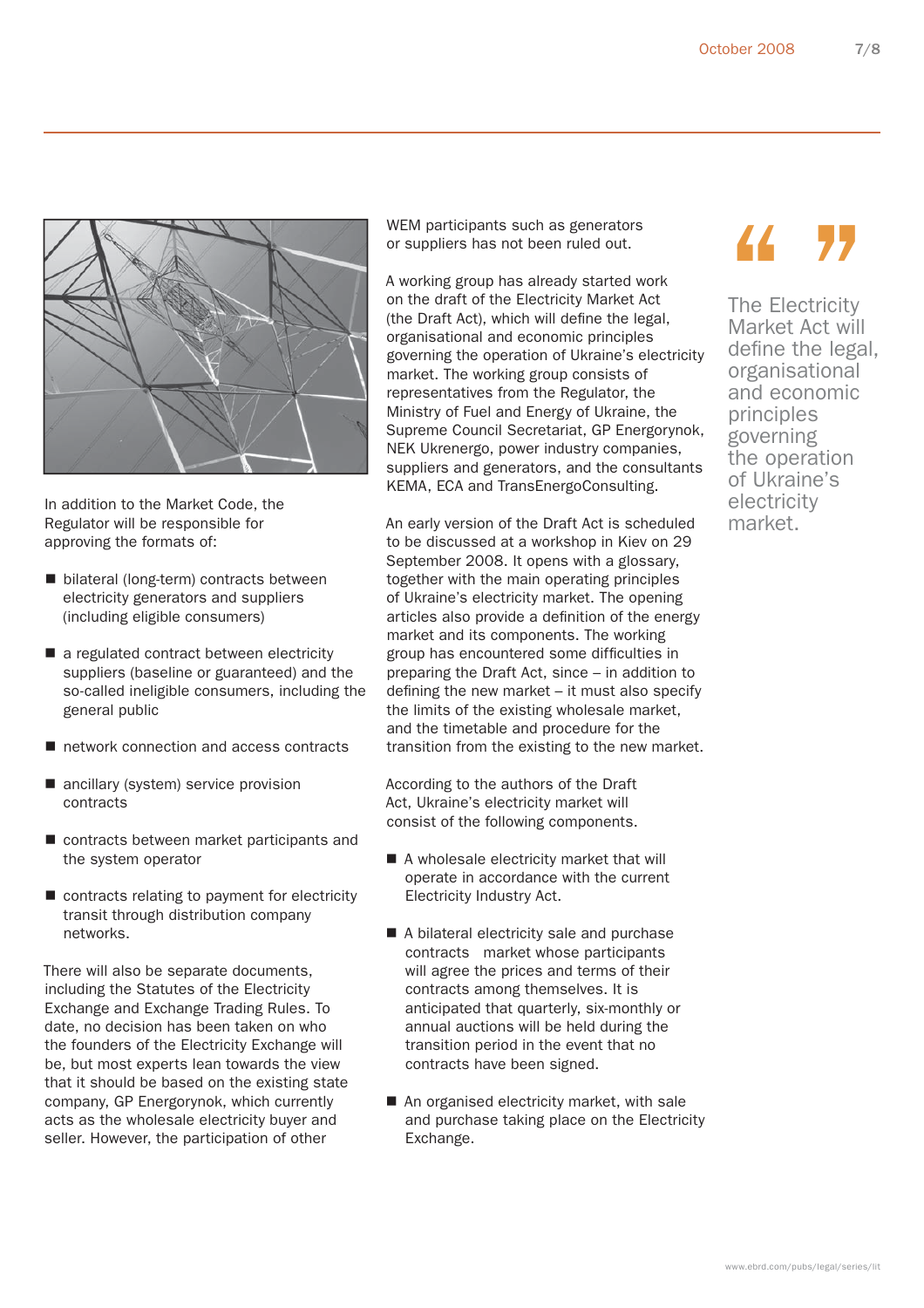In addition to the Market Code, the Regulator will be responsible for approving the formats of:

- bilateral (long-term) contracts between electricity generators and suppliers (including eligible consumers)
- a regulated contract between electricity suppliers (baseline or guaranteed) and the so-called ineligible consumers, including the general public
- network connection and access contracts
- ancillary (system) service provision contracts
- contracts between market participants and the system operator
- contracts relating to payment for electricity transit through distribution company networks.

There will also be separate documents, including the Statutes of the Electricity Exchange and Exchange Trading Rules. To date, no decision has been taken on who the founders of the Electricity Exchange will be, but most experts lean towards the view that it should be based on the existing state company, GP Energorynok, which currently acts as the wholesale electricity buyer and seller. However, the participation of other WEM participants such as generators or suppliers has not been ruled out.

A working group has already started work on the draft of the Electricity Market Act (the Draft Act), which will define the legal, organisational and economic principles governing the operation of Ukraine's electricity market. The working group consists of representatives from the Regulator, the Ministry of Fuel and Energy of Ukraine, the Supreme Council Secretariat, GP Energorynok, NEK Ukrenergo, power industry companies, suppliers and generators, and the consultants KEMA, ECA and TransEnergoConsulting.

An early version of the Draft Act is scheduled to be discussed at a workshop in Kiev on 29 September 2008. It opens with a glossary, together with the main operating principles of Ukraine's electricity market. The opening articles also provide a definition of the energy market and its components. The working group has encountered some difficulties in preparing the Draft Act, since – in addition to defining the new market – it must also specify the limits of the existing wholesale market, and the timetable and procedure for the transition from the existing to the new market.

According to the authors of the Draft Act, Ukraine's electricity market will consist of the following components.

- A wholesale electricity market that will operate in accordance with the current Electricity Industry Act.
- A bilateral electricity sale and purchase contracts market whose participants will agree the prices and terms of their contracts among themselves. It is anticipated that quarterly, six-monthly or annual auctions will be held during the transition period in the event that no contracts have been signed.
- An organised electricity market, with sale and purchase taking place on the Electricity Exchange.

> "The Electricity Market Act will define the legal, organisational and economic principles governing the operation of Ukraine's electricity market."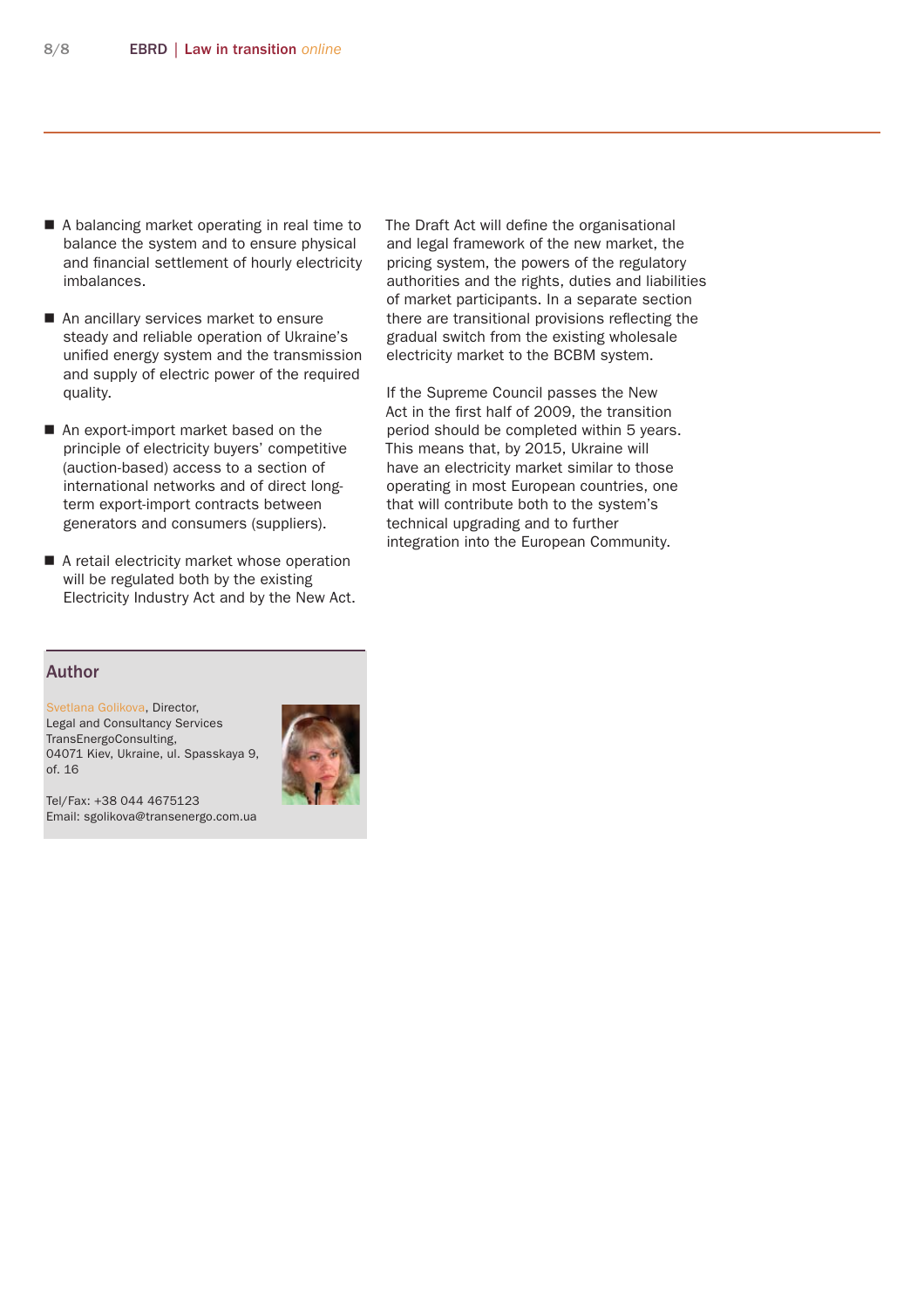- A balancing market operating in real time to balance the system and to ensure physical and financial settlement of hourly electricity imbalances.

- An ancillary services market to ensure steady and reliable operation of Ukraine's unified energy system and the transmission and supply of electric power of the required quality.

- An export-import market based on the principle of electricity buyers' competitive (auction-based) access to a section of international networks and of direct long-term export-import contracts between generators and consumers (suppliers).

- A retail electricity market whose operation will be regulated both by the existing Electricity Industry Act and by the New Act.

The Draft Act will define the organisational and legal framework of the new market, the pricing system, the powers of the regulatory authorities and the rights, duties and liabilities of market participants. In a separate section there are transitional provisions reflecting the gradual switch from the existing wholesale electricity market to the BCBM system.

If the Supreme Council passes the New Act in the first half of 2009, the transition period should be completed within 5 years. This means that, by 2015, Ukraine will have an electricity market similar to those operating in most European countries, one that will contribute both to the system's technical upgrading and to further integration into the European Community.

## Author

Svetlana Golikova, Director,
Legal and Consultancy Services
TransEnergoConsulting,
04071 Kiev, Ukraine, ul. Spasskaya 9, of. 16

Tel/Fax: +38 044 4675123
Email: sgolikova@transenergo.com.ua